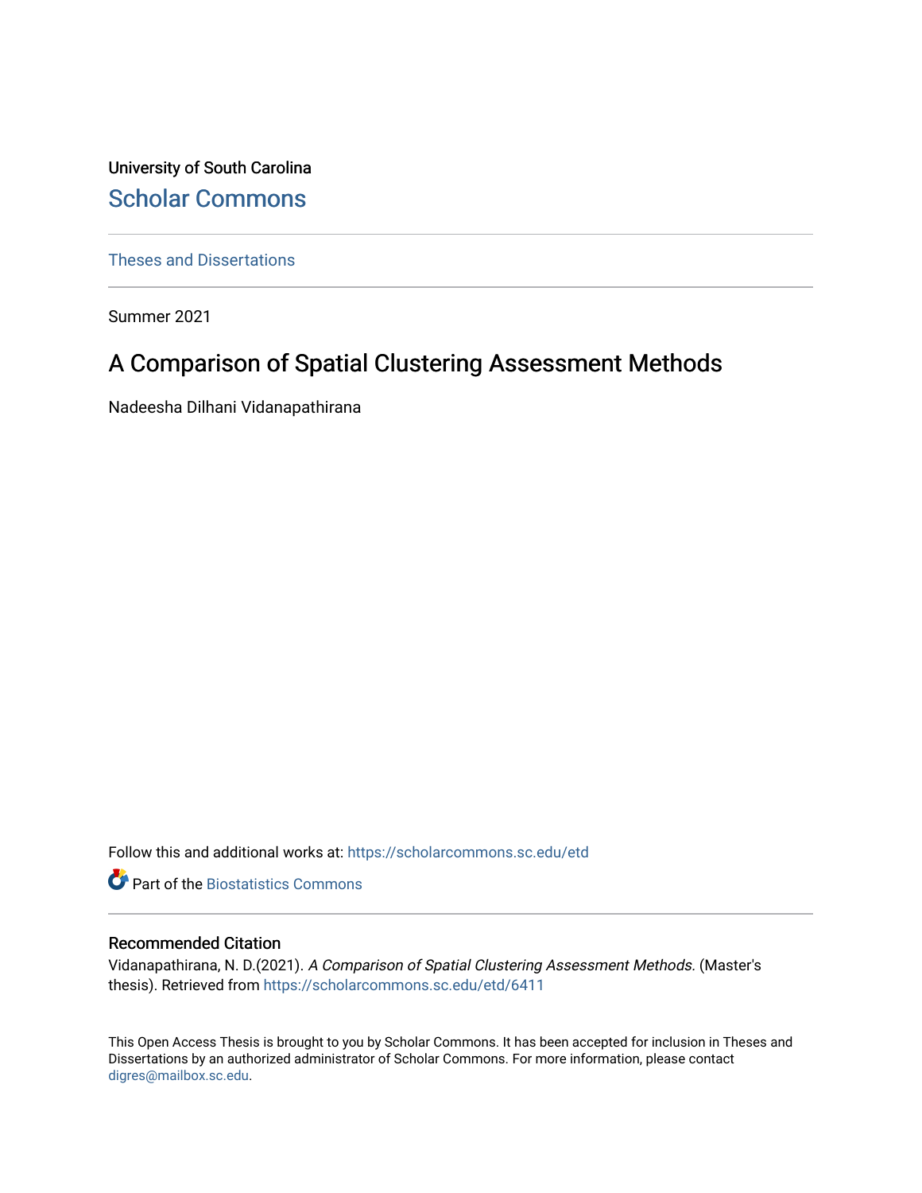University of South Carolina

# Scholar Commons

Theses and Dissertations

---

Summer 2021

## A Comparison of Spatial Clustering Assessment Methods

Nadeesha Dilhani Vidanapathirana

Follow this and additional works at: https://scholarcommons.sc.edu/etd

Part of the Biostatistics Commons

---

### Recommended Citation

Vidanapathirana, N. D.(2021). *A Comparison of Spatial Clustering Assessment Methods.* (Master's thesis). Retrieved from https://scholarcommons.sc.edu/etd/6411

This Open Access Thesis is brought to you by Scholar Commons. It has been accepted for inclusion in Theses and Dissertations by an authorized administrator of Scholar Commons. For more information, please contact digres@mailbox.sc.edu.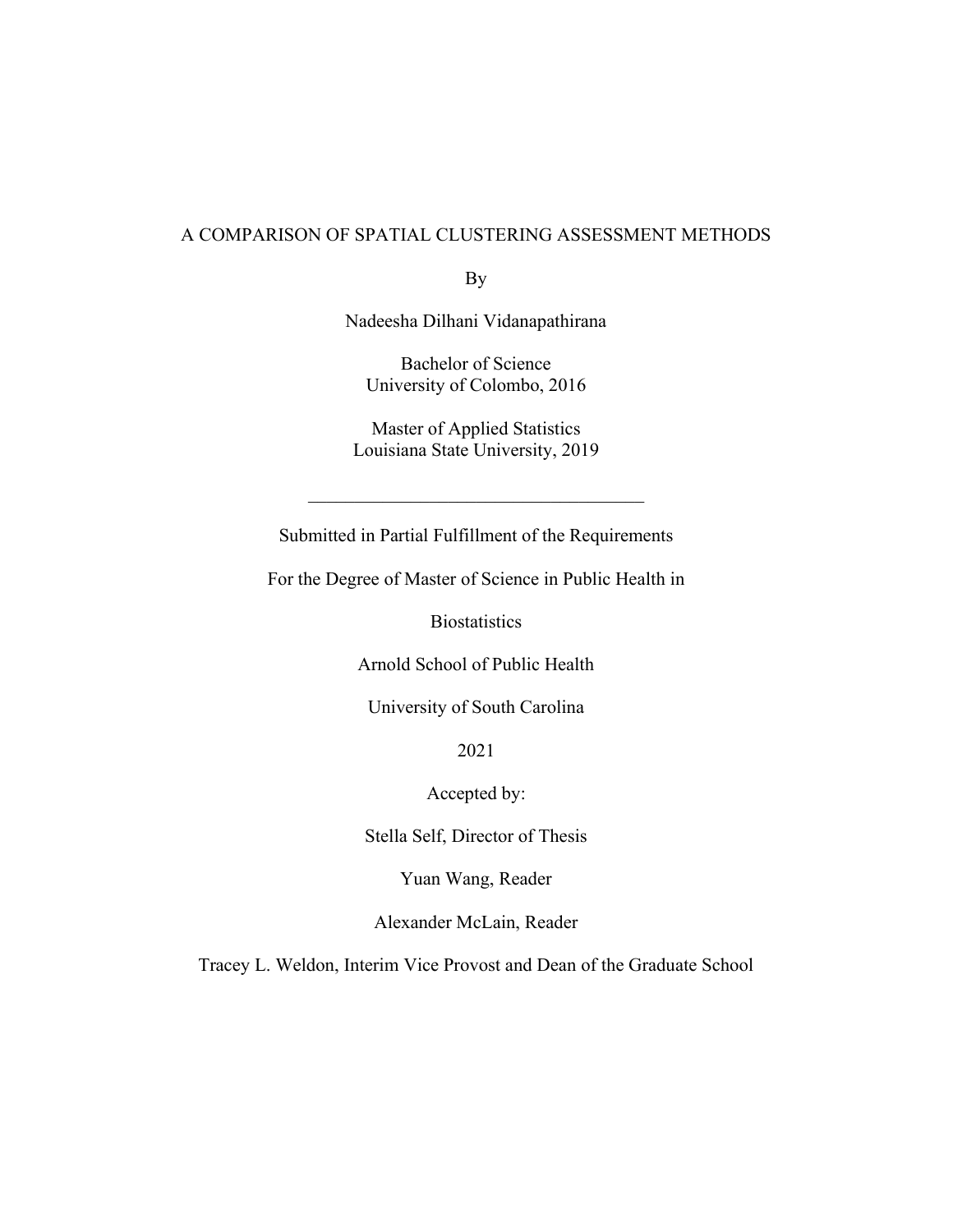# A COMPARISON OF SPATIAL CLUSTERING ASSESSMENT METHODS

By

Nadeesha Dilhani Vidanapathirana

Bachelor of Science
University of Colombo, 2016

Master of Applied Statistics
Louisiana State University, 2019

---

Submitted in Partial Fulfillment of the Requirements

For the Degree of Master of Science in Public Health in

Biostatistics

Arnold School of Public Health

University of South Carolina

2021

Accepted by:

Stella Self, Director of Thesis

Yuan Wang, Reader

Alexander McLain, Reader

Tracey L. Weldon, Interim Vice Provost and Dean of the Graduate School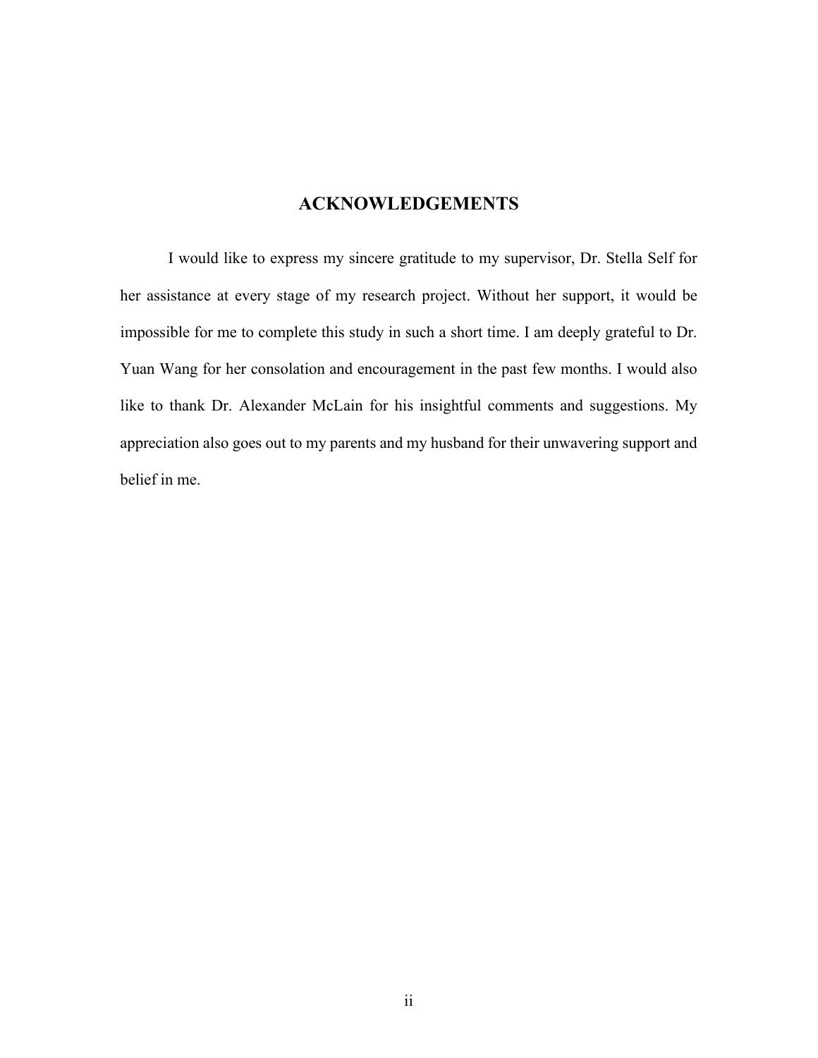# ACKNOWLEDGEMENTS

I would like to express my sincere gratitude to my supervisor, Dr. Stella Self for her assistance at every stage of my research project. Without her support, it would be impossible for me to complete this study in such a short time. I am deeply grateful to Dr. Yuan Wang for her consolation and encouragement in the past few months. I would also like to thank Dr. Alexander McLain for his insightful comments and suggestions. My appreciation also goes out to my parents and my husband for their unwavering support and belief in me.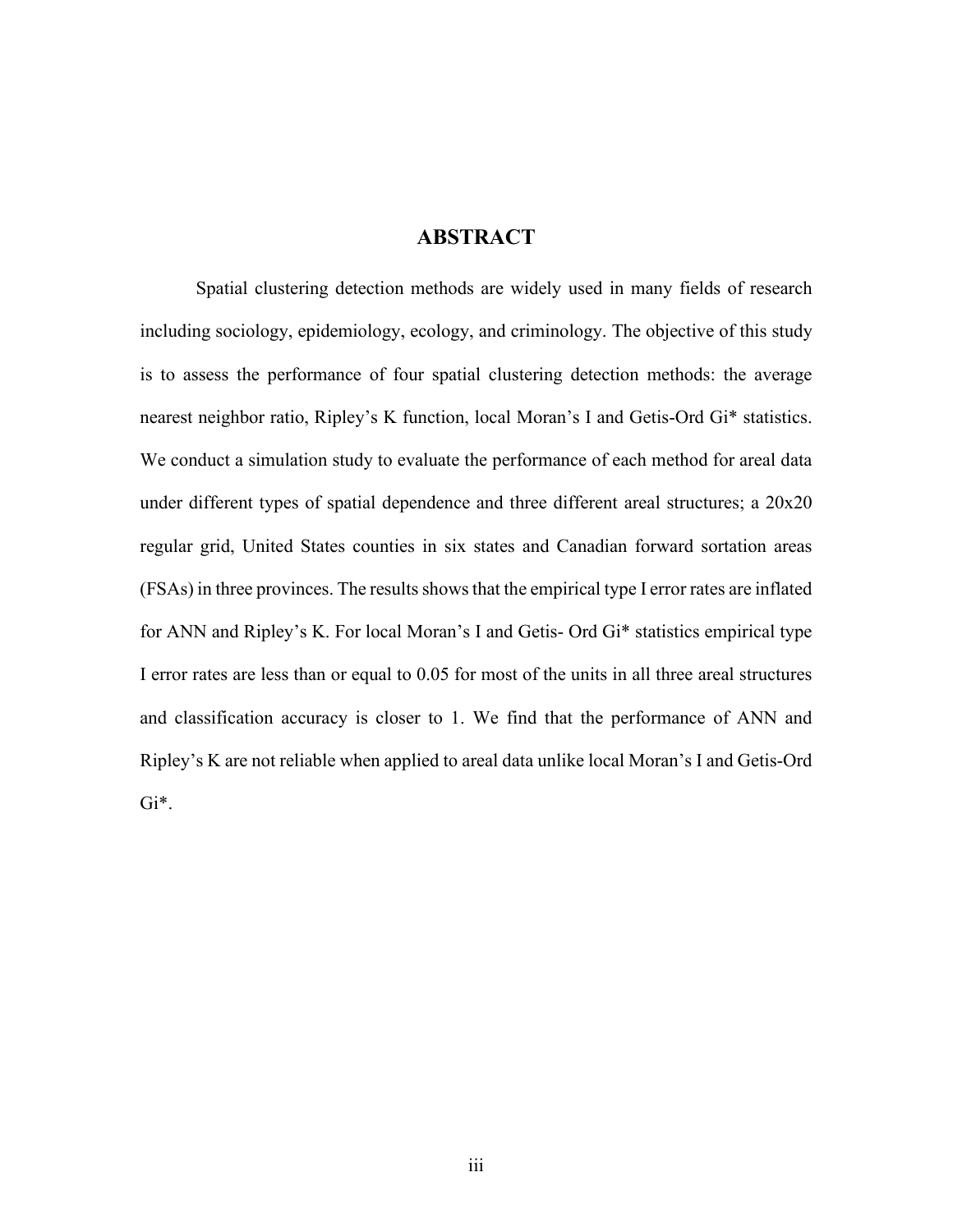# ABSTRACT

Spatial clustering detection methods are widely used in many fields of research including sociology, epidemiology, ecology, and criminology. The objective of this study is to assess the performance of four spatial clustering detection methods: the average nearest neighbor ratio, Ripley's K function, local Moran's I and Getis-Ord Gi* statistics. We conduct a simulation study to evaluate the performance of each method for areal data under different types of spatial dependence and three different areal structures; a 20x20 regular grid, United States counties in six states and Canadian forward sortation areas (FSAs) in three provinces. The results shows that the empirical type I error rates are inflated for ANN and Ripley's K. For local Moran's I and Getis- Ord Gi* statistics empirical type I error rates are less than or equal to 0.05 for most of the units in all three areal structures and classification accuracy is closer to 1. We find that the performance of ANN and Ripley's K are not reliable when applied to areal data unlike local Moran's I and Getis-Ord Gi*.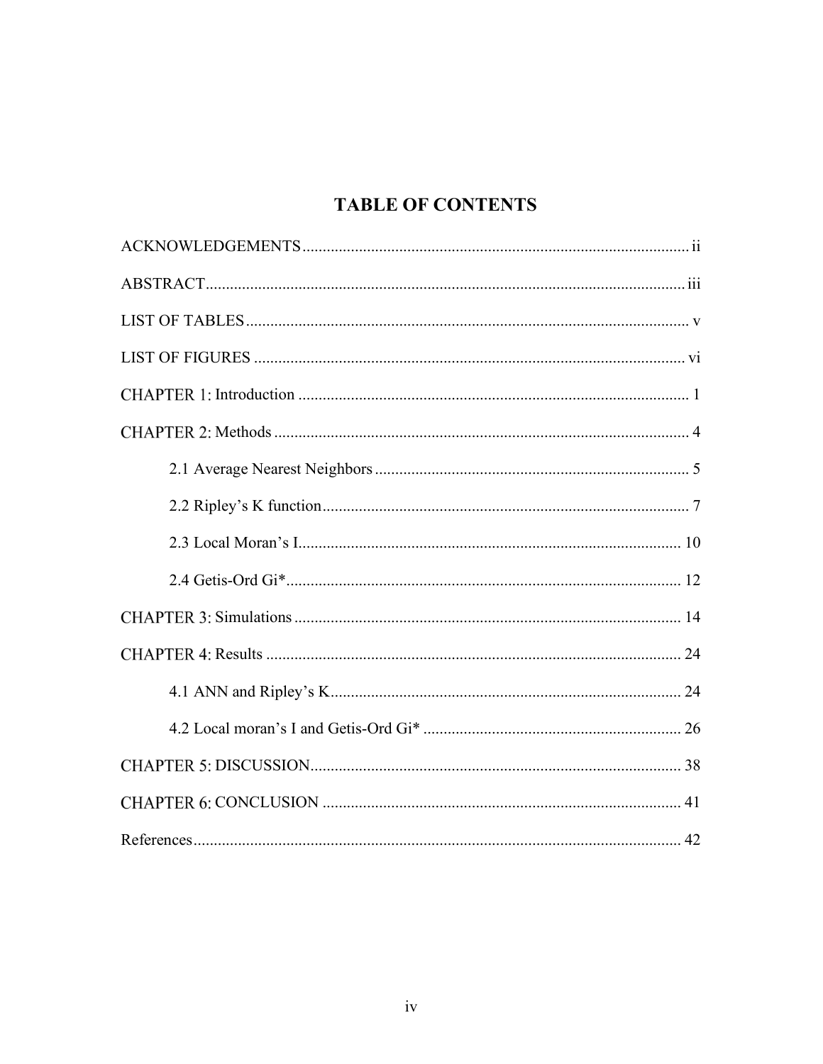# TABLE OF CONTENTS

ACKNOWLEDGEMENTS ..... ii

ABSTRACT ..... iii

LIST OF TABLES ..... v

LIST OF FIGURES ..... vi

CHAPTER 1: Introduction ..... 1

CHAPTER 2: Methods ..... 4

- 2.1 Average Nearest Neighbors ..... 5
- 2.2 Ripley's K function ..... 7
- 2.3 Local Moran's I ..... 10
- 2.4 Getis-Ord Gi* ..... 12

CHAPTER 3: Simulations ..... 14

CHAPTER 4: Results ..... 24

- 4.1 ANN and Ripley's K ..... 24
- 4.2 Local moran's I and Getis-Ord Gi* ..... 26

CHAPTER 5: DISCUSSION ..... 38

CHAPTER 6: CONCLUSION ..... 41

References ..... 42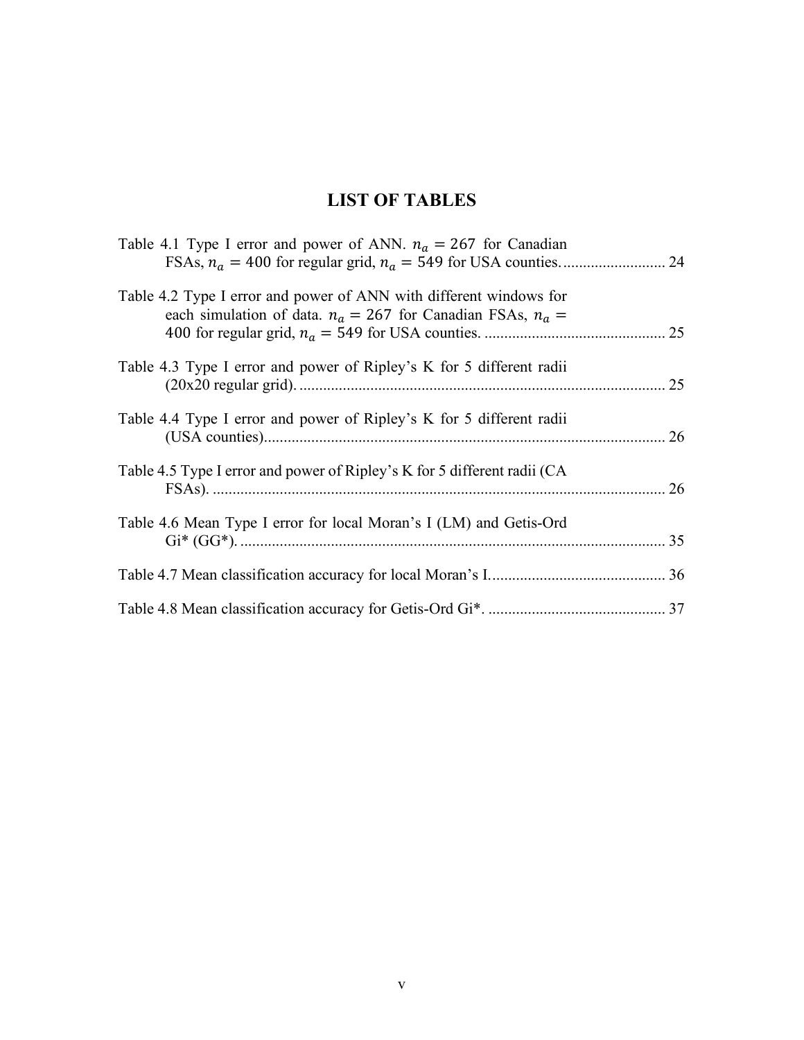# LIST OF TABLES

Table 4.1 Type I error and power of ANN. $n_a = 267$ for Canadian FSAs, $n_a = 400$ for regular grid, $n_a = 549$ for USA counties. .......................... 24

Table 4.2 Type I error and power of ANN with different windows for each simulation of data. $n_a = 267$ for Canadian FSAs, $n_a = 400$ for regular grid, $n_a = 549$ for USA counties. .............................................. 25

Table 4.3 Type I error and power of Ripley's K for 5 different radii (20x20 regular grid). ............................................................................................. 25

Table 4.4 Type I error and power of Ripley's K for 5 different radii (USA counties)...................................................................................................... 26

Table 4.5 Type I error and power of Ripley's K for 5 different radii (CA FSAs). .................................................................................................................. 26

Table 4.6 Mean Type I error for local Moran's I (LM) and Getis-Ord Gi* (GG*). ............................................................................................................ 35

Table 4.7 Mean classification accuracy for local Moran's I............................................. 36

Table 4.8 Mean classification accuracy for Getis-Ord Gi*. ............................................. 37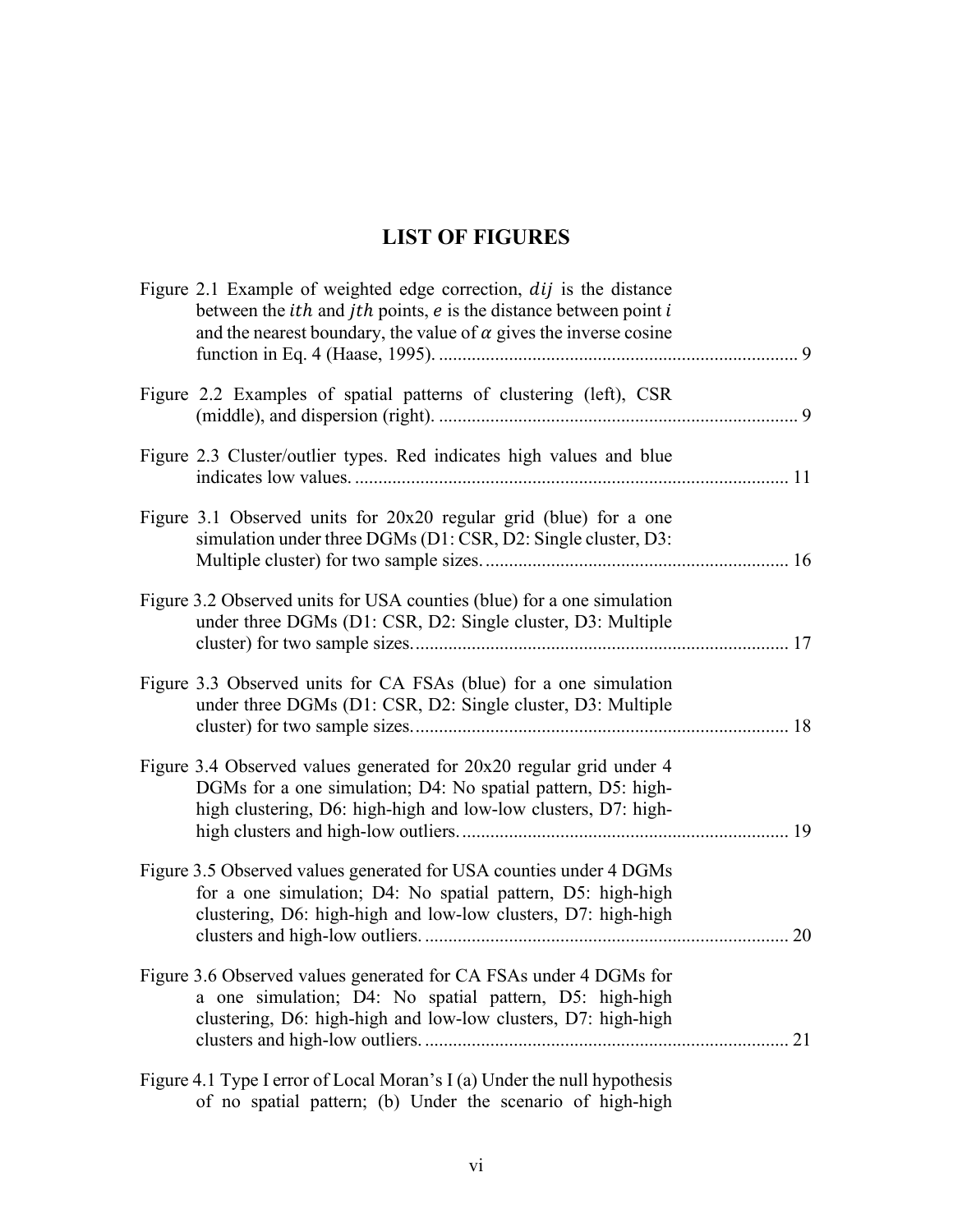# LIST OF FIGURES

Figure 2.1 Example of weighted edge correction, $dij$ is the distance between the $ith$ and $jth$ points, $e$ is the distance between point $i$ and the nearest boundary, the value of $\alpha$ gives the inverse cosine function in Eq. 4 (Haase, 1995). ............ 9

Figure 2.2 Examples of spatial patterns of clustering (left), CSR (middle), and dispersion (right). ............ 9

Figure 2.3 Cluster/outlier types. Red indicates high values and blue indicates low values. ............ 11

Figure 3.1 Observed units for 20x20 regular grid (blue) for a one simulation under three DGMs (D1: CSR, D2: Single cluster, D3: Multiple cluster) for two sample sizes. ............ 16

Figure 3.2 Observed units for USA counties (blue) for a one simulation under three DGMs (D1: CSR, D2: Single cluster, D3: Multiple cluster) for two sample sizes. ............ 17

Figure 3.3 Observed units for CA FSAs (blue) for a one simulation under three DGMs (D1: CSR, D2: Single cluster, D3: Multiple cluster) for two sample sizes. ............ 18

Figure 3.4 Observed values generated for 20x20 regular grid under 4 DGMs for a one simulation; D4: No spatial pattern, D5: high-high clustering, D6: high-high and low-low clusters, D7: high-high clusters and high-low outliers. ............ 19

Figure 3.5 Observed values generated for USA counties under 4 DGMs for a one simulation; D4: No spatial pattern, D5: high-high clustering, D6: high-high and low-low clusters, D7: high-high clusters and high-low outliers. ............ 20

Figure 3.6 Observed values generated for CA FSAs under 4 DGMs for a one simulation; D4: No spatial pattern, D5: high-high clustering, D6: high-high and low-low clusters, D7: high-high clusters and high-low outliers. ............ 21

Figure 4.1 Type I error of Local Moran's I (a) Under the null hypothesis of no spatial pattern; (b) Under the scenario of high-high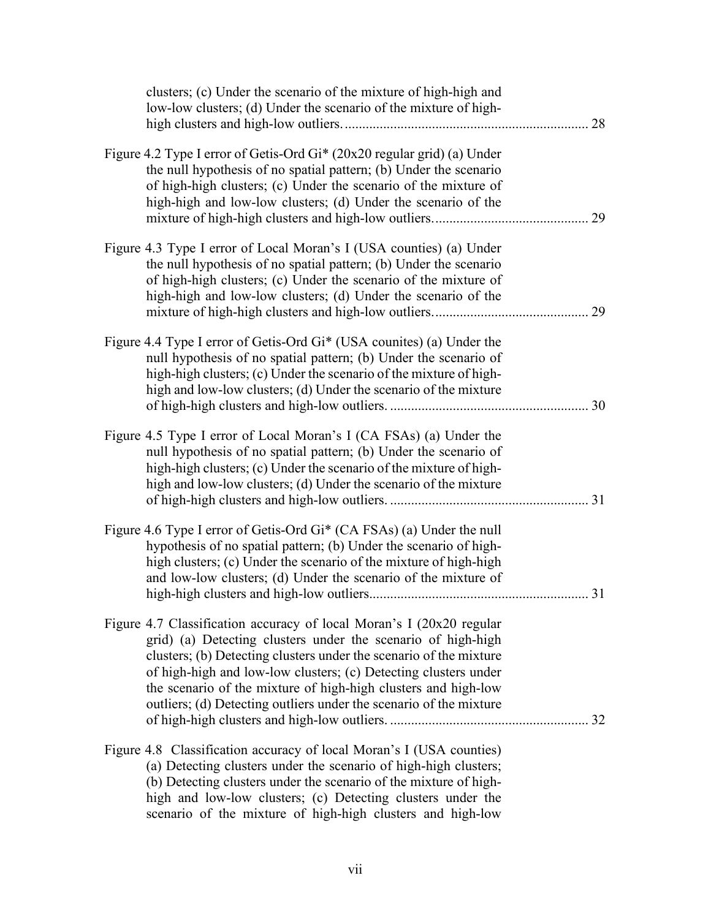clusters; (c) Under the scenario of the mixture of high-high and low-low clusters; (d) Under the scenario of the mixture of high-high clusters and high-low outliers. ..................................................................... 28

Figure 4.2 Type I error of Getis-Ord Gi* (20x20 regular grid) (a) Under the null hypothesis of no spatial pattern; (b) Under the scenario of high-high clusters; (c) Under the scenario of the mixture of high-high and low-low clusters; (d) Under the scenario of the mixture of high-high clusters and high-low outliers. ........................................... 29

Figure 4.3 Type I error of Local Moran's I (USA counties) (a) Under the null hypothesis of no spatial pattern; (b) Under the scenario of high-high clusters; (c) Under the scenario of the mixture of high-high and low-low clusters; (d) Under the scenario of the mixture of high-high clusters and high-low outliers. ........................................... 29

Figure 4.4 Type I error of Getis-Ord Gi* (USA counites) (a) Under the null hypothesis of no spatial pattern; (b) Under the scenario of high-high clusters; (c) Under the scenario of the mixture of high-high and low-low clusters; (d) Under the scenario of the mixture of high-high clusters and high-low outliers. ........................................................ 30

Figure 4.5 Type I error of Local Moran's I (CA FSAs) (a) Under the null hypothesis of no spatial pattern; (b) Under the scenario of high-high clusters; (c) Under the scenario of the mixture of high-high and low-low clusters; (d) Under the scenario of the mixture of high-high clusters and high-low outliers. ........................................................ 31

Figure 4.6 Type I error of Getis-Ord Gi* (CA FSAs) (a) Under the null hypothesis of no spatial pattern; (b) Under the scenario of high-high clusters; (c) Under the scenario of the mixture of high-high and low-low clusters; (d) Under the scenario of the mixture of high-high clusters and high-low outliers............................................................. 31

Figure 4.7 Classification accuracy of local Moran's I (20x20 regular grid) (a) Detecting clusters under the scenario of high-high clusters; (b) Detecting clusters under the scenario of the mixture of high-high and low-low clusters; (c) Detecting clusters under the scenario of the mixture of high-high clusters and high-low outliers; (d) Detecting outliers under the scenario of the mixture of high-high clusters and high-low outliers. ........................................................ 32

Figure 4.8 Classification accuracy of local Moran's I (USA counties) (a) Detecting clusters under the scenario of high-high clusters; (b) Detecting clusters under the scenario of the mixture of high-high and low-low clusters; (c) Detecting clusters under the scenario of the mixture of high-high clusters and high-low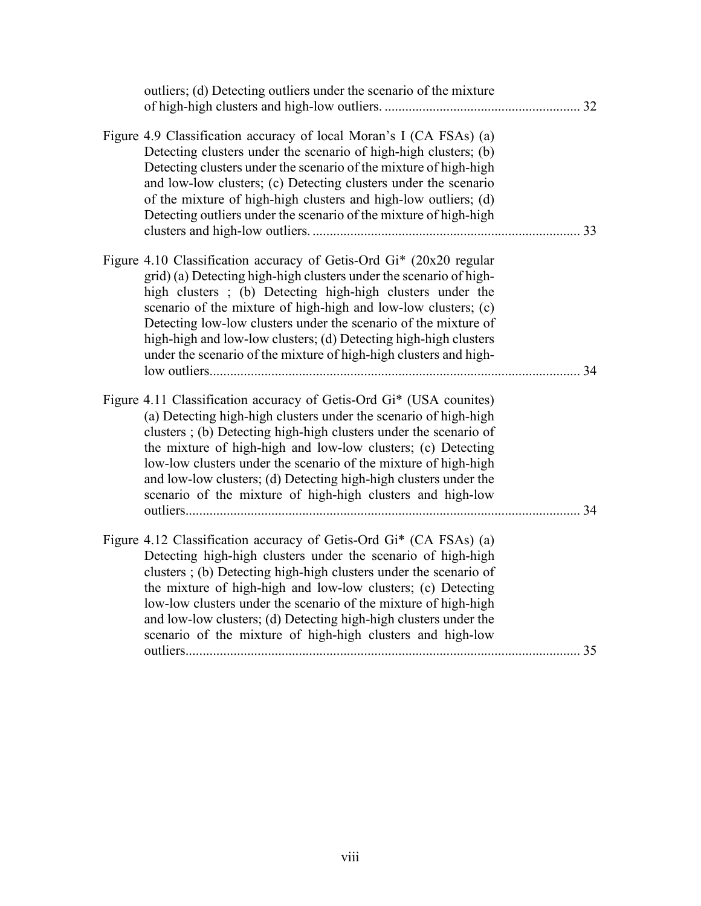outliers; (d) Detecting outliers under the scenario of the mixture of high-high clusters and high-low outliers. ......................................................... 32

Figure 4.9 Classification accuracy of local Moran's I (CA FSAs) (a) Detecting clusters under the scenario of high-high clusters; (b) Detecting clusters under the scenario of the mixture of high-high and low-low clusters; (c) Detecting clusters under the scenario of the mixture of high-high clusters and high-low outliers; (d) Detecting outliers under the scenario of the mixture of high-high clusters and high-low outliers. ............................................................................ 33

Figure 4.10 Classification accuracy of Getis-Ord Gi* (20x20 regular grid) (a) Detecting high-high clusters under the scenario of high-high clusters ; (b) Detecting high-high clusters under the scenario of the mixture of high-high and low-low clusters; (c) Detecting low-low clusters under the scenario of the mixture of high-high and low-low clusters; (d) Detecting high-high clusters under the scenario of the mixture of high-high clusters and high-low outliers........................................................................................................... 34

Figure 4.11 Classification accuracy of Getis-Ord Gi* (USA counites) (a) Detecting high-high clusters under the scenario of high-high clusters ; (b) Detecting high-high clusters under the scenario of the mixture of high-high and low-low clusters; (c) Detecting low-low clusters under the scenario of the mixture of high-high and low-low clusters; (d) Detecting high-high clusters under the scenario of the mixture of high-high clusters and high-low outliers.................................................................................................................. 34

Figure 4.12 Classification accuracy of Getis-Ord Gi* (CA FSAs) (a) Detecting high-high clusters under the scenario of high-high clusters ; (b) Detecting high-high clusters under the scenario of the mixture of high-high and low-low clusters; (c) Detecting low-low clusters under the scenario of the mixture of high-high and low-low clusters; (d) Detecting high-high clusters under the scenario of the mixture of high-high clusters and high-low outliers.................................................................................................................. 35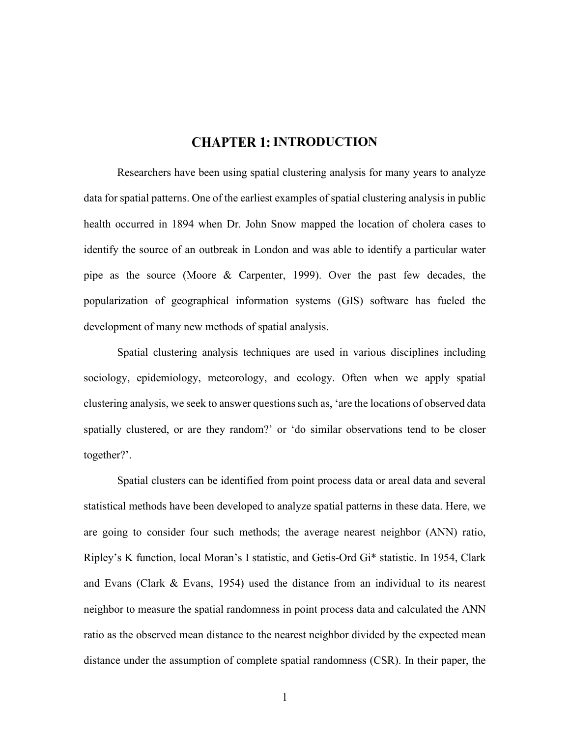# CHAPTER 1: INTRODUCTION

Researchers have been using spatial clustering analysis for many years to analyze data for spatial patterns. One of the earliest examples of spatial clustering analysis in public health occurred in 1894 when Dr. John Snow mapped the location of cholera cases to identify the source of an outbreak in London and was able to identify a particular water pipe as the source (Moore & Carpenter, 1999). Over the past few decades, the popularization of geographical information systems (GIS) software has fueled the development of many new methods of spatial analysis.

Spatial clustering analysis techniques are used in various disciplines including sociology, epidemiology, meteorology, and ecology. Often when we apply spatial clustering analysis, we seek to answer questions such as, 'are the locations of observed data spatially clustered, or are they random?' or 'do similar observations tend to be closer together?'.

Spatial clusters can be identified from point process data or areal data and several statistical methods have been developed to analyze spatial patterns in these data. Here, we are going to consider four such methods; the average nearest neighbor (ANN) ratio, Ripley's K function, local Moran's I statistic, and Getis-Ord Gi* statistic. In 1954, Clark and Evans (Clark & Evans, 1954) used the distance from an individual to its nearest neighbor to measure the spatial randomness in point process data and calculated the ANN ratio as the observed mean distance to the nearest neighbor divided by the expected mean distance under the assumption of complete spatial randomness (CSR). In their paper, the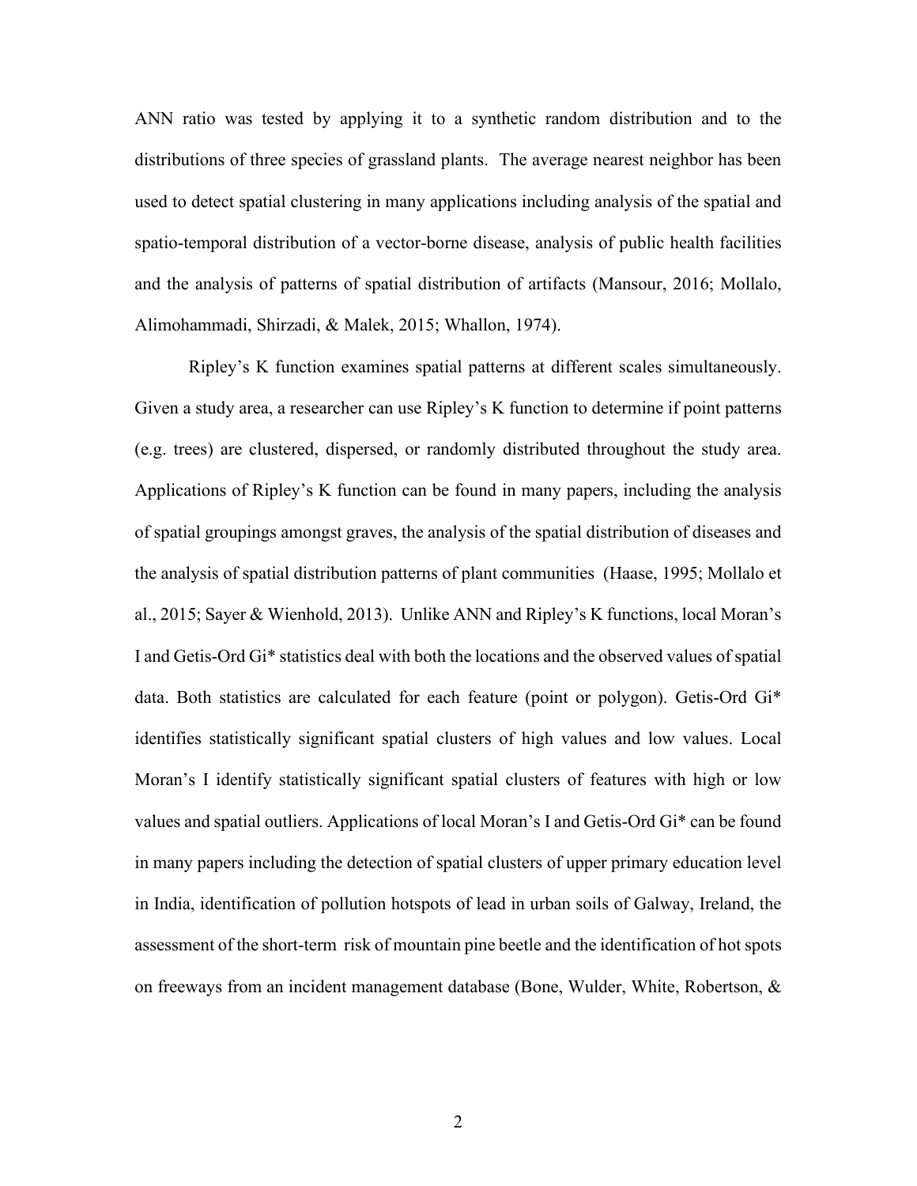ANN ratio was tested by applying it to a synthetic random distribution and to the distributions of three species of grassland plants. The average nearest neighbor has been used to detect spatial clustering in many applications including analysis of the spatial and spatio-temporal distribution of a vector-borne disease, analysis of public health facilities and the analysis of patterns of spatial distribution of artifacts (Mansour, 2016; Mollalo, Alimohammadi, Shirzadi, & Malek, 2015; Whallon, 1974).

Ripley's K function examines spatial patterns at different scales simultaneously. Given a study area, a researcher can use Ripley's K function to determine if point patterns (e.g. trees) are clustered, dispersed, or randomly distributed throughout the study area. Applications of Ripley's K function can be found in many papers, including the analysis of spatial groupings amongst graves, the analysis of the spatial distribution of diseases and the analysis of spatial distribution patterns of plant communities (Haase, 1995; Mollalo et al., 2015; Sayer & Wienhold, 2013). Unlike ANN and Ripley's K functions, local Moran's I and Getis-Ord Gi* statistics deal with both the locations and the observed values of spatial data. Both statistics are calculated for each feature (point or polygon). Getis-Ord Gi* identifies statistically significant spatial clusters of high values and low values. Local Moran's I identify statistically significant spatial clusters of features with high or low values and spatial outliers. Applications of local Moran's I and Getis-Ord Gi* can be found in many papers including the detection of spatial clusters of upper primary education level in India, identification of pollution hotspots of lead in urban soils of Galway, Ireland, the assessment of the short-term risk of mountain pine beetle and the identification of hot spots on freeways from an incident management database (Bone, Wulder, White, Robertson, &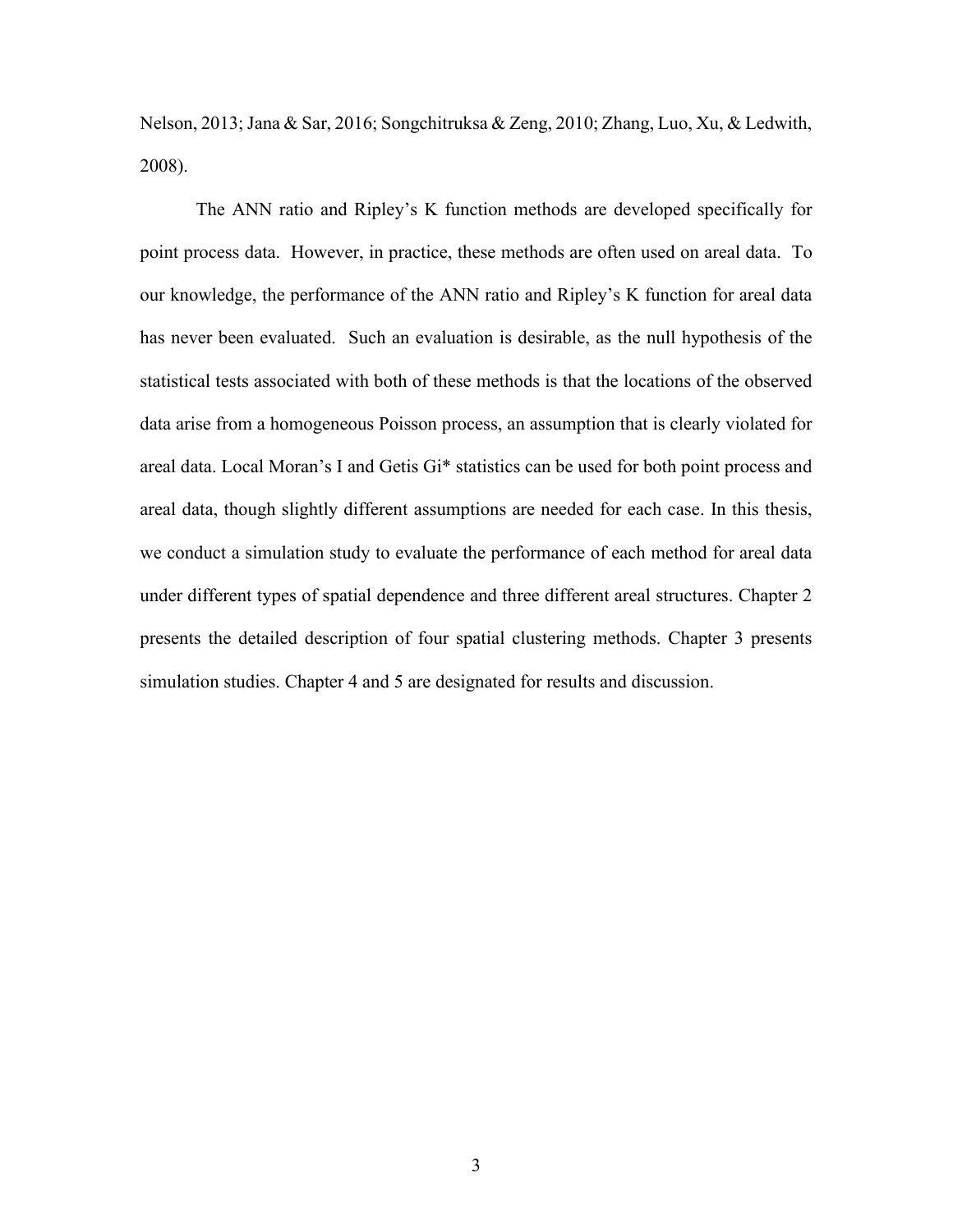Nelson, 2013; Jana & Sar, 2016; Songchitruksa & Zeng, 2010; Zhang, Luo, Xu, & Ledwith, 2008).

The ANN ratio and Ripley's K function methods are developed specifically for point process data. However, in practice, these methods are often used on areal data. To our knowledge, the performance of the ANN ratio and Ripley's K function for areal data has never been evaluated. Such an evaluation is desirable, as the null hypothesis of the statistical tests associated with both of these methods is that the locations of the observed data arise from a homogeneous Poisson process, an assumption that is clearly violated for areal data. Local Moran's I and Getis Gi* statistics can be used for both point process and areal data, though slightly different assumptions are needed for each case. In this thesis, we conduct a simulation study to evaluate the performance of each method for areal data under different types of spatial dependence and three different areal structures. Chapter 2 presents the detailed description of four spatial clustering methods. Chapter 3 presents simulation studies. Chapter 4 and 5 are designated for results and discussion.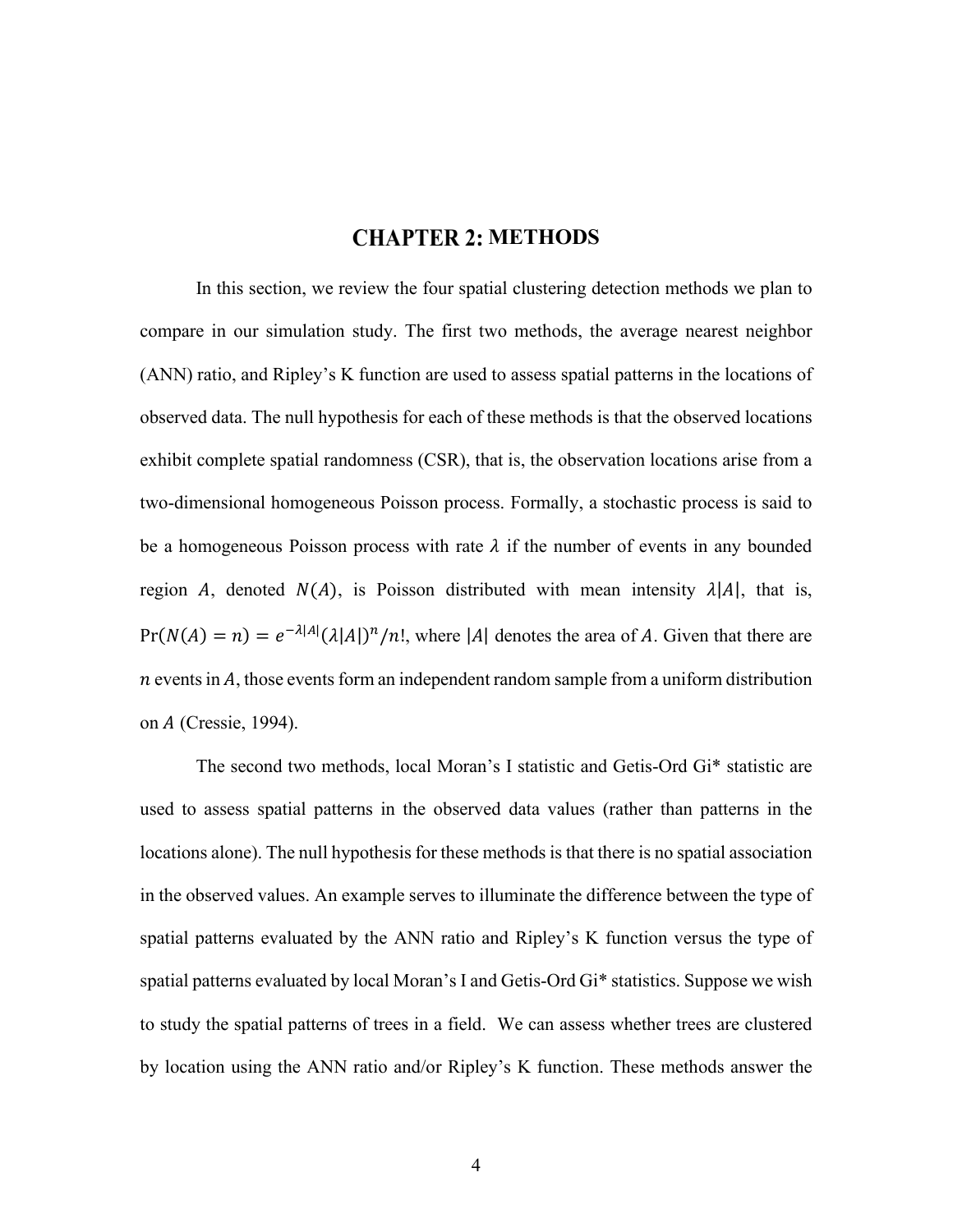# CHAPTER 2: METHODS

In this section, we review the four spatial clustering detection methods we plan to compare in our simulation study. The first two methods, the average nearest neighbor (ANN) ratio, and Ripley's K function are used to assess spatial patterns in the locations of observed data. The null hypothesis for each of these methods is that the observed locations exhibit complete spatial randomness (CSR), that is, the observation locations arise from a two-dimensional homogeneous Poisson process. Formally, a stochastic process is said to be a homogeneous Poisson process with rate $\lambda$ if the number of events in any bounded region $A$, denoted $N(A)$, is Poisson distributed with mean intensity $\lambda|A|$, that is, $\Pr(N(A) = n) = e^{-\lambda|A|}(\lambda|A|)^n/n!$, where $|A|$ denotes the area of $A$. Given that there are $n$ events in $A$, those events form an independent random sample from a uniform distribution on $A$ (Cressie, 1994).

The second two methods, local Moran's I statistic and Getis-Ord Gi* statistic are used to assess spatial patterns in the observed data values (rather than patterns in the locations alone). The null hypothesis for these methods is that there is no spatial association in the observed values. An example serves to illuminate the difference between the type of spatial patterns evaluated by the ANN ratio and Ripley's K function versus the type of spatial patterns evaluated by local Moran's I and Getis-Ord Gi* statistics. Suppose we wish to study the spatial patterns of trees in a field. We can assess whether trees are clustered by location using the ANN ratio and/or Ripley's K function. These methods answer the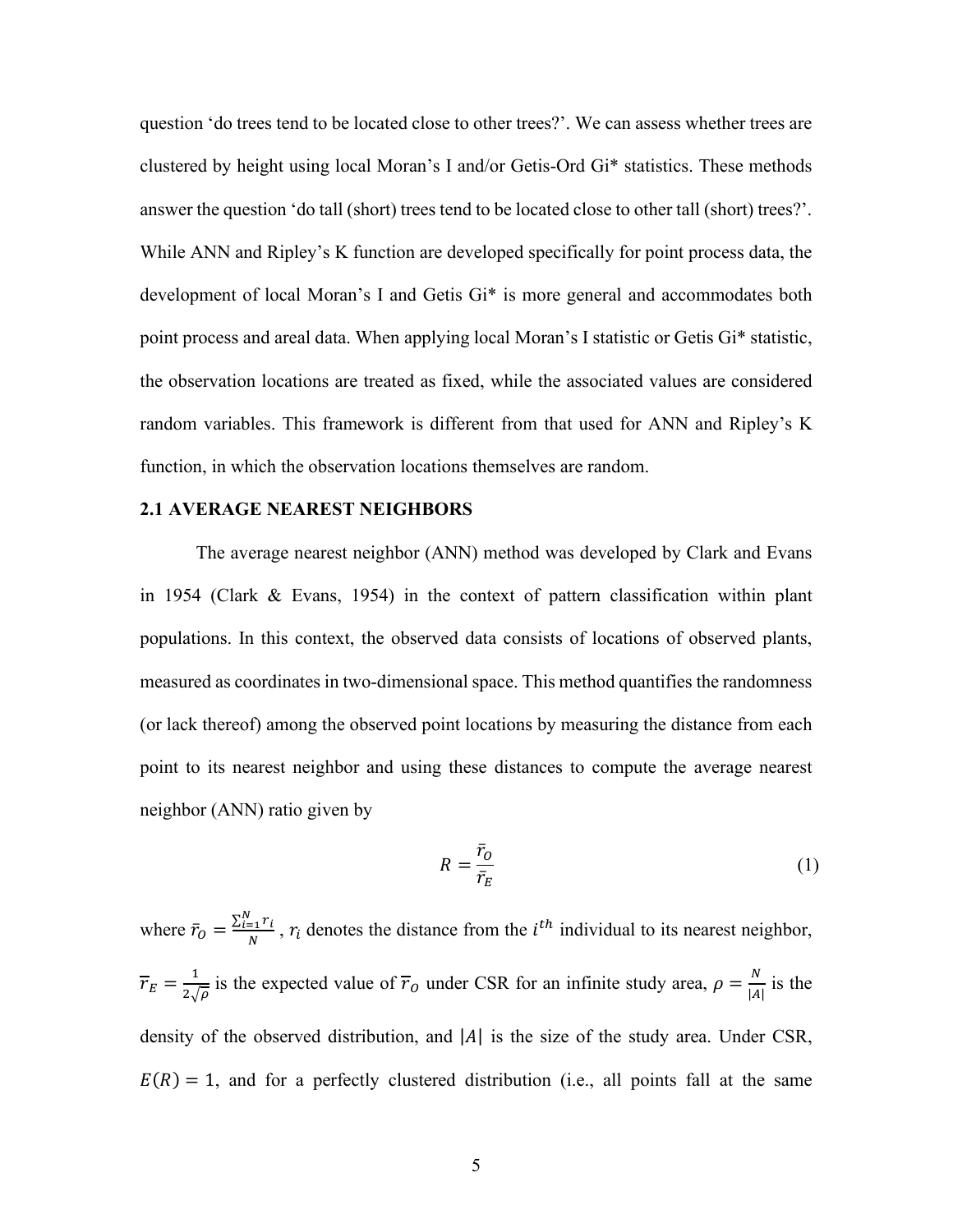question ‘do trees tend to be located close to other trees?’. We can assess whether trees are clustered by height using local Moran’s I and/or Getis-Ord Gi* statistics. These methods answer the question ‘do tall (short) trees tend to be located close to other tall (short) trees?’. While ANN and Ripley’s K function are developed specifically for point process data, the development of local Moran’s I and Getis Gi* is more general and accommodates both point process and areal data. When applying local Moran’s I statistic or Getis Gi* statistic, the observation locations are treated as fixed, while the associated values are considered random variables. This framework is different from that used for ANN and Ripley’s K function, in which the observation locations themselves are random.

## 2.1 AVERAGE NEAREST NEIGHBORS

The average nearest neighbor (ANN) method was developed by Clark and Evans in 1954 (Clark & Evans, 1954) in the context of pattern classification within plant populations. In this context, the observed data consists of locations of observed plants, measured as coordinates in two-dimensional space. This method quantifies the randomness (or lack thereof) among the observed point locations by measuring the distance from each point to its nearest neighbor and using these distances to compute the average nearest neighbor (ANN) ratio given by

$$R = \frac{\bar{r}_O}{\bar{r}_E} \tag{1}$$

where $\bar{r}_O = \frac{\sum_{i=1}^{N} r_i}{N}$, $r_i$ denotes the distance from the $i^{th}$ individual to its nearest neighbor, $\overline{r}_E = \frac{1}{2\sqrt{\rho}}$ is the expected value of $\overline{r}_O$ under CSR for an infinite study area, $\rho = \frac{N}{|A|}$ is the density of the observed distribution, and $|A|$ is the size of the study area. Under CSR, $E(R) = 1$, and for a perfectly clustered distribution (i.e., all points fall at the same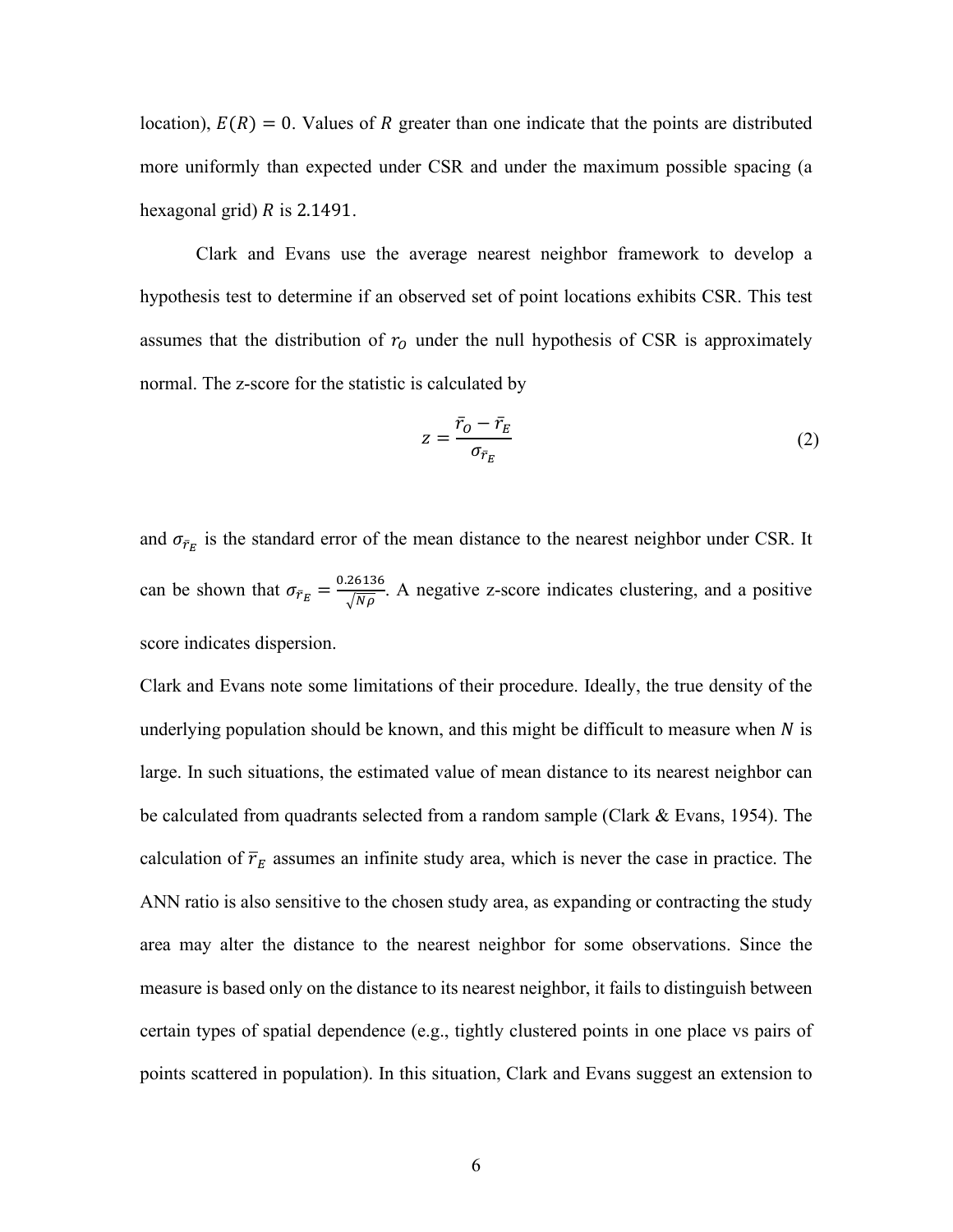location), $E(R) = 0$. Values of $R$ greater than one indicate that the points are distributed more uniformly than expected under CSR and under the maximum possible spacing (a hexagonal grid) $R$ is $2.1491$.

Clark and Evans use the average nearest neighbor framework to develop a hypothesis test to determine if an observed set of point locations exhibits CSR. This test assumes that the distribution of $r_O$ under the null hypothesis of CSR is approximately normal. The z-score for the statistic is calculated by

$$z = \frac{\bar{r}_O - \bar{r}_E}{\sigma_{\bar{r}_E}} \tag{2}$$

and $\sigma_{\bar{r}_E}$ is the standard error of the mean distance to the nearest neighbor under CSR. It can be shown that $\sigma_{\bar{r}_E} = \frac{0.26136}{\sqrt{N\rho}}$. A negative z-score indicates clustering, and a positive score indicates dispersion.

Clark and Evans note some limitations of their procedure. Ideally, the true density of the underlying population should be known, and this might be difficult to measure when $N$ is large. In such situations, the estimated value of mean distance to its nearest neighbor can be calculated from quadrants selected from a random sample (Clark & Evans, 1954). The calculation of $\bar{r}_E$ assumes an infinite study area, which is never the case in practice. The ANN ratio is also sensitive to the chosen study area, as expanding or contracting the study area may alter the distance to the nearest neighbor for some observations. Since the measure is based only on the distance to its nearest neighbor, it fails to distinguish between certain types of spatial dependence (e.g., tightly clustered points in one place vs pairs of points scattered in population). In this situation, Clark and Evans suggest an extension to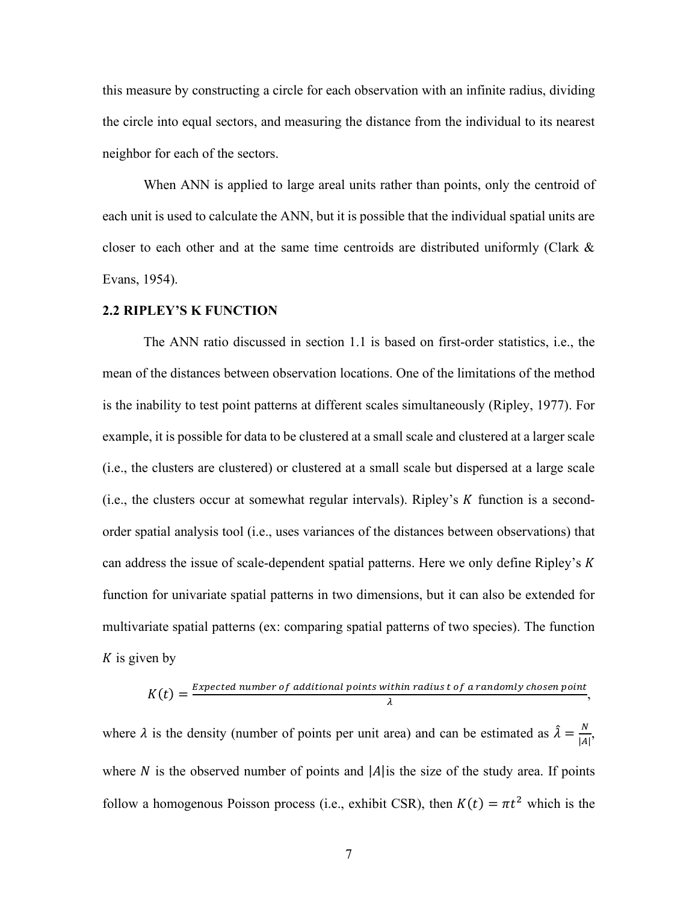this measure by constructing a circle for each observation with an infinite radius, dividing the circle into equal sectors, and measuring the distance from the individual to its nearest neighbor for each of the sectors.

When ANN is applied to large areal units rather than points, only the centroid of each unit is used to calculate the ANN, but it is possible that the individual spatial units are closer to each other and at the same time centroids are distributed uniformly (Clark & Evans, 1954).

### 2.2 RIPLEY'S K FUNCTION

The ANN ratio discussed in section 1.1 is based on first-order statistics, i.e., the mean of the distances between observation locations. One of the limitations of the method is the inability to test point patterns at different scales simultaneously (Ripley, 1977). For example, it is possible for data to be clustered at a small scale and clustered at a larger scale (i.e., the clusters are clustered) or clustered at a small scale but dispersed at a large scale (i.e., the clusters occur at somewhat regular intervals). Ripley's $K$ function is a second-order spatial analysis tool (i.e., uses variances of the distances between observations) that can address the issue of scale-dependent spatial patterns. Here we only define Ripley's $K$ function for univariate spatial patterns in two dimensions, but it can also be extended for multivariate spatial patterns (ex: comparing spatial patterns of two species). The function $K$ is given by

$$K(t) = \frac{\text{Expected number of additional points within radius } t \text{ of a randomly chosen point}}{\lambda},$$

where $\lambda$ is the density (number of points per unit area) and can be estimated as $\hat{\lambda} = \frac{N}{|A|}$, where $N$ is the observed number of points and $|A|$ is the size of the study area. If points follow a homogenous Poisson process (i.e., exhibit CSR), then $K(t) = \pi t^2$ which is the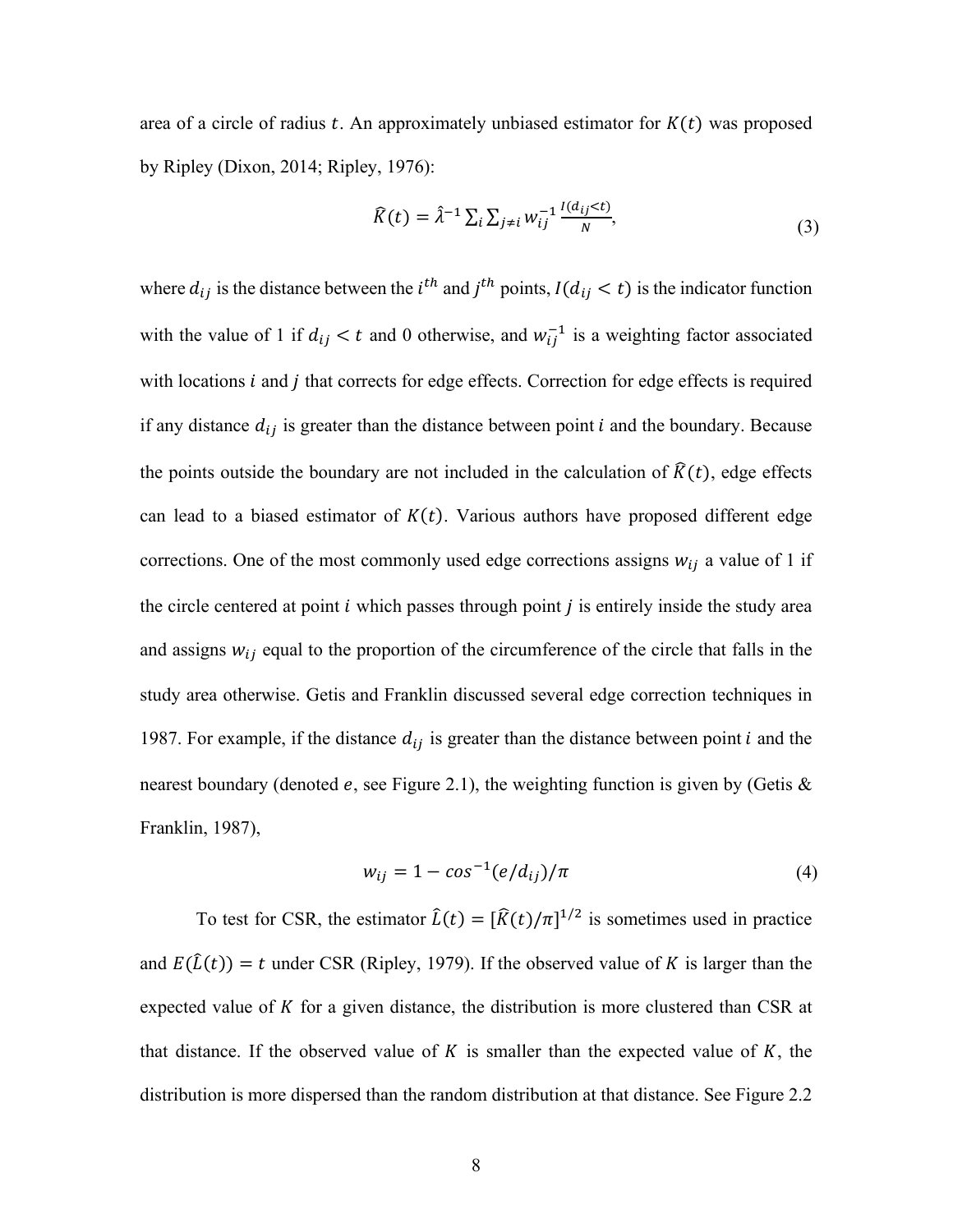area of a circle of radius $t$. An approximately unbiased estimator for $K(t)$ was proposed by Ripley (Dixon, 2014; Ripley, 1976):

$$\widehat{K}(t) = \hat{\lambda}^{-1} \sum_i \sum_{j \neq i} w_{ij}^{-1} \frac{I(d_{ij} < t)}{N}, \tag{3}$$

where $d_{ij}$ is the distance between the $i^{th}$ and $j^{th}$ points, $I(d_{ij} < t)$ is the indicator function with the value of 1 if $d_{ij} < t$ and 0 otherwise, and $w_{ij}^{-1}$ is a weighting factor associated with locations $i$ and $j$ that corrects for edge effects. Correction for edge effects is required if any distance $d_{ij}$ is greater than the distance between point $i$ and the boundary. Because the points outside the boundary are not included in the calculation of $\widehat{K}(t)$, edge effects can lead to a biased estimator of $K(t)$. Various authors have proposed different edge corrections. One of the most commonly used edge corrections assigns $w_{ij}$ a value of 1 if the circle centered at point $i$ which passes through point $j$ is entirely inside the study area and assigns $w_{ij}$ equal to the proportion of the circumference of the circle that falls in the study area otherwise. Getis and Franklin discussed several edge correction techniques in 1987. For example, if the distance $d_{ij}$ is greater than the distance between point $i$ and the nearest boundary (denoted $e$, see Figure 2.1), the weighting function is given by (Getis & Franklin, 1987),

$$w_{ij} = 1 - \cos^{-1}(e/d_{ij})/\pi \tag{4}$$

To test for CSR, the estimator $\widehat{L}(t) = [\widehat{K}(t)/\pi]^{1/2}$ is sometimes used in practice and $E(\widehat{L}(t)) = t$ under CSR (Ripley, 1979). If the observed value of $K$ is larger than the expected value of $K$ for a given distance, the distribution is more clustered than CSR at that distance. If the observed value of $K$ is smaller than the expected value of $K$, the distribution is more dispersed than the random distribution at that distance. See Figure 2.2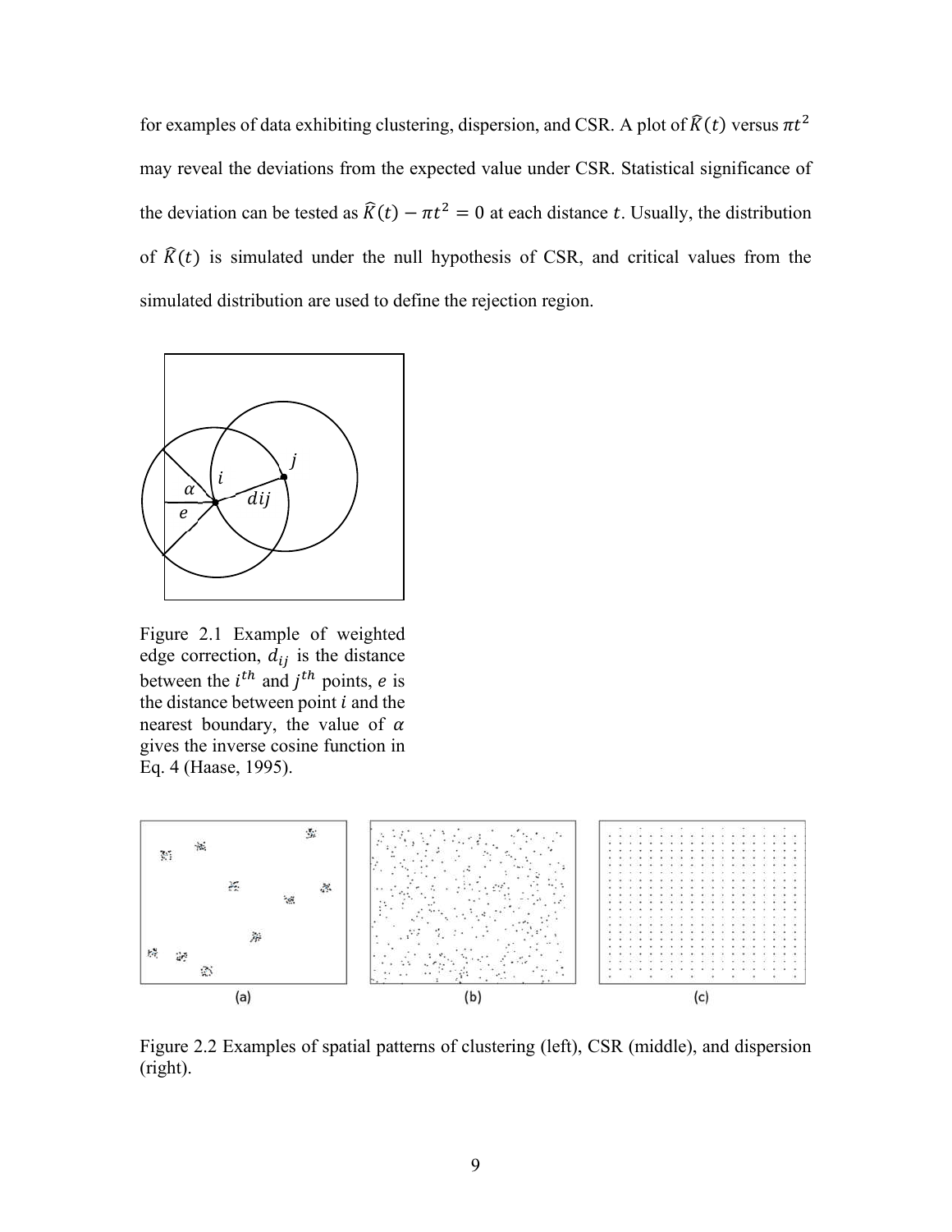for examples of data exhibiting clustering, dispersion, and CSR. A plot of $\widehat{K}(t)$ versus $\pi t^2$ may reveal the deviations from the expected value under CSR. Statistical significance of the deviation can be tested as $\widehat{K}(t) - \pi t^2 = 0$ at each distance $t$. Usually, the distribution of $\widehat{K}(t)$ is simulated under the null hypothesis of CSR, and critical values from the simulated distribution are used to define the rejection region.

Figure 2.1 Example of weighted edge correction, $d_{ij}$ is the distance between the $i^{th}$ and $j^{th}$ points, $e$ is the distance between point $i$ and the nearest boundary, the value of $\alpha$ gives the inverse cosine function in Eq. 4 (Haase, 1995).

Figure 2.2 Examples of spatial patterns of clustering (left), CSR (middle), and dispersion (right).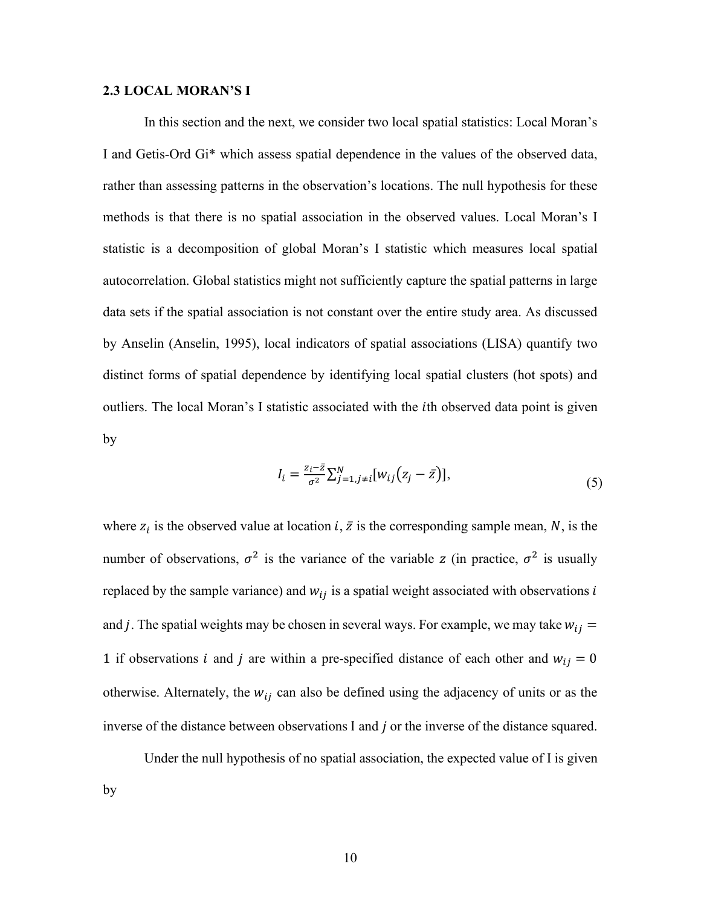### 2.3 LOCAL MORAN'S I

In this section and the next, we consider two local spatial statistics: Local Moran's I and Getis-Ord Gi* which assess spatial dependence in the values of the observed data, rather than assessing patterns in the observation's locations. The null hypothesis for these methods is that there is no spatial association in the observed values. Local Moran's I statistic is a decomposition of global Moran's I statistic which measures local spatial autocorrelation. Global statistics might not sufficiently capture the spatial patterns in large data sets if the spatial association is not constant over the entire study area. As discussed by Anselin (Anselin, 1995), local indicators of spatial associations (LISA) quantify two distinct forms of spatial dependence by identifying local spatial clusters (hot spots) and outliers. The local Moran's I statistic associated with the $i$th observed data point is given by

$$I_i = \frac{z_i - \bar{z}}{\sigma^2} \sum_{j=1, j \neq i}^{N} [w_{ij}(z_j - \bar{z})], \tag{5}$$

where $z_i$ is the observed value at location $i$, $\bar{z}$ is the corresponding sample mean, $N$, is the number of observations, $\sigma^2$ is the variance of the variable $z$ (in practice, $\sigma^2$ is usually replaced by the sample variance) and $w_{ij}$ is a spatial weight associated with observations $i$ and $j$. The spatial weights may be chosen in several ways. For example, we may take $w_{ij} = 1$ if observations $i$ and $j$ are within a pre-specified distance of each other and $w_{ij} = 0$ otherwise. Alternately, the $w_{ij}$ can also be defined using the adjacency of units or as the inverse of the distance between observations I and $j$ or the inverse of the distance squared.

Under the null hypothesis of no spatial association, the expected value of I is given by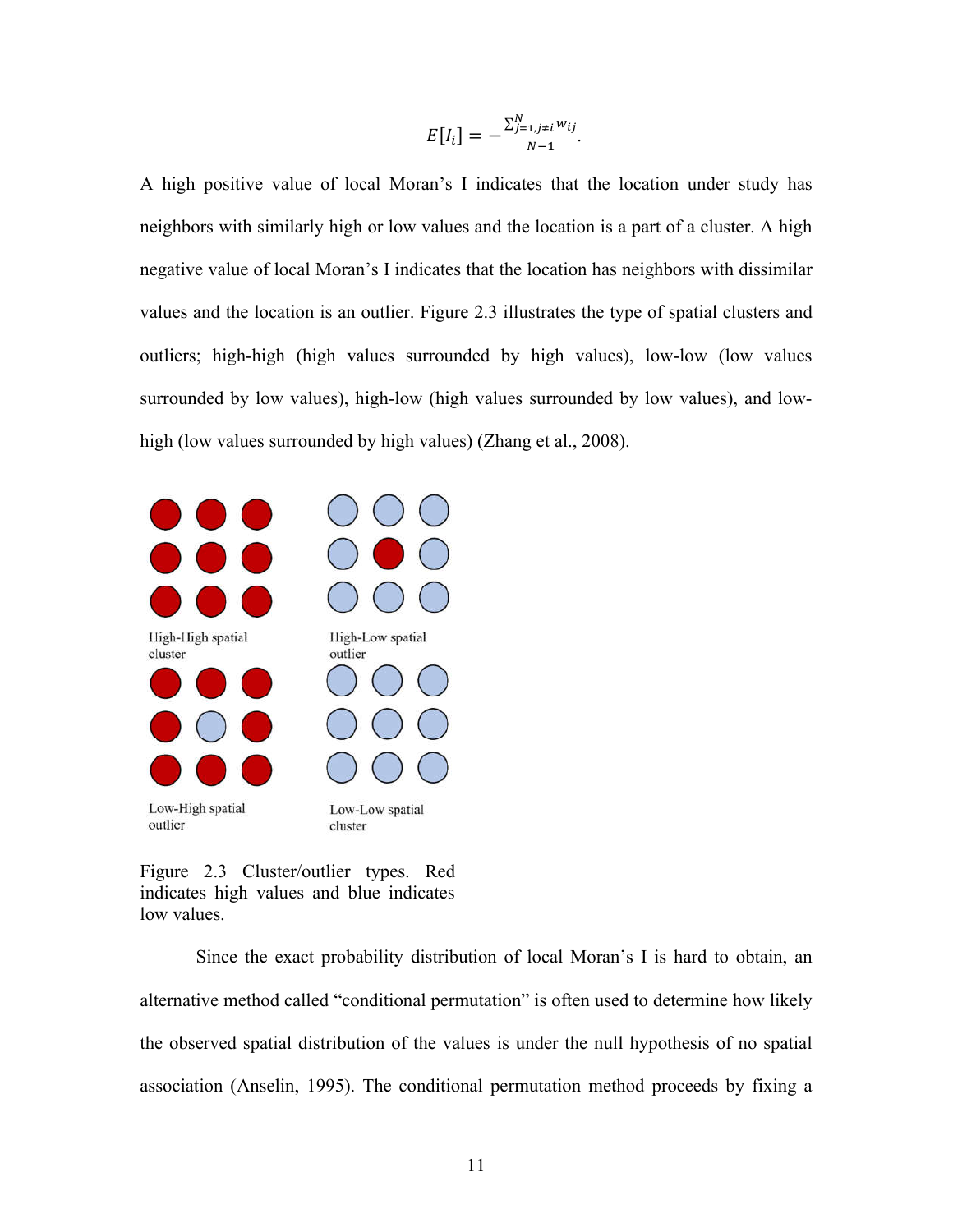$$E[I_i] = -\frac{\sum_{j=1, j \neq i}^{N} w_{ij}}{N-1}.$$

A high positive value of local Moran's I indicates that the location under study has neighbors with similarly high or low values and the location is a part of a cluster. A high negative value of local Moran's I indicates that the location has neighbors with dissimilar values and the location is an outlier. Figure 2.3 illustrates the type of spatial clusters and outliers; high-high (high values surrounded by high values), low-low (low values surrounded by low values), high-low (high values surrounded by low values), and low-high (low values surrounded by high values) (Zhang et al., 2008).

High-High spatial cluster

High-Low spatial outlier

Low-High spatial outlier

Low-Low spatial cluster

Figure 2.3 Cluster/outlier types. Red indicates high values and blue indicates low values.

Since the exact probability distribution of local Moran's I is hard to obtain, an alternative method called "conditional permutation" is often used to determine how likely the observed spatial distribution of the values is under the null hypothesis of no spatial association (Anselin, 1995). The conditional permutation method proceeds by fixing a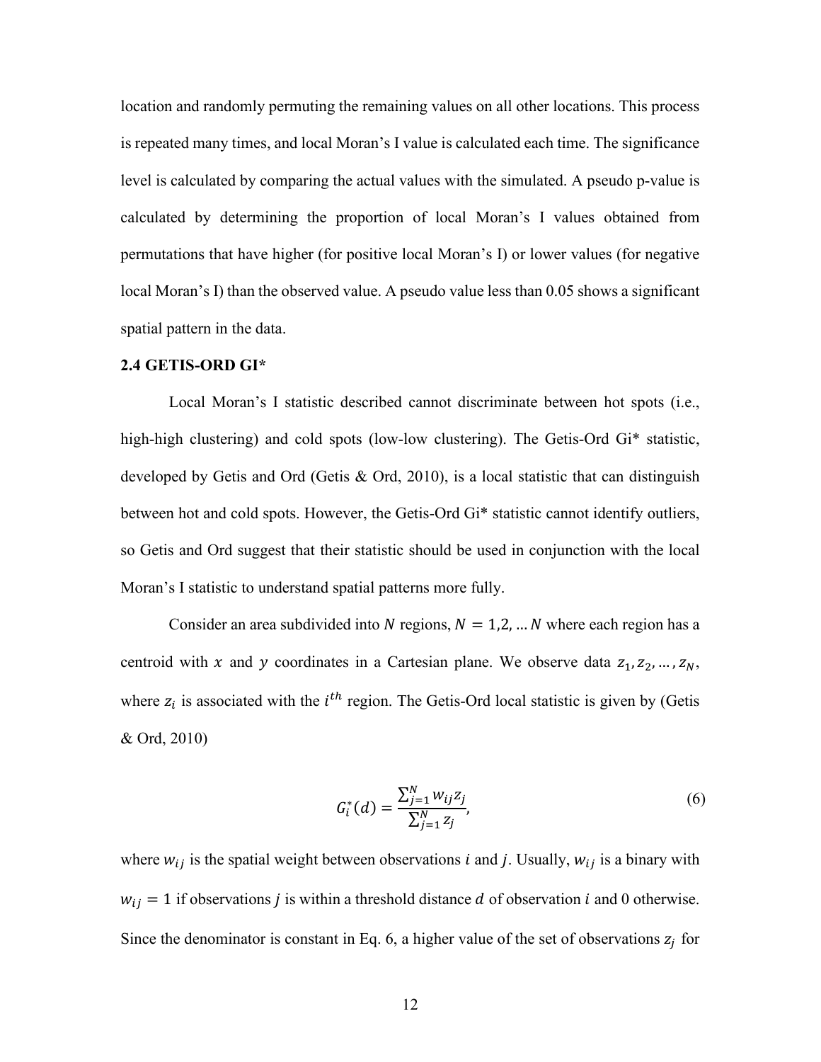location and randomly permuting the remaining values on all other locations. This process is repeated many times, and local Moran's I value is calculated each time. The significance level is calculated by comparing the actual values with the simulated. A pseudo p-value is calculated by determining the proportion of local Moran's I values obtained from permutations that have higher (for positive local Moran's I) or lower values (for negative local Moran's I) than the observed value. A pseudo value less than 0.05 shows a significant spatial pattern in the data.

### 2.4 GETIS-ORD GI*

Local Moran's I statistic described cannot discriminate between hot spots (i.e., high-high clustering) and cold spots (low-low clustering). The Getis-Ord Gi* statistic, developed by Getis and Ord (Getis & Ord, 2010), is a local statistic that can distinguish between hot and cold spots. However, the Getis-Ord Gi* statistic cannot identify outliers, so Getis and Ord suggest that their statistic should be used in conjunction with the local Moran's I statistic to understand spatial patterns more fully.

Consider an area subdivided into $N$ regions, $N = 1,2, \ldots N$ where each region has a centroid with $x$ and $y$ coordinates in a Cartesian plane. We observe data $z_1, z_2, \ldots, z_N$, where $z_i$ is associated with the $i^{th}$ region. The Getis-Ord local statistic is given by (Getis & Ord, 2010)

$$G_i^*(d) = \frac{\sum_{j=1}^{N} w_{ij} z_j}{\sum_{j=1}^{N} z_j}, \tag{6}$$

where $w_{ij}$ is the spatial weight between observations $i$ and $j$. Usually, $w_{ij}$ is a binary with $w_{ij} = 1$ if observations $j$ is within a threshold distance $d$ of observation $i$ and 0 otherwise. Since the denominator is constant in Eq. 6, a higher value of the set of observations $z_j$ for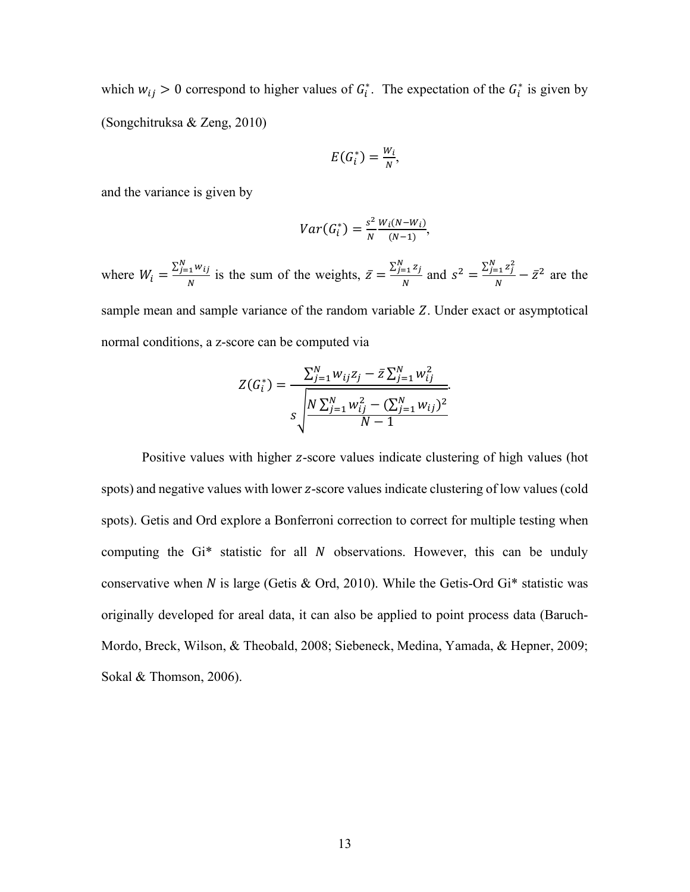which $w_{ij} > 0$ correspond to higher values of $G_i^*$. The expectation of the $G_i^*$ is given by (Songchitruksa & Zeng, 2010)

$$E(G_i^*) = \frac{W_i}{N},$$

and the variance is given by

$$Var(G_i^*) = \frac{s^2}{N}\frac{W_i(N-W_i)}{(N-1)},$$

where $W_i = \frac{\sum_{j=1}^{N} w_{ij}}{N}$ is the sum of the weights, $\bar{z} = \frac{\sum_{j=1}^{N} z_j}{N}$ and $s^2 = \frac{\sum_{j=1}^{N} z_j^2}{N} - \bar{z}^2$ are the sample mean and sample variance of the random variable $Z$. Under exact or asymptotical normal conditions, a z-score can be computed via

$$Z(G_i^*) = \frac{\sum_{j=1}^{N} w_{ij}z_j - \bar{z}\sum_{j=1}^{N} w_{ij}^2}{s\sqrt{\dfrac{N\sum_{j=1}^{N} w_{ij}^2 - (\sum_{j=1}^{N} w_{ij})^2}{N-1}}}.$$

Positive values with higher $z$-score values indicate clustering of high values (hot spots) and negative values with lower $z$-score values indicate clustering of low values (cold spots). Getis and Ord explore a Bonferroni correction to correct for multiple testing when computing the Gi* statistic for all $N$ observations. However, this can be unduly conservative when $N$ is large (Getis & Ord, 2010). While the Getis-Ord Gi* statistic was originally developed for areal data, it can also be applied to point process data (Baruch-Mordo, Breck, Wilson, & Theobald, 2008; Siebeneck, Medina, Yamada, & Hepner, 2009; Sokal & Thomson, 2006).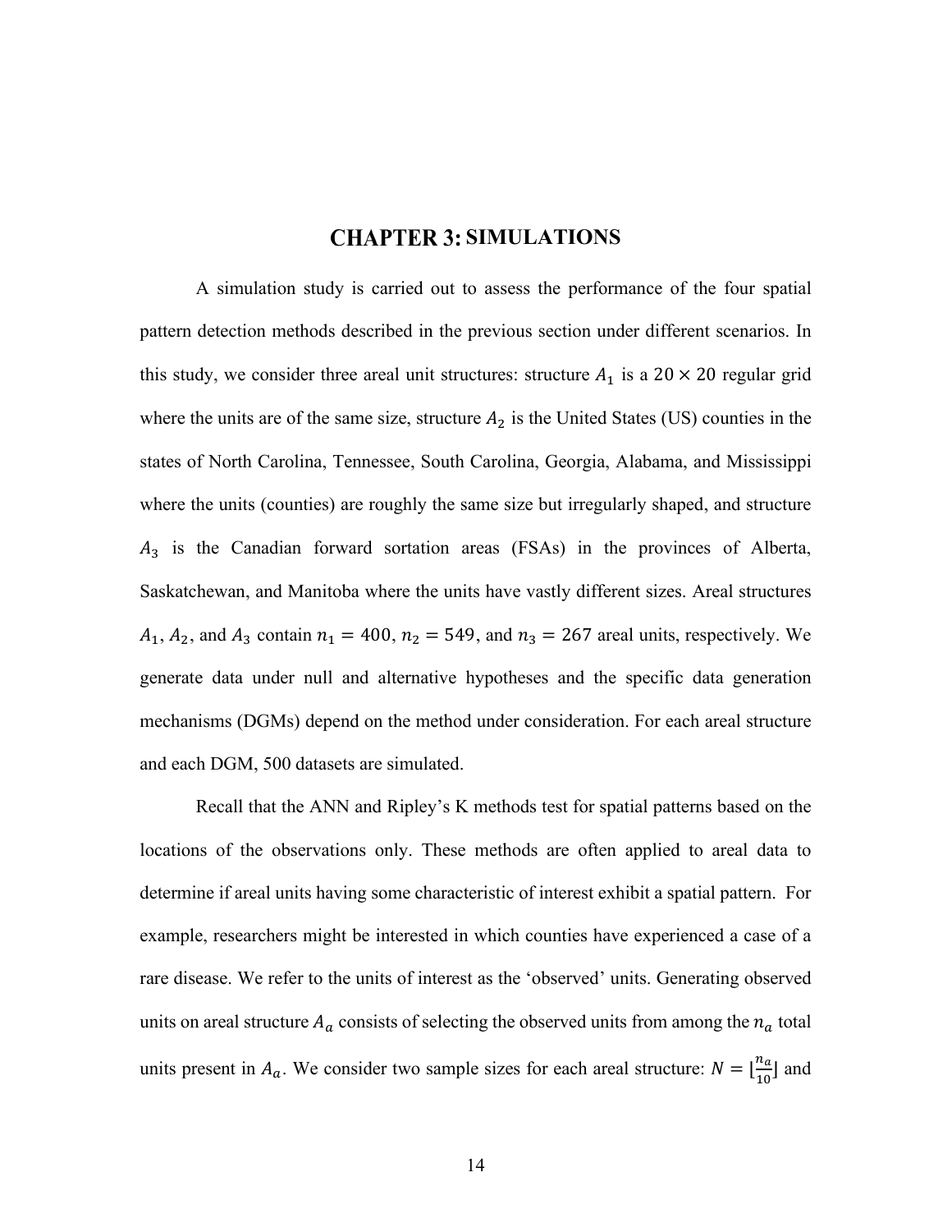# CHAPTER 3: SIMULATIONS

A simulation study is carried out to assess the performance of the four spatial pattern detection methods described in the previous section under different scenarios. In this study, we consider three areal unit structures: structure $A_1$ is a $20 \times 20$ regular grid where the units are of the same size, structure $A_2$ is the United States (US) counties in the states of North Carolina, Tennessee, South Carolina, Georgia, Alabama, and Mississippi where the units (counties) are roughly the same size but irregularly shaped, and structure $A_3$ is the Canadian forward sortation areas (FSAs) in the provinces of Alberta, Saskatchewan, and Manitoba where the units have vastly different sizes. Areal structures $A_1$, $A_2$, and $A_3$ contain $n_1 = 400$, $n_2 = 549$, and $n_3 = 267$ areal units, respectively. We generate data under null and alternative hypotheses and the specific data generation mechanisms (DGMs) depend on the method under consideration. For each areal structure and each DGM, 500 datasets are simulated.

Recall that the ANN and Ripley's K methods test for spatial patterns based on the locations of the observations only. These methods are often applied to areal data to determine if areal units having some characteristic of interest exhibit a spatial pattern. For example, researchers might be interested in which counties have experienced a case of a rare disease. We refer to the units of interest as the 'observed' units. Generating observed units on areal structure $A_a$ consists of selecting the observed units from among the $n_a$ total units present in $A_a$. We consider two sample sizes for each areal structure: $N = \lfloor \frac{n_a}{10} \rfloor$ and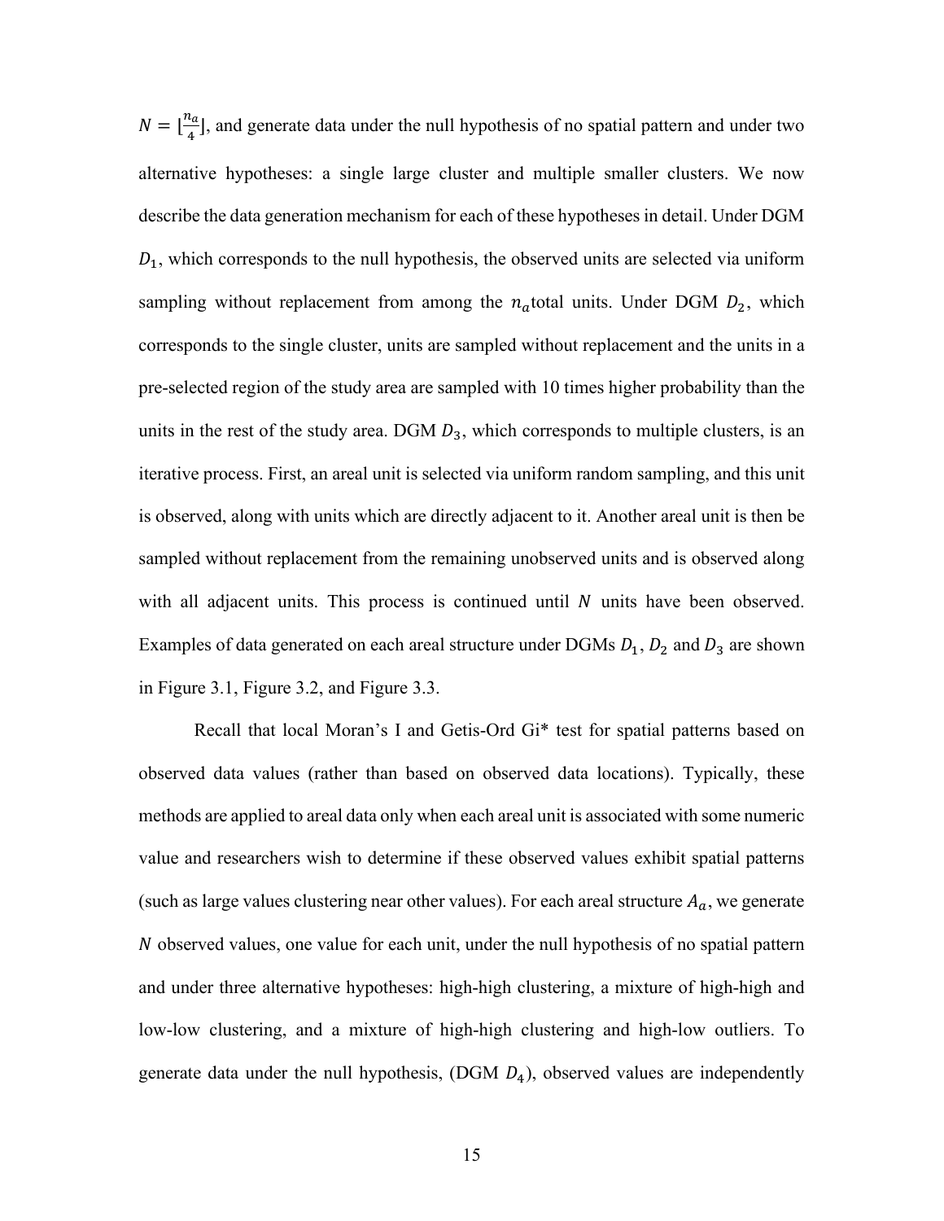$N = \lfloor \frac{n_a}{4} \rfloor$, and generate data under the null hypothesis of no spatial pattern and under two alternative hypotheses: a single large cluster and multiple smaller clusters. We now describe the data generation mechanism for each of these hypotheses in detail. Under DGM $D_1$, which corresponds to the null hypothesis, the observed units are selected via uniform sampling without replacement from among the $n_a$total units. Under DGM $D_2$, which corresponds to the single cluster, units are sampled without replacement and the units in a pre-selected region of the study area are sampled with 10 times higher probability than the units in the rest of the study area. DGM $D_3$, which corresponds to multiple clusters, is an iterative process. First, an areal unit is selected via uniform random sampling, and this unit is observed, along with units which are directly adjacent to it. Another areal unit is then be sampled without replacement from the remaining unobserved units and is observed along with all adjacent units. This process is continued until $N$ units have been observed. Examples of data generated on each areal structure under DGMs $D_1$, $D_2$ and $D_3$ are shown in Figure 3.1, Figure 3.2, and Figure 3.3.

Recall that local Moran's I and Getis-Ord Gi* test for spatial patterns based on observed data values (rather than based on observed data locations). Typically, these methods are applied to areal data only when each areal unit is associated with some numeric value and researchers wish to determine if these observed values exhibit spatial patterns (such as large values clustering near other values). For each areal structure $A_a$, we generate $N$ observed values, one value for each unit, under the null hypothesis of no spatial pattern and under three alternative hypotheses: high-high clustering, a mixture of high-high and low-low clustering, and a mixture of high-high clustering and high-low outliers. To generate data under the null hypothesis, (DGM $D_4$), observed values are independently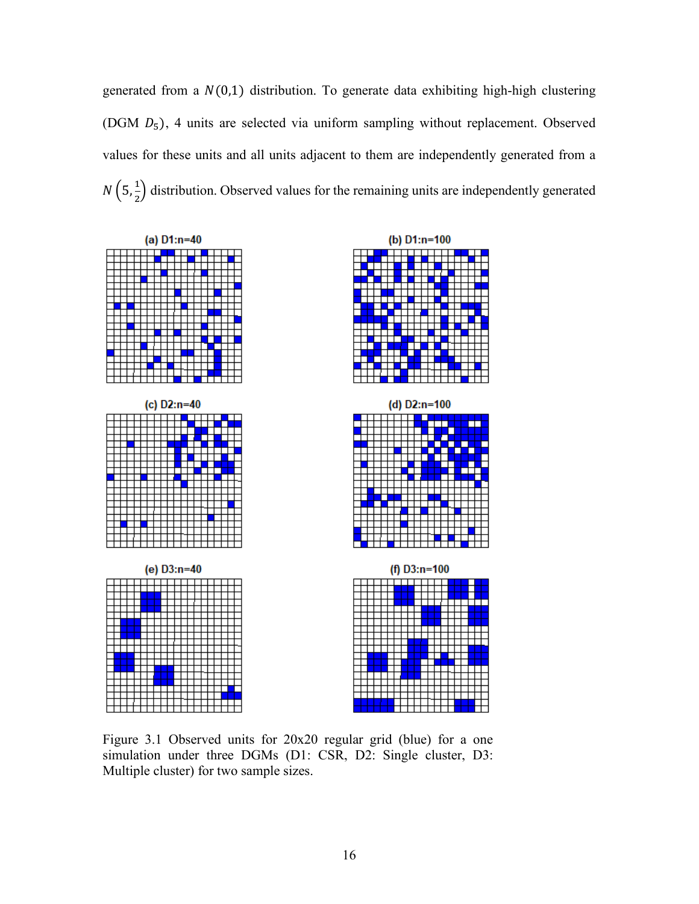generated from a $N(0,1)$ distribution. To generate data exhibiting high-high clustering (DGM $D_5$), 4 units are selected via uniform sampling without replacement. Observed values for these units and all units adjacent to them are independently generated from a $N\left(5,\frac{1}{2}\right)$ distribution. Observed values for the remaining units are independently generated

Figure 3.1 Observed units for 20x20 regular grid (blue) for a one simulation under three DGMs (D1: CSR, D2: Single cluster, D3: Multiple cluster) for two sample sizes.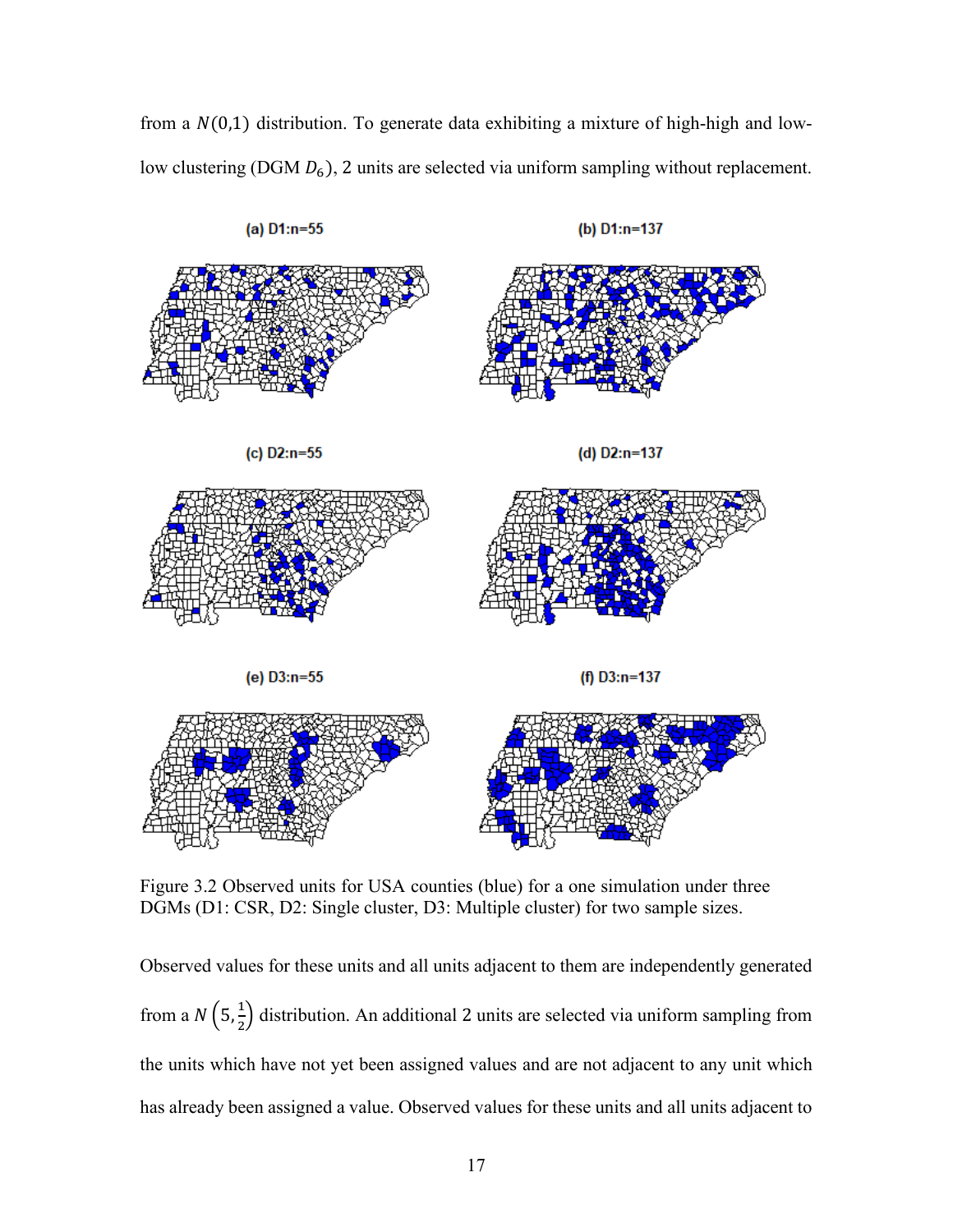from a $N(0,1)$ distribution. To generate data exhibiting a mixture of high-high and low-low clustering (DGM $D_6$), 2 units are selected via uniform sampling without replacement.

Figure 3.2 Observed units for USA counties (blue) for a one simulation under three DGMs (D1: CSR, D2: Single cluster, D3: Multiple cluster) for two sample sizes.

Observed values for these units and all units adjacent to them are independently generated from a $N\left(5, \frac{1}{2}\right)$ distribution. An additional 2 units are selected via uniform sampling from the units which have not yet been assigned values and are not adjacent to any unit which has already been assigned a value. Observed values for these units and all units adjacent to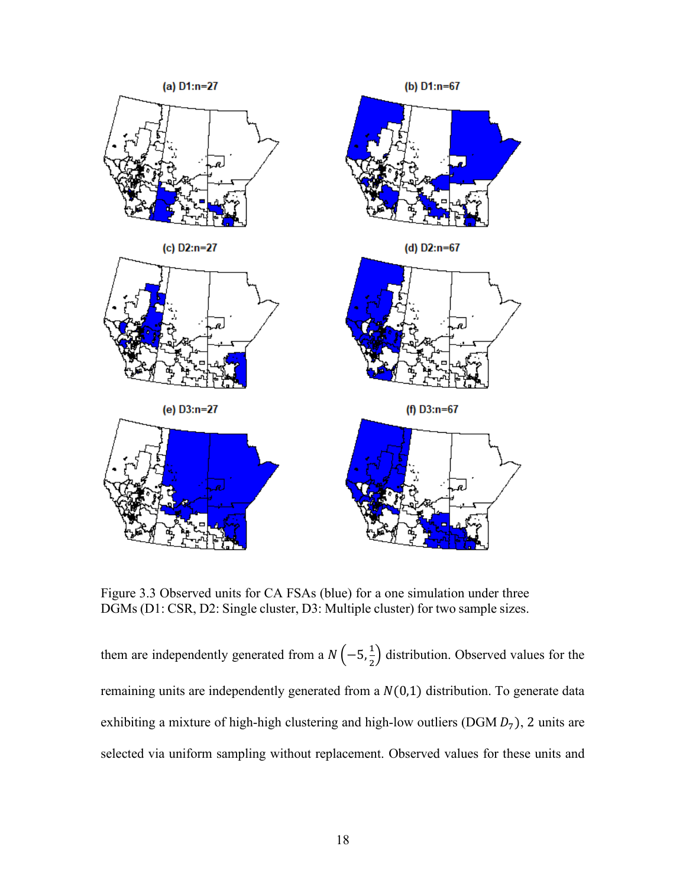Figure 3.3 Observed units for CA FSAs (blue) for a one simulation under three DGMs (D1: CSR, D2: Single cluster, D3: Multiple cluster) for two sample sizes.

them are independently generated from a $N\left(-5, \frac{1}{2}\right)$ distribution. Observed values for the remaining units are independently generated from a $N(0,1)$ distribution. To generate data exhibiting a mixture of high-high clustering and high-low outliers (DGM $D_7$), 2 units are selected via uniform sampling without replacement. Observed values for these units and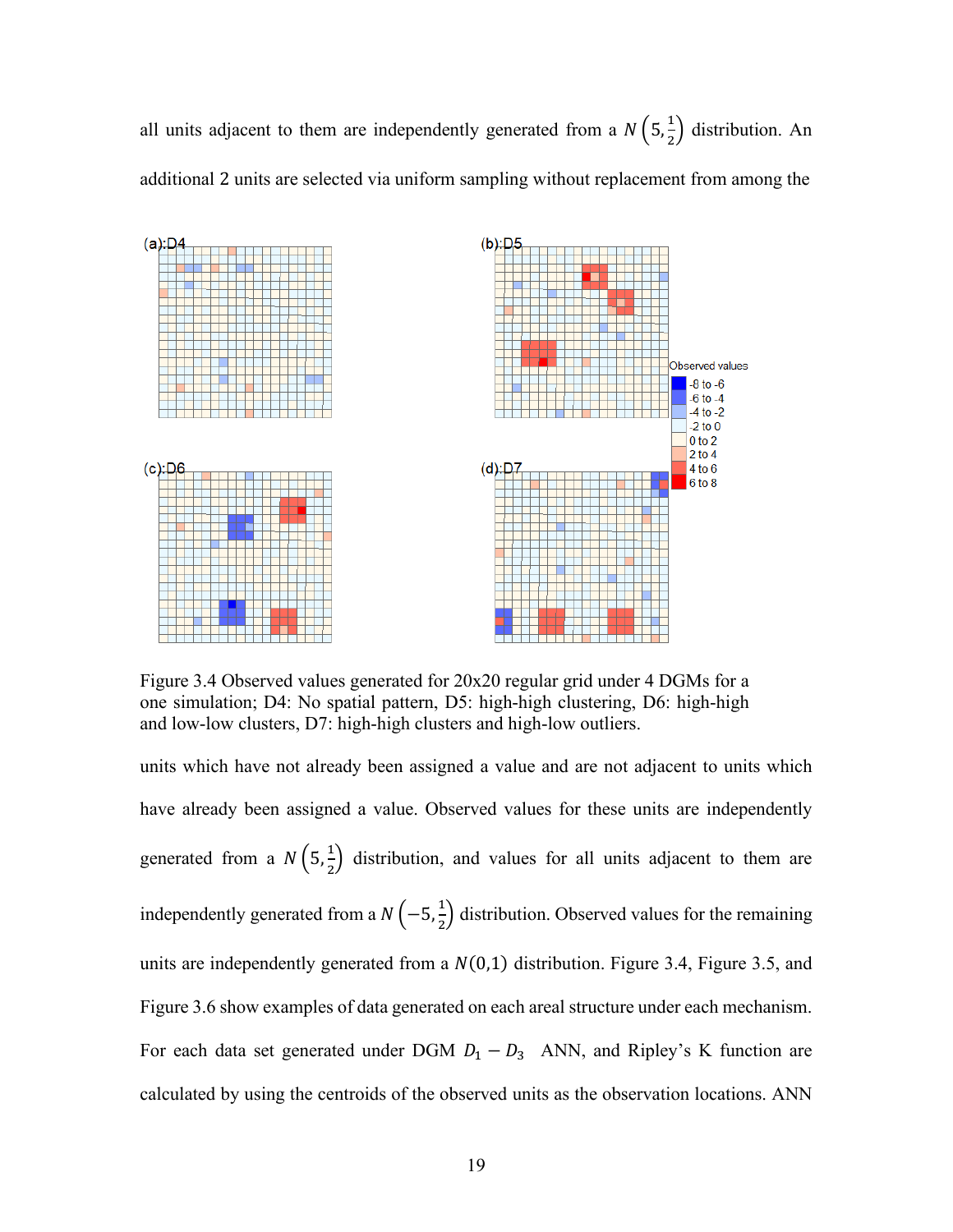all units adjacent to them are independently generated from a $N\left(5,\frac{1}{2}\right)$ distribution. An additional 2 units are selected via uniform sampling without replacement from among the

Figure 3.4 Observed values generated for 20x20 regular grid under 4 DGMs for a one simulation; D4: No spatial pattern, D5: high-high clustering, D6: high-high and low-low clusters, D7: high-high clusters and high-low outliers.

units which have not already been assigned a value and are not adjacent to units which have already been assigned a value. Observed values for these units are independently generated from a $N\left(5,\frac{1}{2}\right)$ distribution, and values for all units adjacent to them are independently generated from a $N\left(-5,\frac{1}{2}\right)$ distribution. Observed values for the remaining units are independently generated from a $N(0,1)$ distribution. Figure 3.4, Figure 3.5, and Figure 3.6 show examples of data generated on each areal structure under each mechanism. For each data set generated under DGM $D_1 - D_3$ ANN, and Ripley's K function are calculated by using the centroids of the observed units as the observation locations. ANN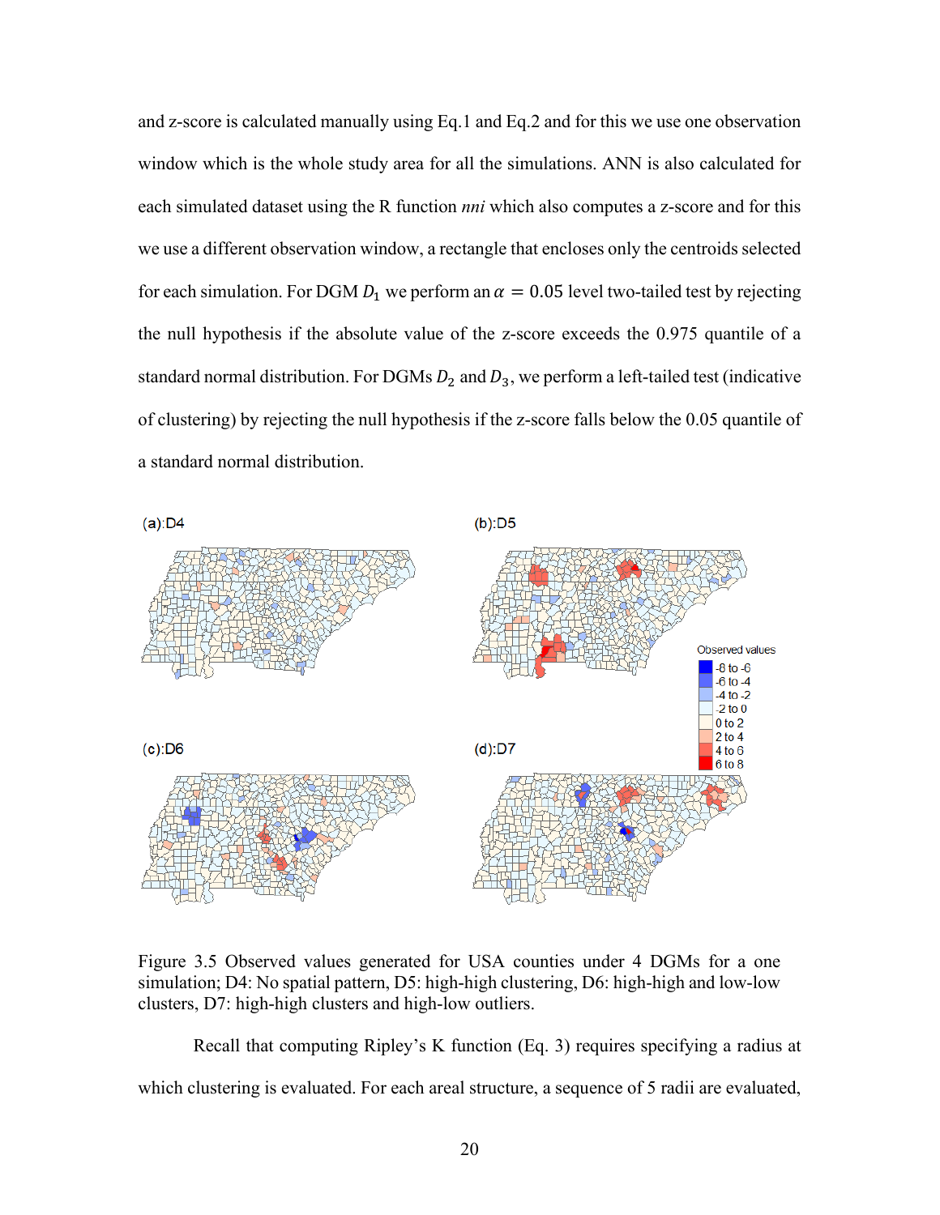and z-score is calculated manually using Eq.1 and Eq.2 and for this we use one observation window which is the whole study area for all the simulations. ANN is also calculated for each simulated dataset using the R function *nni* which also computes a z-score and for this we use a different observation window, a rectangle that encloses only the centroids selected for each simulation. For DGM $D_1$ we perform an $\alpha = 0.05$ level two-tailed test by rejecting the null hypothesis if the absolute value of the z-score exceeds the 0.975 quantile of a standard normal distribution. For DGMs $D_2$ and $D_3$, we perform a left-tailed test (indicative of clustering) by rejecting the null hypothesis if the z-score falls below the 0.05 quantile of a standard normal distribution.

Figure 3.5 Observed values generated for USA counties under 4 DGMs for a one simulation; D4: No spatial pattern, D5: high-high clustering, D6: high-high and low-low clusters, D7: high-high clusters and high-low outliers.

Recall that computing Ripley's K function (Eq. 3) requires specifying a radius at which clustering is evaluated. For each areal structure, a sequence of 5 radii are evaluated,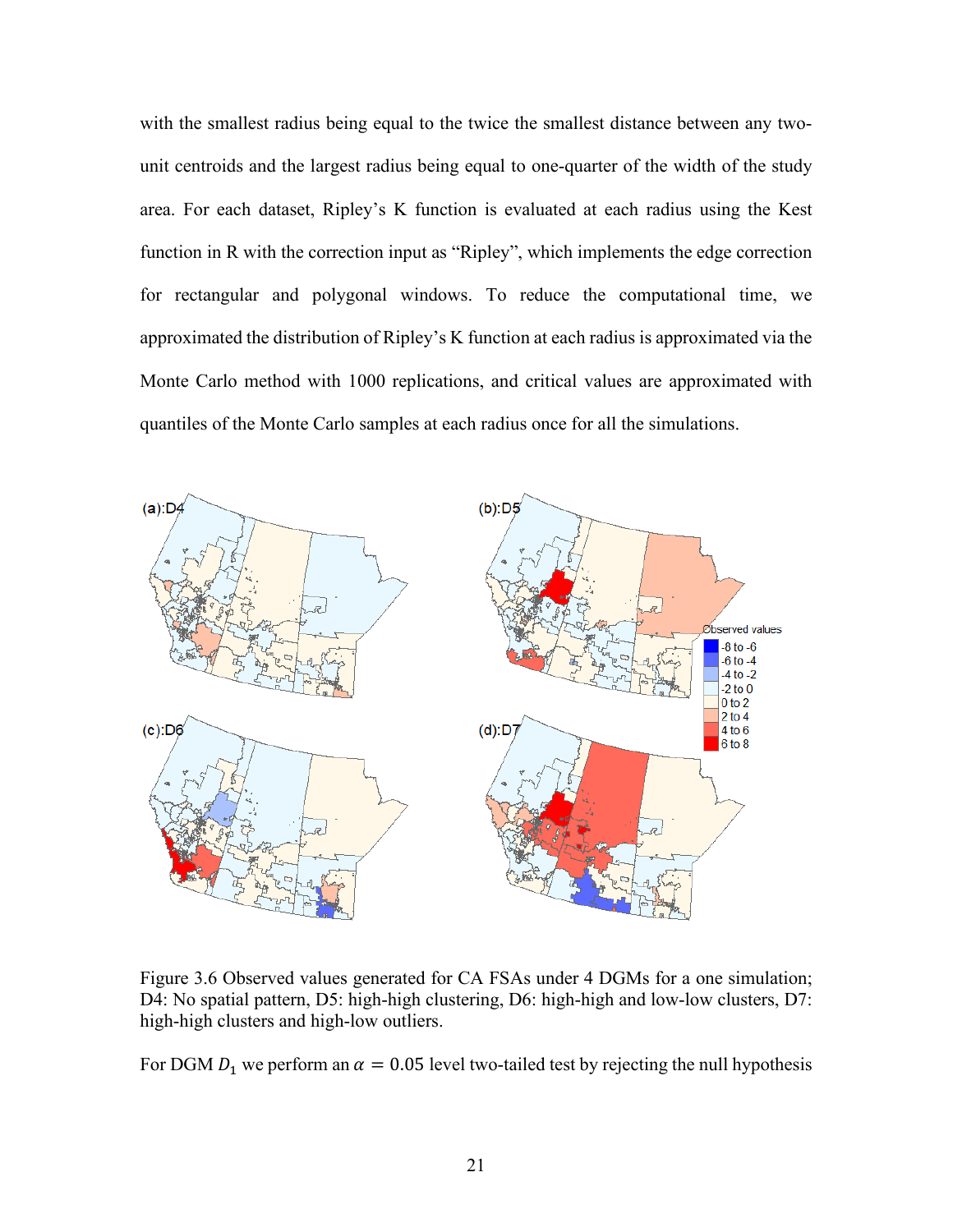with the smallest radius being equal to the twice the smallest distance between any two-unit centroids and the largest radius being equal to one-quarter of the width of the study area. For each dataset, Ripley's K function is evaluated at each radius using the Kest function in R with the correction input as "Ripley", which implements the edge correction for rectangular and polygonal windows. To reduce the computational time, we approximated the distribution of Ripley's K function at each radius is approximated via the Monte Carlo method with 1000 replications, and critical values are approximated with quantiles of the Monte Carlo samples at each radius once for all the simulations.

Figure 3.6 Observed values generated for CA FSAs under 4 DGMs for a one simulation; D4: No spatial pattern, D5: high-high clustering, D6: high-high and low-low clusters, D7: high-high clusters and high-low outliers.

For DGM $D_1$ we perform an $\alpha = 0.05$ level two-tailed test by rejecting the null hypothesis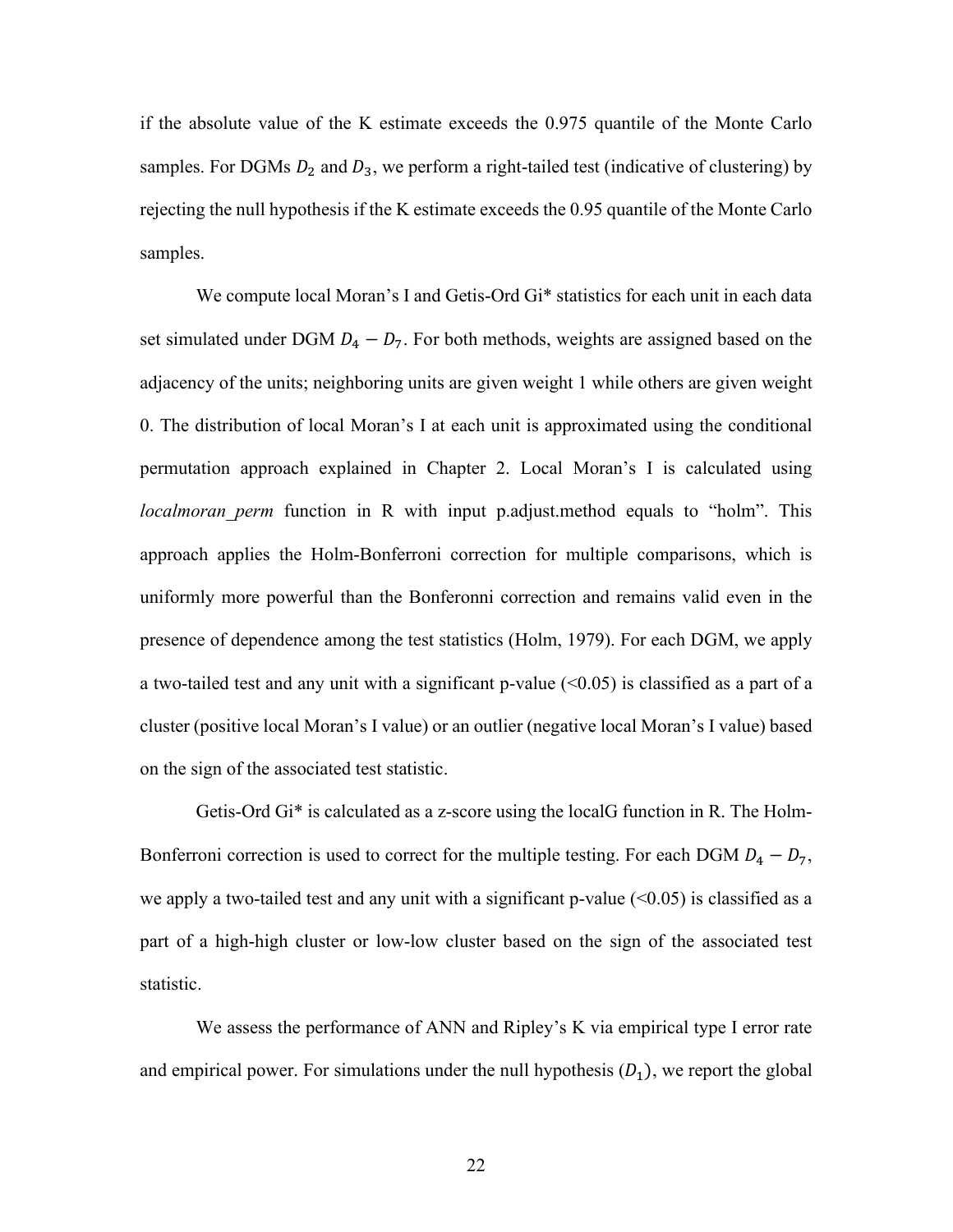if the absolute value of the K estimate exceeds the 0.975 quantile of the Monte Carlo samples. For DGMs $D_2$ and $D_3$, we perform a right-tailed test (indicative of clustering) by rejecting the null hypothesis if the K estimate exceeds the 0.95 quantile of the Monte Carlo samples.

We compute local Moran's I and Getis-Ord Gi* statistics for each unit in each data set simulated under DGM $D_4 - D_7$. For both methods, weights are assigned based on the adjacency of the units; neighboring units are given weight 1 while others are given weight 0. The distribution of local Moran's I at each unit is approximated using the conditional permutation approach explained in Chapter 2. Local Moran's I is calculated using *localmoran_perm* function in R with input p.adjust.method equals to "holm". This approach applies the Holm-Bonferroni correction for multiple comparisons, which is uniformly more powerful than the Bonferonni correction and remains valid even in the presence of dependence among the test statistics (Holm, 1979). For each DGM, we apply a two-tailed test and any unit with a significant p-value (<0.05) is classified as a part of a cluster (positive local Moran's I value) or an outlier (negative local Moran's I value) based on the sign of the associated test statistic.

Getis-Ord Gi* is calculated as a z-score using the localG function in R. The Holm-Bonferroni correction is used to correct for the multiple testing. For each DGM $D_4 - D_7$, we apply a two-tailed test and any unit with a significant p-value (<0.05) is classified as a part of a high-high cluster or low-low cluster based on the sign of the associated test statistic.

We assess the performance of ANN and Ripley's K via empirical type I error rate and empirical power. For simulations under the null hypothesis ($D_1$), we report the global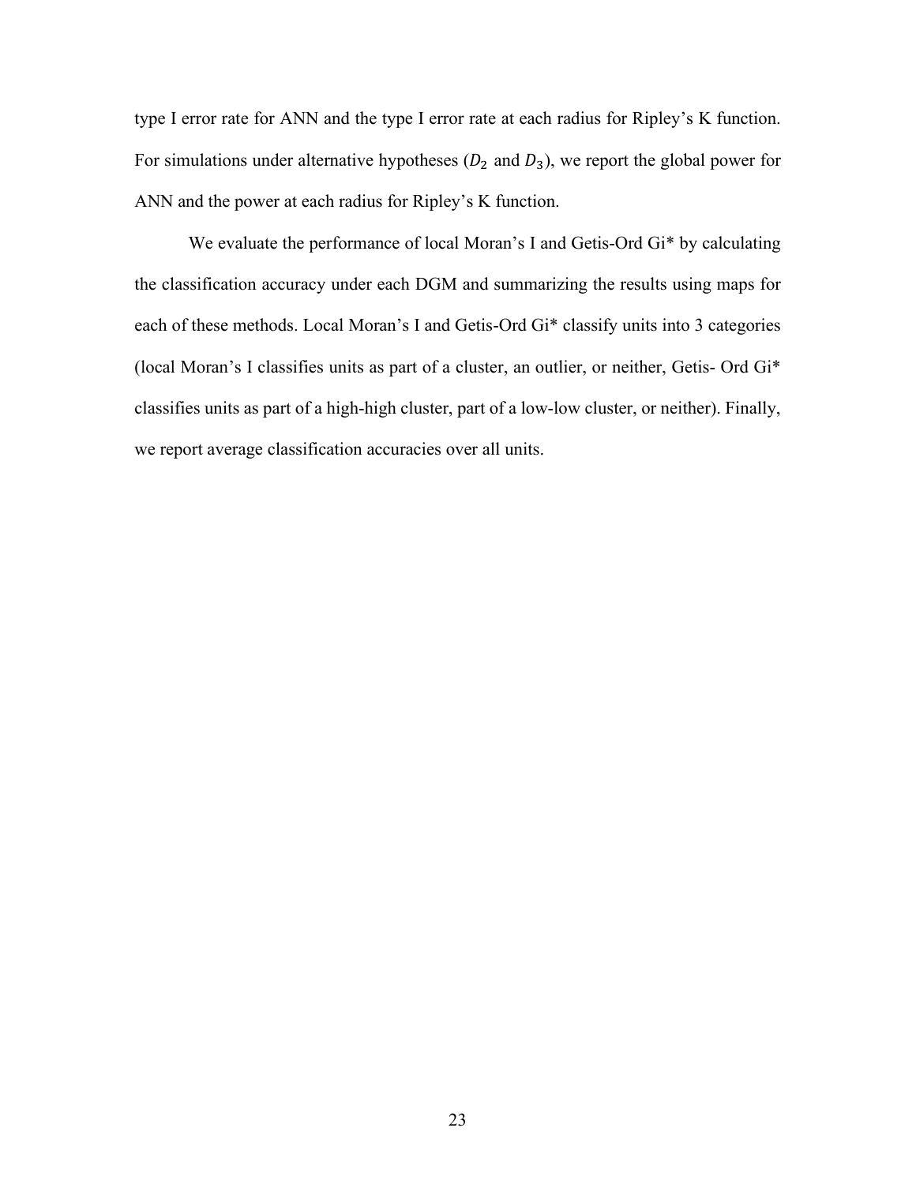type I error rate for ANN and the type I error rate at each radius for Ripley's K function. For simulations under alternative hypotheses ($D_2$ and $D_3$), we report the global power for ANN and the power at each radius for Ripley's K function.

We evaluate the performance of local Moran's I and Getis-Ord Gi* by calculating the classification accuracy under each DGM and summarizing the results using maps for each of these methods. Local Moran's I and Getis-Ord Gi* classify units into 3 categories (local Moran's I classifies units as part of a cluster, an outlier, or neither, Getis- Ord Gi* classifies units as part of a high-high cluster, part of a low-low cluster, or neither). Finally, we report average classification accuracies over all units.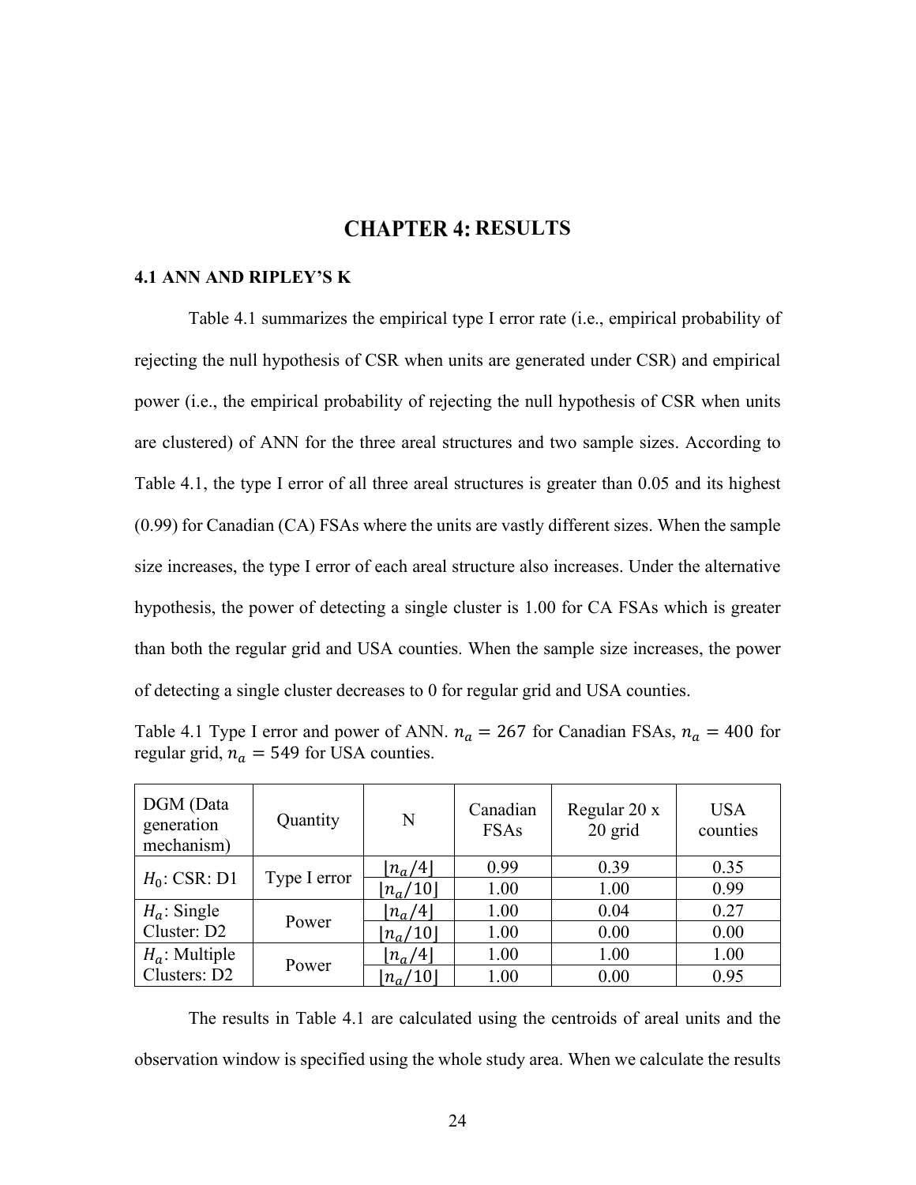# CHAPTER 4: RESULTS

## 4.1 ANN AND RIPLEY'S K

Table 4.1 summarizes the empirical type I error rate (i.e., empirical probability of rejecting the null hypothesis of CSR when units are generated under CSR) and empirical power (i.e., the empirical probability of rejecting the null hypothesis of CSR when units are clustered) of ANN for the three areal structures and two sample sizes. According to Table 4.1, the type I error of all three areal structures is greater than 0.05 and its highest (0.99) for Canadian (CA) FSAs where the units are vastly different sizes. When the sample size increases, the type I error of each areal structure also increases. Under the alternative hypothesis, the power of detecting a single cluster is 1.00 for CA FSAs which is greater than both the regular grid and USA counties. When the sample size increases, the power of detecting a single cluster decreases to 0 for regular grid and USA counties.

Table 4.1 Type I error and power of ANN. $n_a = 267$ for Canadian FSAs, $n_a = 400$ for regular grid, $n_a = 549$ for USA counties.

| DGM (Data generation mechanism) | Quantity | N | Canadian FSAs | Regular 20 x 20 grid | USA counties |
|---|---|---|---|---|---|
| $H_0$: CSR: D1 | Type I error | $\lfloor n_a/4 \rfloor$ | 0.99 | 0.39 | 0.35 |
| | | $\lfloor n_a/10 \rfloor$ | 1.00 | 1.00 | 0.99 |
| $H_a$: Single Cluster: D2 | Power | $\lfloor n_a/4 \rfloor$ | 1.00 | 0.04 | 0.27 |
| | | $\lfloor n_a/10 \rfloor$ | 1.00 | 0.00 | 0.00 |
| $H_a$: Multiple Clusters: D2 | Power | $\lfloor n_a/4 \rfloor$ | 1.00 | 1.00 | 1.00 |
| | | $\lfloor n_a/10 \rfloor$ | 1.00 | 0.00 | 0.95 |

The results in Table 4.1 are calculated using the centroids of areal units and the observation window is specified using the whole study area. When we calculate the results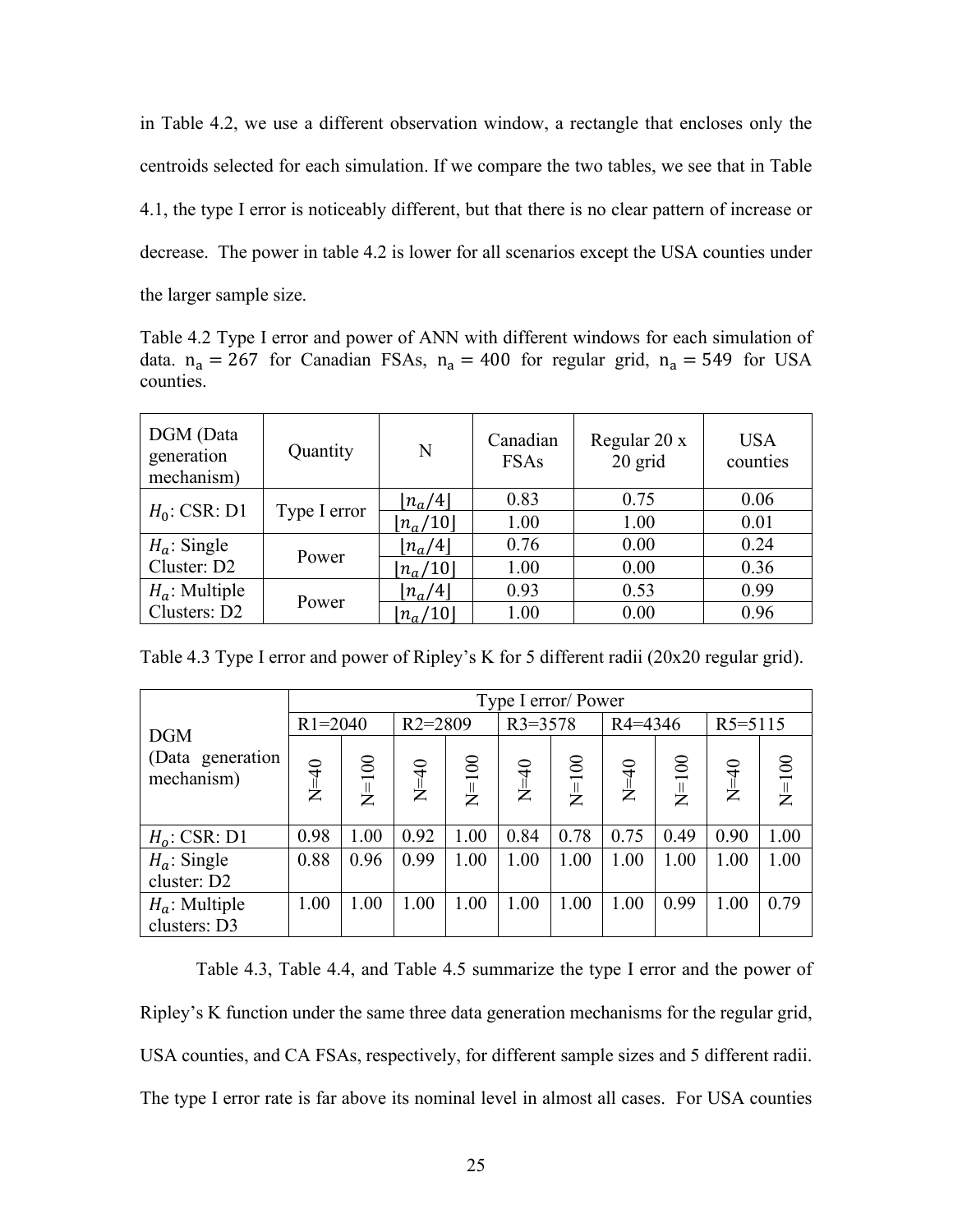in Table 4.2, we use a different observation window, a rectangle that encloses only the centroids selected for each simulation. If we compare the two tables, we see that in Table 4.1, the type I error is noticeably different, but that there is no clear pattern of increase or decrease. The power in table 4.2 is lower for all scenarios except the USA counties under the larger sample size.

Table 4.2 Type I error and power of ANN with different windows for each simulation of data. $n_a = 267$ for Canadian FSAs, $n_a = 400$ for regular grid, $n_a = 549$ for USA counties.

| DGM (Data generation mechanism) | Quantity | N | Canadian FSAs | Regular 20 x 20 grid | USA counties |
|---|---|---|---|---|---|
| $H_0$: CSR: D1 | Type I error | $\lfloor n_a/4 \rfloor$ | 0.83 | 0.75 | 0.06 |
| | | $\lfloor n_a/10 \rfloor$ | 1.00 | 1.00 | 0.01 |
| $H_a$: Single Cluster: D2 | Power | $\lfloor n_a/4 \rfloor$ | 0.76 | 0.00 | 0.24 |
| | | $\lfloor n_a/10 \rfloor$ | 1.00 | 0.00 | 0.36 |
| $H_a$: Multiple Clusters: D2 | Power | $\lfloor n_a/4 \rfloor$ | 0.93 | 0.53 | 0.99 |
| | | $\lfloor n_a/10 \rfloor$ | 1.00 | 0.00 | 0.96 |

Table 4.3 Type I error and power of Ripley's K for 5 different radii (20x20 regular grid).

| DGM (Data generation mechanism) | Type I error/ Power | | | | | | | | | |
|---|---|---|---|---|---|---|---|---|---|---|
| | R1=2040 | | R2=2809 | | R3=3578 | | R4=4346 | | R5=5115 | |
| | N=40 | N=100 | N=40 | N=100 | N=40 | N=100 | N=40 | N=100 | N=40 | N=100 |
| $H_o$: CSR: D1 | 0.98 | 1.00 | 0.92 | 1.00 | 0.84 | 0.78 | 0.75 | 0.49 | 0.90 | 1.00 |
| $H_a$: Single cluster: D2 | 0.88 | 0.96 | 0.99 | 1.00 | 1.00 | 1.00 | 1.00 | 1.00 | 1.00 | 1.00 |
| $H_a$: Multiple clusters: D3 | 1.00 | 1.00 | 1.00 | 1.00 | 1.00 | 1.00 | 1.00 | 0.99 | 1.00 | 0.79 |

Table 4.3, Table 4.4, and Table 4.5 summarize the type I error and the power of Ripley's K function under the same three data generation mechanisms for the regular grid, USA counties, and CA FSAs, respectively, for different sample sizes and 5 different radii. The type I error rate is far above its nominal level in almost all cases. For USA counties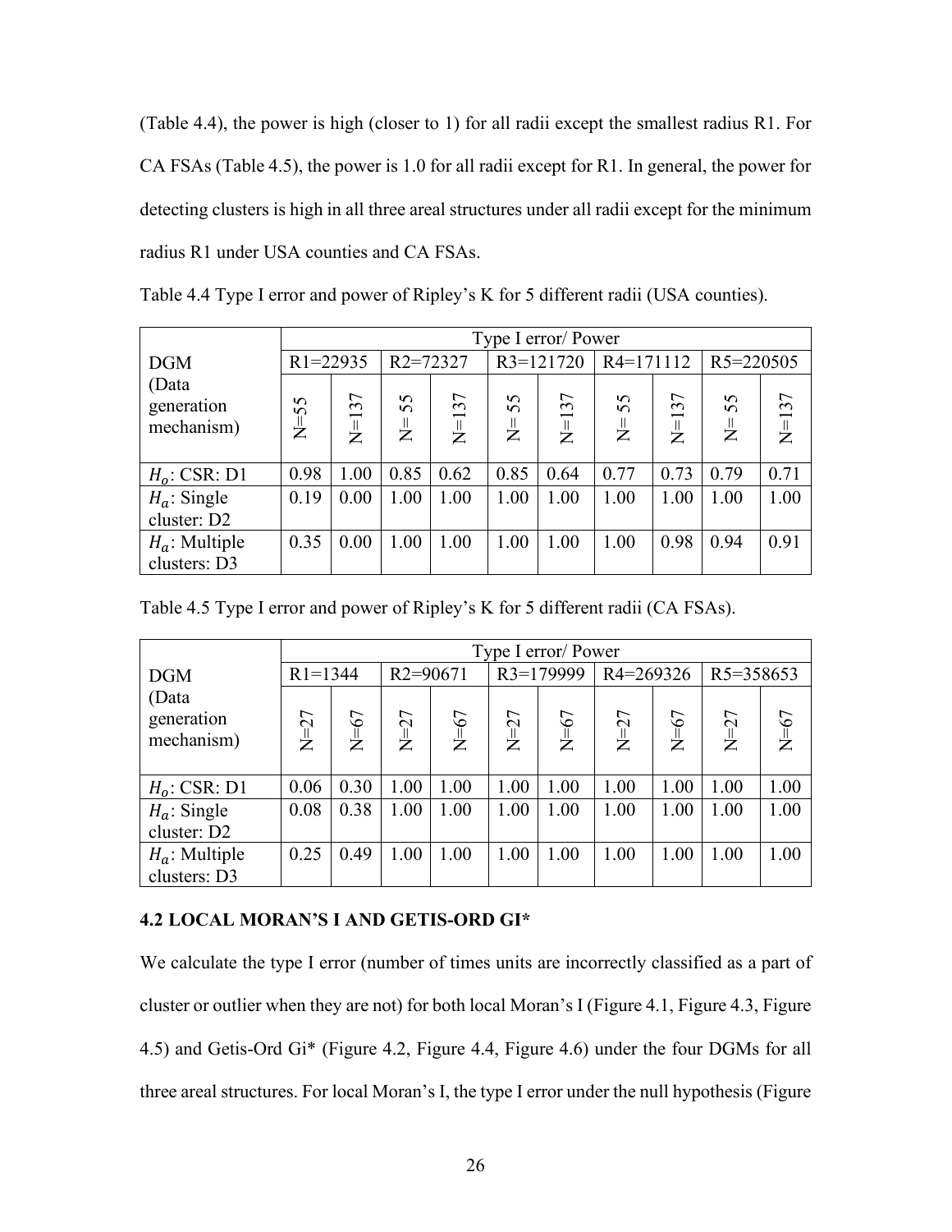(Table 4.4), the power is high (closer to 1) for all radii except the smallest radius R1. For CA FSAs (Table 4.5), the power is 1.0 for all radii except for R1. In general, the power for detecting clusters is high in all three areal structures under all radii except for the minimum radius R1 under USA counties and CA FSAs.

Table 4.4 Type I error and power of Ripley's K for 5 different radii (USA counties).

| DGM (Data generation mechanism) | Type I error/ Power | | | | | | | | | |
|---|---|---|---|---|---|---|---|---|---|---|
| | R1=22935 | | R2=72327 | | R3=121720 | | R4=171112 | | R5=220505 | |
| | N=55 | N=137 | N= 55 | N=137 | N= 55 | N=137 | N= 55 | N=137 | N= 55 | N=137 |
| $H_o$: CSR: D1 | 0.98 | 1.00 | 0.85 | 0.62 | 0.85 | 0.64 | 0.77 | 0.73 | 0.79 | 0.71 |
| $H_a$: Single cluster: D2 | 0.19 | 0.00 | 1.00 | 1.00 | 1.00 | 1.00 | 1.00 | 1.00 | 1.00 | 1.00 |
| $H_a$: Multiple clusters: D3 | 0.35 | 0.00 | 1.00 | 1.00 | 1.00 | 1.00 | 1.00 | 0.98 | 0.94 | 0.91 |

Table 4.5 Type I error and power of Ripley's K for 5 different radii (CA FSAs).

| DGM (Data generation mechanism) | Type I error/ Power | | | | | | | | | |
|---|---|---|---|---|---|---|---|---|---|---|
| | R1=1344 | | R2=90671 | | R3=179999 | | R4=269326 | | R5=358653 | |
| | N=27 | N=67 | N=27 | N=67 | N=27 | N=67 | N=27 | N=67 | N=27 | N=67 |
| $H_o$: CSR: D1 | 0.06 | 0.30 | 1.00 | 1.00 | 1.00 | 1.00 | 1.00 | 1.00 | 1.00 | 1.00 |
| $H_a$: Single cluster: D2 | 0.08 | 0.38 | 1.00 | 1.00 | 1.00 | 1.00 | 1.00 | 1.00 | 1.00 | 1.00 |
| $H_a$: Multiple clusters: D3 | 0.25 | 0.49 | 1.00 | 1.00 | 1.00 | 1.00 | 1.00 | 1.00 | 1.00 | 1.00 |

## 4.2 LOCAL MORAN'S I AND GETIS-ORD GI*

We calculate the type I error (number of times units are incorrectly classified as a part of cluster or outlier when they are not) for both local Moran's I (Figure 4.1, Figure 4.3, Figure 4.5) and Getis-Ord Gi* (Figure 4.2, Figure 4.4, Figure 4.6) under the four DGMs for all three areal structures. For local Moran's I, the type I error under the null hypothesis (Figure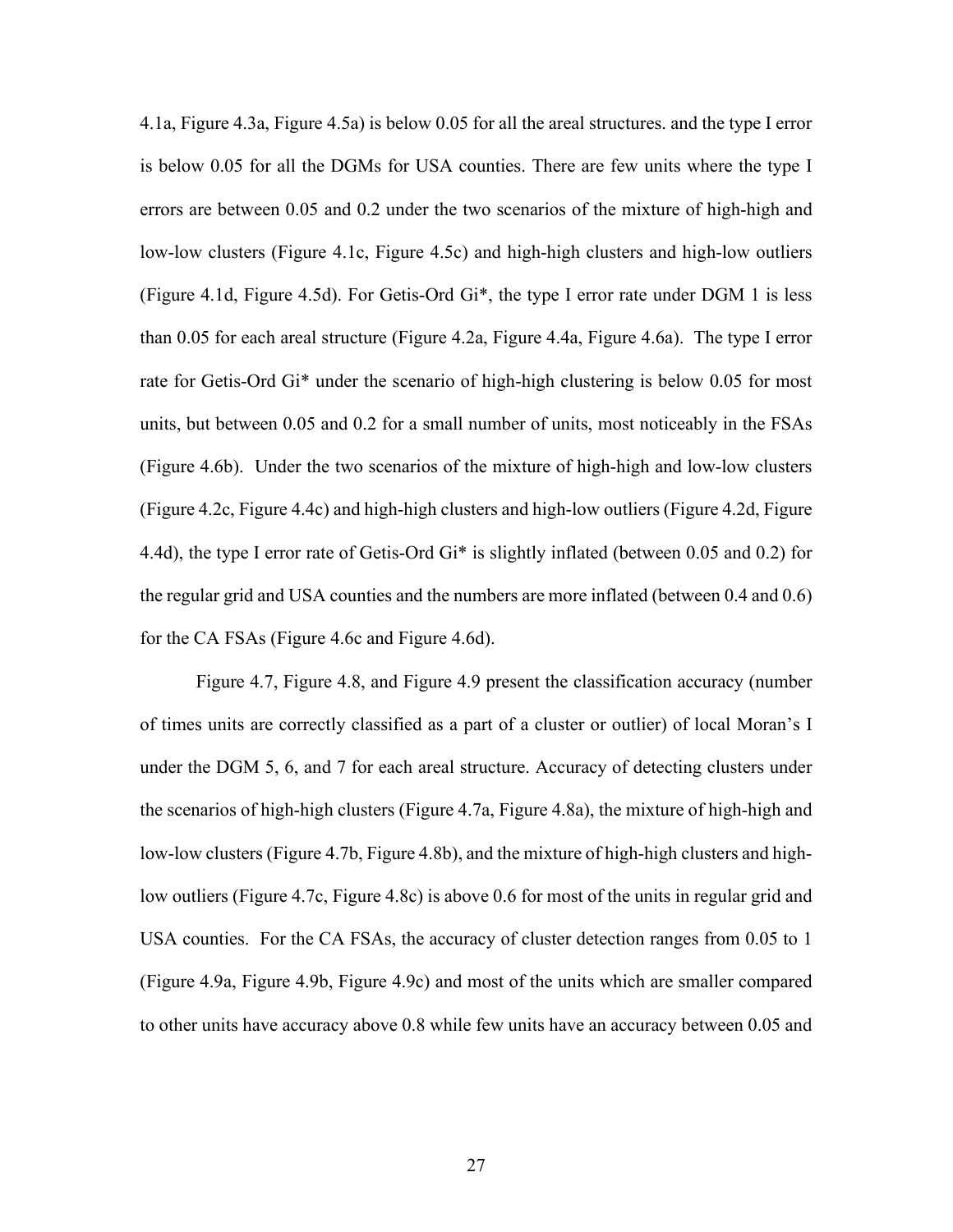4.1a, Figure 4.3a, Figure 4.5a) is below 0.05 for all the areal structures. and the type I error is below 0.05 for all the DGMs for USA counties. There are few units where the type I errors are between 0.05 and 0.2 under the two scenarios of the mixture of high-high and low-low clusters (Figure 4.1c, Figure 4.5c) and high-high clusters and high-low outliers (Figure 4.1d, Figure 4.5d). For Getis-Ord Gi*, the type I error rate under DGM 1 is less than 0.05 for each areal structure (Figure 4.2a, Figure 4.4a, Figure 4.6a). The type I error rate for Getis-Ord Gi* under the scenario of high-high clustering is below 0.05 for most units, but between 0.05 and 0.2 for a small number of units, most noticeably in the FSAs (Figure 4.6b). Under the two scenarios of the mixture of high-high and low-low clusters (Figure 4.2c, Figure 4.4c) and high-high clusters and high-low outliers (Figure 4.2d, Figure 4.4d), the type I error rate of Getis-Ord Gi* is slightly inflated (between 0.05 and 0.2) for the regular grid and USA counties and the numbers are more inflated (between 0.4 and 0.6) for the CA FSAs (Figure 4.6c and Figure 4.6d).

Figure 4.7, Figure 4.8, and Figure 4.9 present the classification accuracy (number of times units are correctly classified as a part of a cluster or outlier) of local Moran's I under the DGM 5, 6, and 7 for each areal structure. Accuracy of detecting clusters under the scenarios of high-high clusters (Figure 4.7a, Figure 4.8a), the mixture of high-high and low-low clusters (Figure 4.7b, Figure 4.8b), and the mixture of high-high clusters and high-low outliers (Figure 4.7c, Figure 4.8c) is above 0.6 for most of the units in regular grid and USA counties. For the CA FSAs, the accuracy of cluster detection ranges from 0.05 to 1 (Figure 4.9a, Figure 4.9b, Figure 4.9c) and most of the units which are smaller compared to other units have accuracy above 0.8 while few units have an accuracy between 0.05 and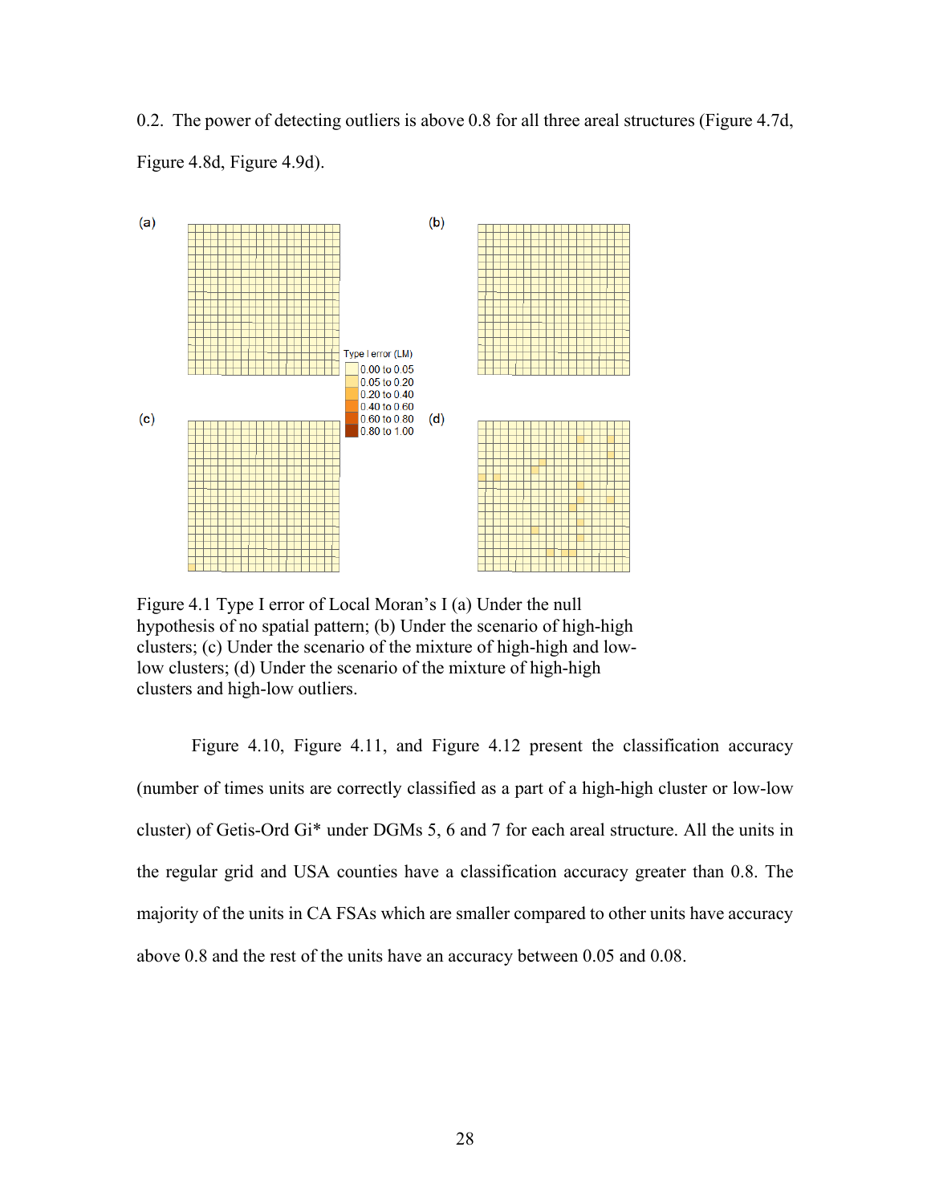0.2. The power of detecting outliers is above 0.8 for all three areal structures (Figure 4.7d, Figure 4.8d, Figure 4.9d).

Figure 4.1 Type I error of Local Moran's I (a) Under the null hypothesis of no spatial pattern; (b) Under the scenario of high-high clusters; (c) Under the scenario of the mixture of high-high and low-low clusters; (d) Under the scenario of the mixture of high-high clusters and high-low outliers.

Figure 4.10, Figure 4.11, and Figure 4.12 present the classification accuracy (number of times units are correctly classified as a part of a high-high cluster or low-low cluster) of Getis-Ord Gi* under DGMs 5, 6 and 7 for each areal structure. All the units in the regular grid and USA counties have a classification accuracy greater than 0.8. The majority of the units in CA FSAs which are smaller compared to other units have accuracy above 0.8 and the rest of the units have an accuracy between 0.05 and 0.08.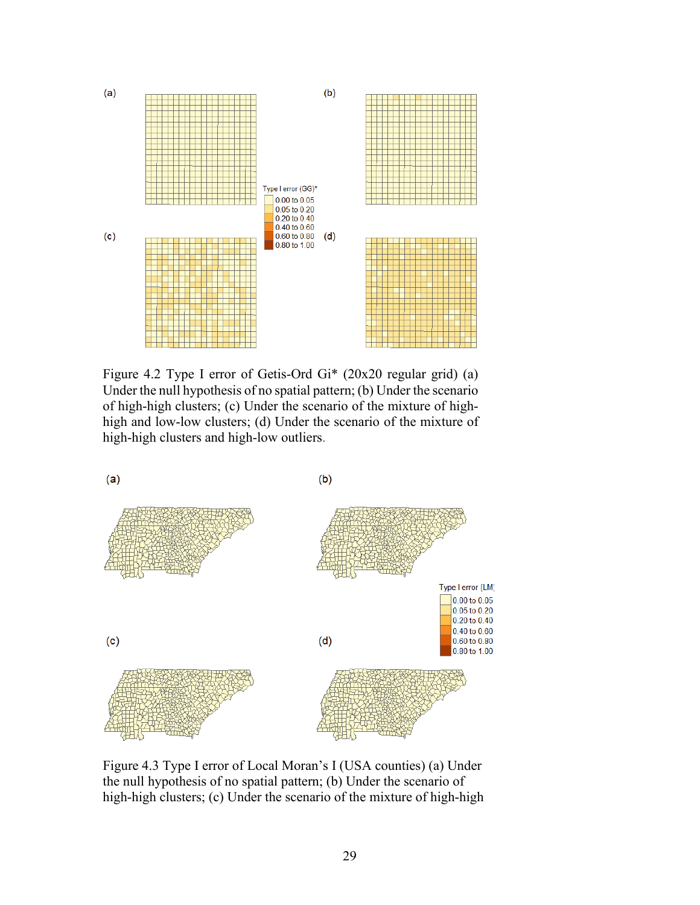Figure 4.2 Type I error of Getis-Ord Gi* (20x20 regular grid) (a) Under the null hypothesis of no spatial pattern; (b) Under the scenario of high-high clusters; (c) Under the scenario of the mixture of high-high and low-low clusters; (d) Under the scenario of the mixture of high-high clusters and high-low outliers.

Figure 4.3 Type I error of Local Moran's I (USA counties) (a) Under the null hypothesis of no spatial pattern; (b) Under the scenario of high-high clusters; (c) Under the scenario of the mixture of high-high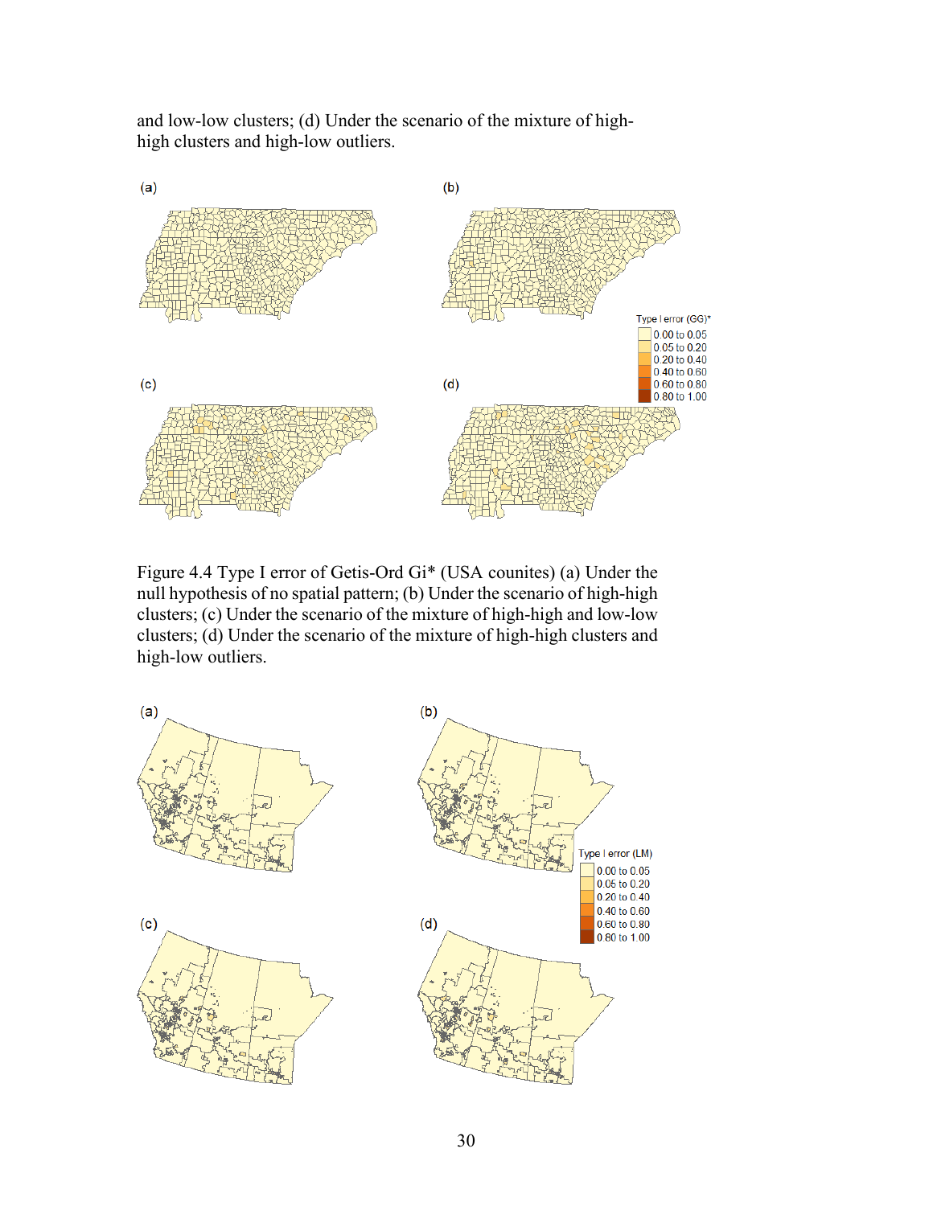and low-low clusters; (d) Under the scenario of the mixture of high-high clusters and high-low outliers.

Figure 4.4 Type I error of Getis-Ord Gi* (USA counites) (a) Under the null hypothesis of no spatial pattern; (b) Under the scenario of high-high clusters; (c) Under the scenario of the mixture of high-high and low-low clusters; (d) Under the scenario of the mixture of high-high clusters and high-low outliers.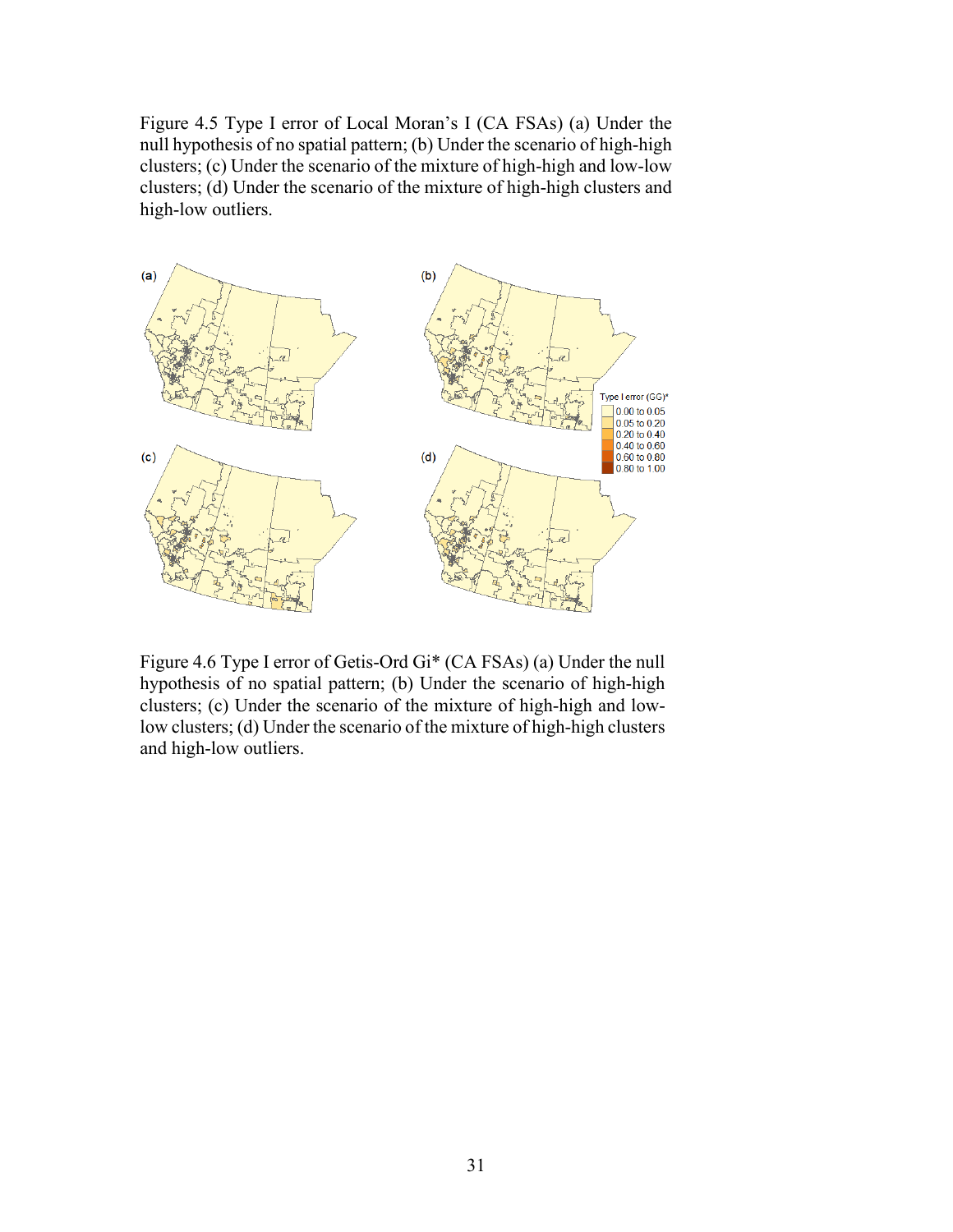Figure 4.5 Type I error of Local Moran's I (CA FSAs) (a) Under the null hypothesis of no spatial pattern; (b) Under the scenario of high-high clusters; (c) Under the scenario of the mixture of high-high and low-low clusters; (d) Under the scenario of the mixture of high-high clusters and high-low outliers.

Figure 4.6 Type I error of Getis-Ord Gi* (CA FSAs) (a) Under the null hypothesis of no spatial pattern; (b) Under the scenario of high-high clusters; (c) Under the scenario of the mixture of high-high and low-low clusters; (d) Under the scenario of the mixture of high-high clusters and high-low outliers.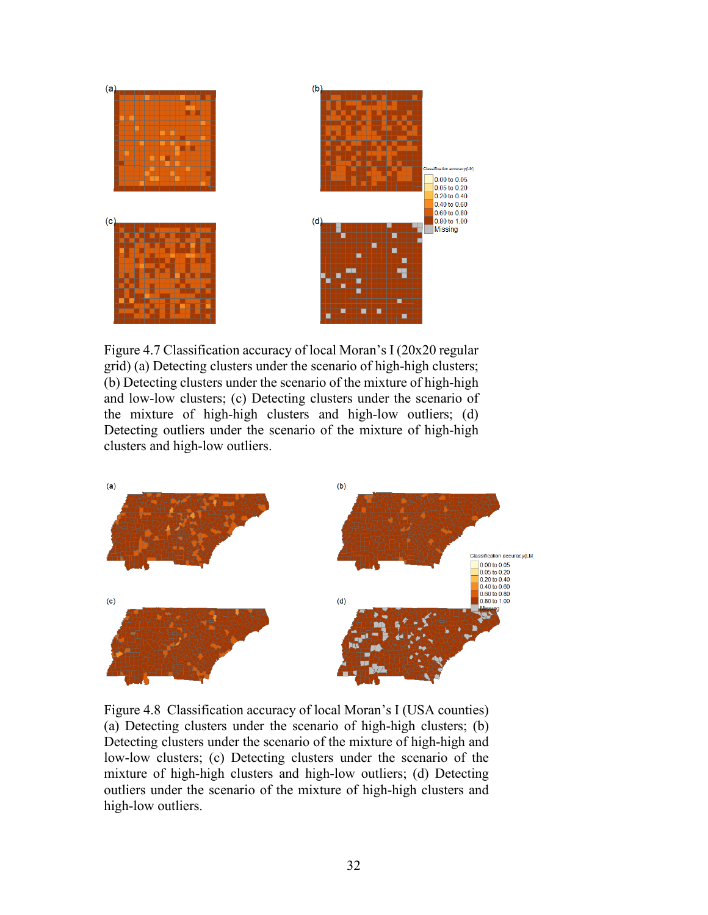Figure 4.7 Classification accuracy of local Moran's I (20x20 regular grid) (a) Detecting clusters under the scenario of high-high clusters; (b) Detecting clusters under the scenario of the mixture of high-high and low-low clusters; (c) Detecting clusters under the scenario of the mixture of high-high clusters and high-low outliers; (d) Detecting outliers under the scenario of the mixture of high-high clusters and high-low outliers.

Figure 4.8 Classification accuracy of local Moran's I (USA counties) (a) Detecting clusters under the scenario of high-high clusters; (b) Detecting clusters under the scenario of the mixture of high-high and low-low clusters; (c) Detecting clusters under the scenario of the mixture of high-high clusters and high-low outliers; (d) Detecting outliers under the scenario of the mixture of high-high clusters and high-low outliers.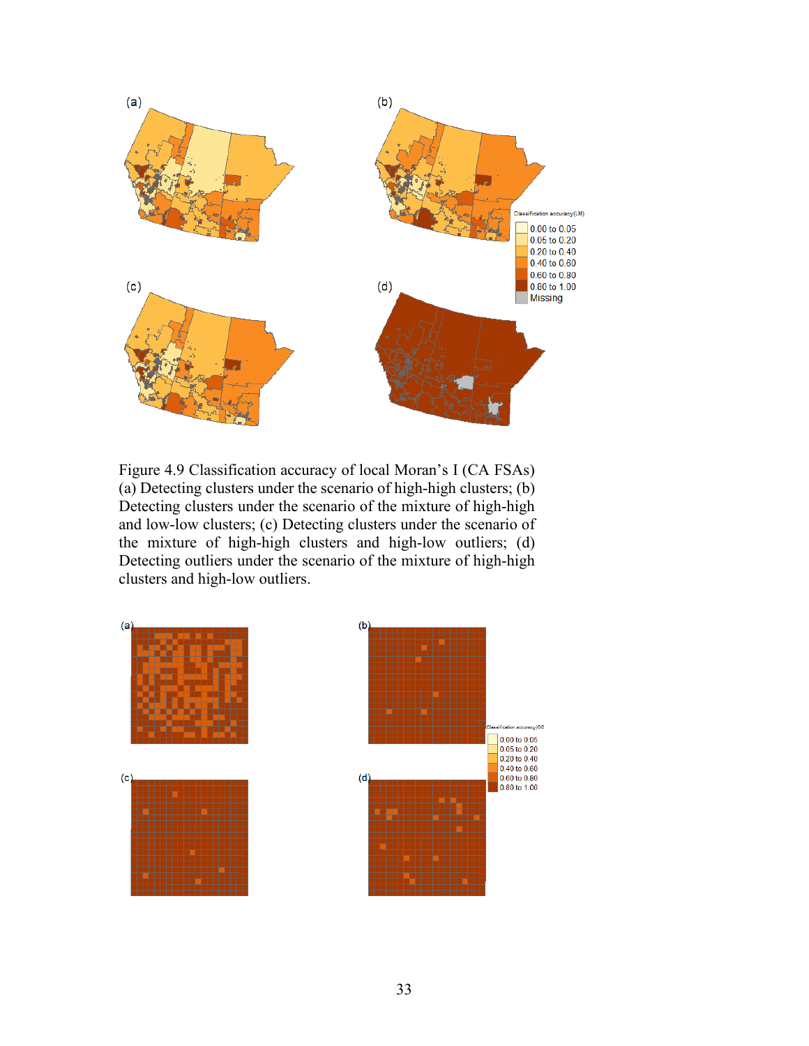Figure 4.9 Classification accuracy of local Moran's I (CA FSAs) (a) Detecting clusters under the scenario of high-high clusters; (b) Detecting clusters under the scenario of the mixture of high-high and low-low clusters; (c) Detecting clusters under the scenario of the mixture of high-high clusters and high-low outliers; (d) Detecting outliers under the scenario of the mixture of high-high clusters and high-low outliers.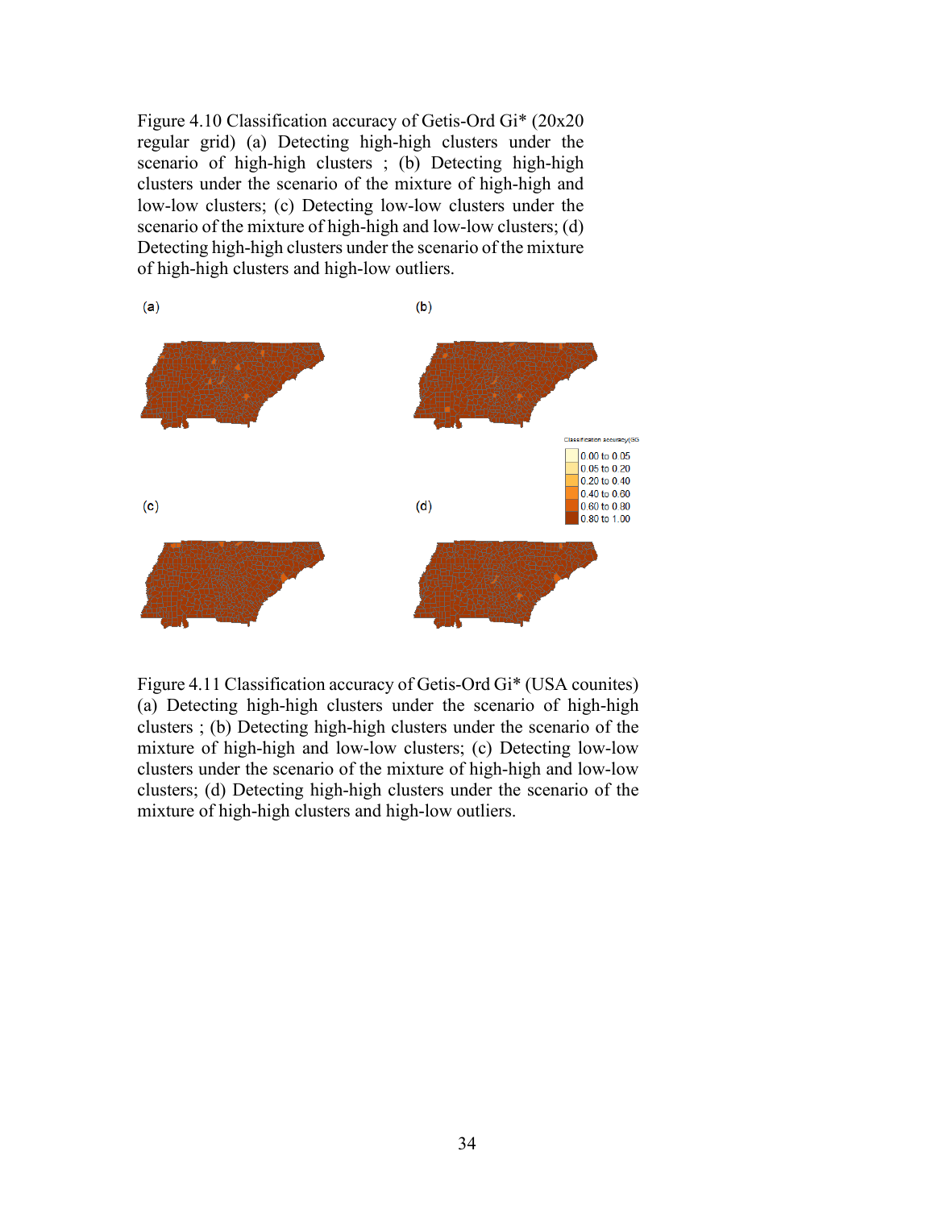Figure 4.10 Classification accuracy of Getis-Ord Gi* (20x20 regular grid) (a) Detecting high-high clusters under the scenario of high-high clusters ; (b) Detecting high-high clusters under the scenario of the mixture of high-high and low-low clusters; (c) Detecting low-low clusters under the scenario of the mixture of high-high and low-low clusters; (d) Detecting high-high clusters under the scenario of the mixture of high-high clusters and high-low outliers.

Figure 4.11 Classification accuracy of Getis-Ord Gi* (USA counites) (a) Detecting high-high clusters under the scenario of high-high clusters ; (b) Detecting high-high clusters under the scenario of the mixture of high-high and low-low clusters; (c) Detecting low-low clusters under the scenario of the mixture of high-high and low-low clusters; (d) Detecting high-high clusters under the scenario of the mixture of high-high clusters and high-low outliers.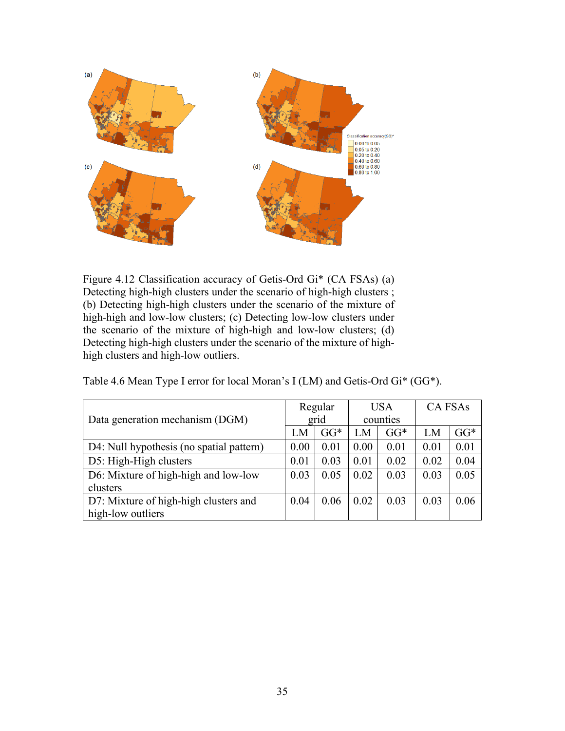Figure 4.12 Classification accuracy of Getis-Ord Gi* (CA FSAs) (a) Detecting high-high clusters under the scenario of high-high clusters ; (b) Detecting high-high clusters under the scenario of the mixture of high-high and low-low clusters; (c) Detecting low-low clusters under the scenario of the mixture of high-high and low-low clusters; (d) Detecting high-high clusters under the scenario of the mixture of high-high clusters and high-low outliers.

Table 4.6 Mean Type I error for local Moran's I (LM) and Getis-Ord Gi* (GG*).

| Data generation mechanism (DGM) | Regular grid | | USA counties | | CA FSAs | |
|---|---|---|---|---|---|---|
| | LM | GG* | LM | GG* | LM | GG* |
| D4: Null hypothesis (no spatial pattern) | 0.00 | 0.01 | 0.00 | 0.01 | 0.01 | 0.01 |
| D5: High-High clusters | 0.01 | 0.03 | 0.01 | 0.02 | 0.02 | 0.04 |
| D6: Mixture of high-high and low-low clusters | 0.03 | 0.05 | 0.02 | 0.03 | 0.03 | 0.05 |
| D7: Mixture of high-high clusters and high-low outliers | 0.04 | 0.06 | 0.02 | 0.03 | 0.03 | 0.06 |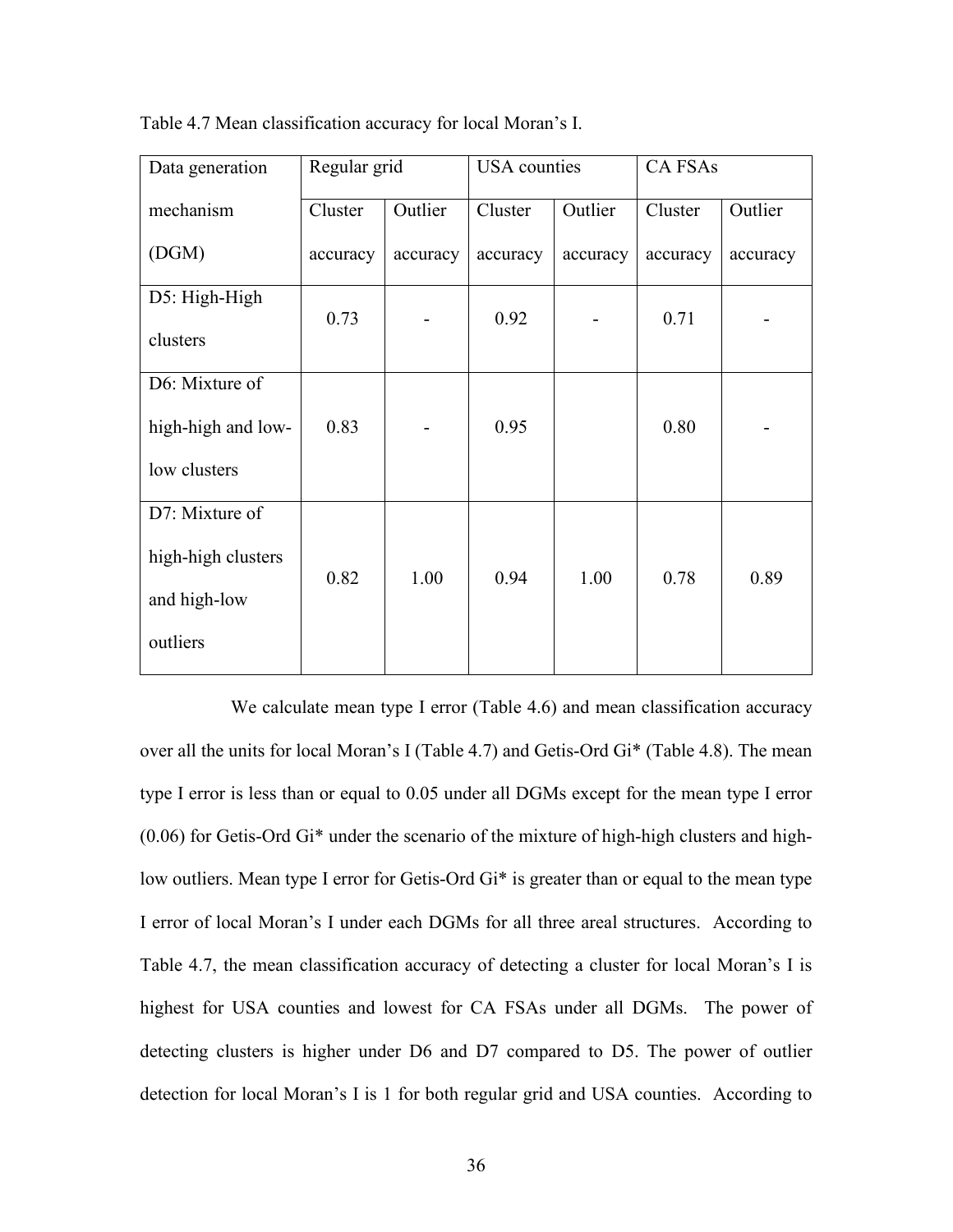Table 4.7 Mean classification accuracy for local Moran's I.

| Data generation mechanism (DGM) | Regular grid | | USA counties | | CA FSAs | |
|---|---|---|---|---|---|---|
| | Cluster accuracy | Outlier accuracy | Cluster accuracy | Outlier accuracy | Cluster accuracy | Outlier accuracy |
| D5: High-High clusters | 0.73 | - | 0.92 | - | 0.71 | - |
| D6: Mixture of high-high and low-low clusters | 0.83 | - | 0.95 | | 0.80 | - |
| D7: Mixture of high-high clusters and high-low outliers | 0.82 | 1.00 | 0.94 | 1.00 | 0.78 | 0.89 |

We calculate mean type I error (Table 4.6) and mean classification accuracy over all the units for local Moran's I (Table 4.7) and Getis-Ord Gi* (Table 4.8). The mean type I error is less than or equal to 0.05 under all DGMs except for the mean type I error (0.06) for Getis-Ord Gi* under the scenario of the mixture of high-high clusters and high-low outliers. Mean type I error for Getis-Ord Gi* is greater than or equal to the mean type I error of local Moran's I under each DGMs for all three areal structures. According to Table 4.7, the mean classification accuracy of detecting a cluster for local Moran's I is highest for USA counties and lowest for CA FSAs under all DGMs. The power of detecting clusters is higher under D6 and D7 compared to D5. The power of outlier detection for local Moran's I is 1 for both regular grid and USA counties. According to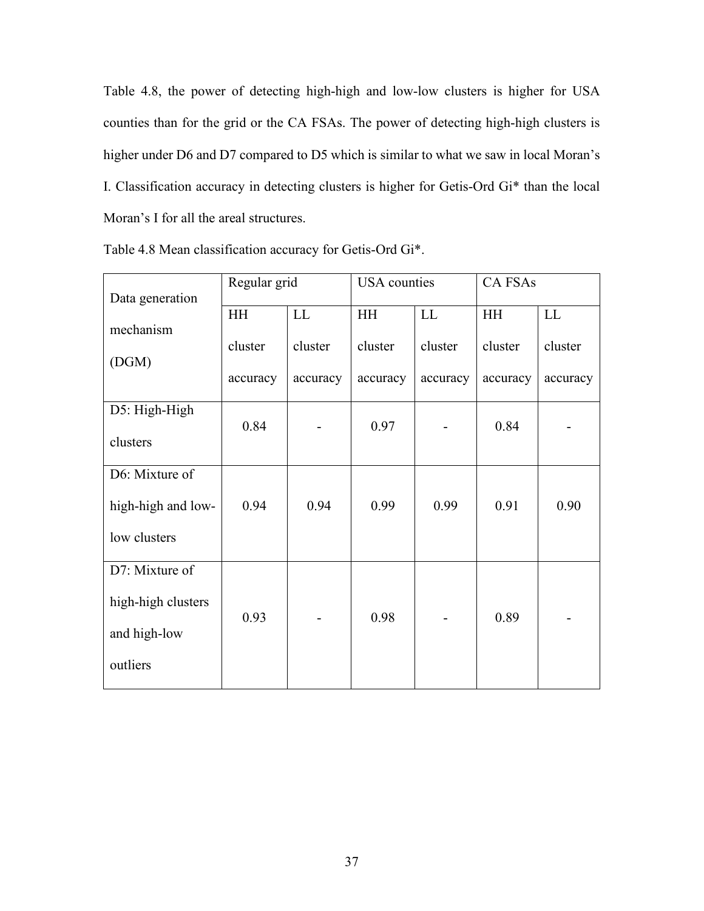Table 4.8, the power of detecting high-high and low-low clusters is higher for USA counties than for the grid or the CA FSAs. The power of detecting high-high clusters is higher under D6 and D7 compared to D5 which is similar to what we saw in local Moran's I. Classification accuracy in detecting clusters is higher for Getis-Ord Gi* than the local Moran's I for all the areal structures.

Table 4.8 Mean classification accuracy for Getis-Ord Gi*.

| Data generation mechanism (DGM) | Regular grid | | USA counties | | CA FSAs | |
|---|---|---|---|---|---|---|
| | HH cluster accuracy | LL cluster accuracy | HH cluster accuracy | LL cluster accuracy | HH cluster accuracy | LL cluster accuracy |
| D5: High-High clusters | 0.84 | - | 0.97 | - | 0.84 | - |
| D6: Mixture of high-high and low-low clusters | 0.94 | 0.94 | 0.99 | 0.99 | 0.91 | 0.90 |
| D7: Mixture of high-high clusters and high-low outliers | 0.93 | - | 0.98 | - | 0.89 | - |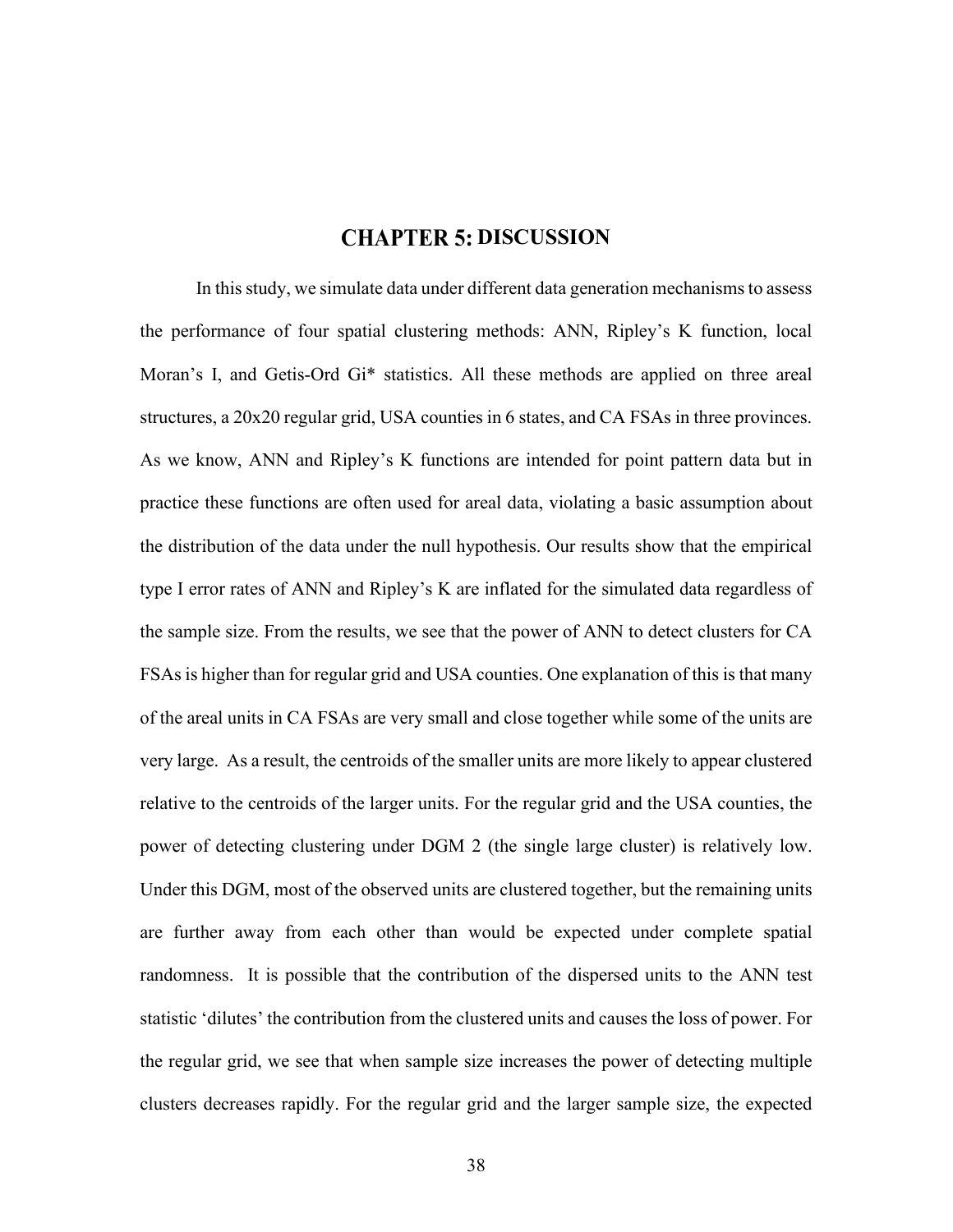# CHAPTER 5: DISCUSSION

In this study, we simulate data under different data generation mechanisms to assess the performance of four spatial clustering methods: ANN, Ripley's K function, local Moran's I, and Getis-Ord Gi* statistics. All these methods are applied on three areal structures, a 20x20 regular grid, USA counties in 6 states, and CA FSAs in three provinces. As we know, ANN and Ripley's K functions are intended for point pattern data but in practice these functions are often used for areal data, violating a basic assumption about the distribution of the data under the null hypothesis. Our results show that the empirical type I error rates of ANN and Ripley's K are inflated for the simulated data regardless of the sample size. From the results, we see that the power of ANN to detect clusters for CA FSAs is higher than for regular grid and USA counties. One explanation of this is that many of the areal units in CA FSAs are very small and close together while some of the units are very large. As a result, the centroids of the smaller units are more likely to appear clustered relative to the centroids of the larger units. For the regular grid and the USA counties, the power of detecting clustering under DGM 2 (the single large cluster) is relatively low. Under this DGM, most of the observed units are clustered together, but the remaining units are further away from each other than would be expected under complete spatial randomness. It is possible that the contribution of the dispersed units to the ANN test statistic 'dilutes' the contribution from the clustered units and causes the loss of power. For the regular grid, we see that when sample size increases the power of detecting multiple clusters decreases rapidly. For the regular grid and the larger sample size, the expected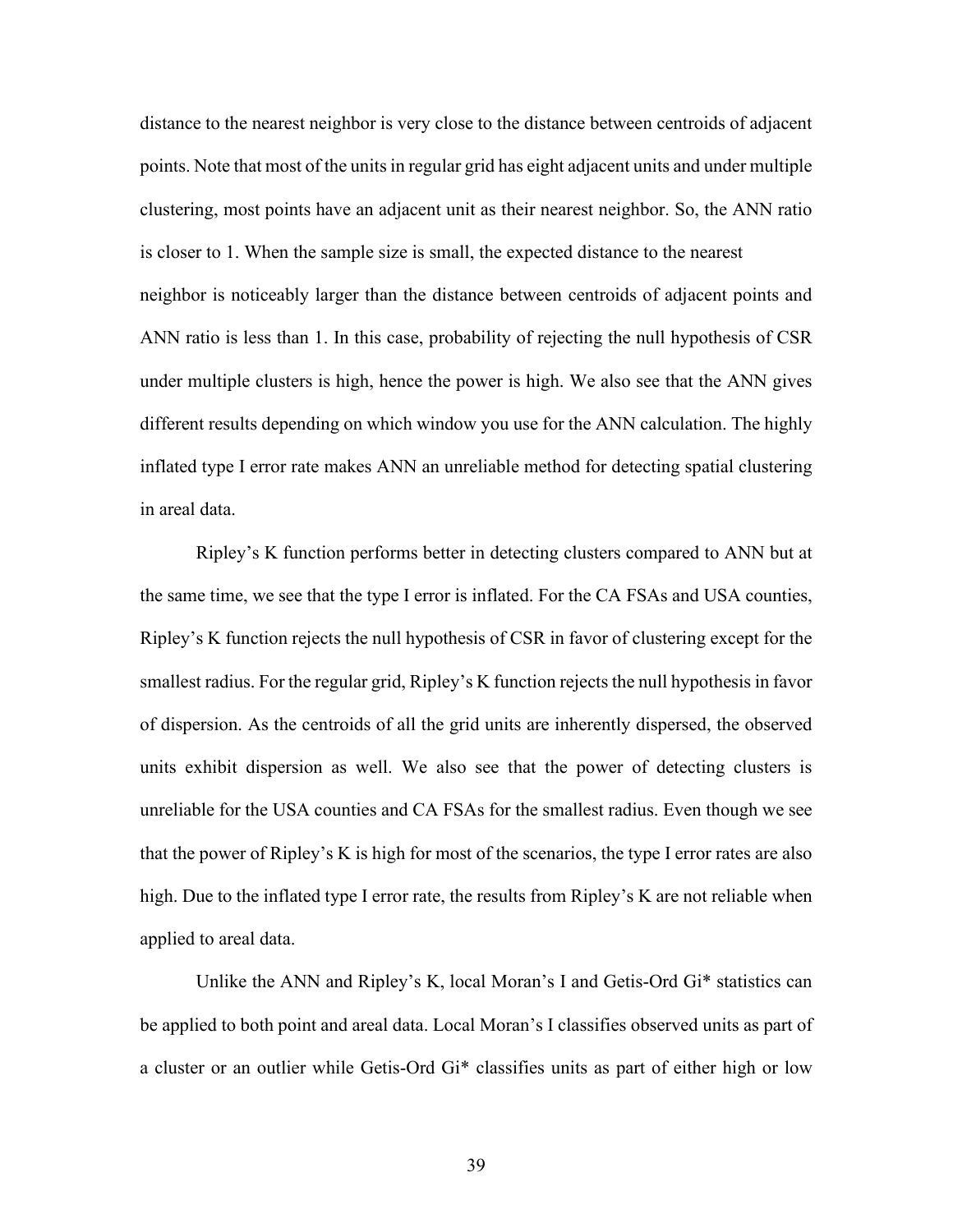distance to the nearest neighbor is very close to the distance between centroids of adjacent points. Note that most of the units in regular grid has eight adjacent units and under multiple clustering, most points have an adjacent unit as their nearest neighbor. So, the ANN ratio is closer to 1. When the sample size is small, the expected distance to the nearest neighbor is noticeably larger than the distance between centroids of adjacent points and ANN ratio is less than 1. In this case, probability of rejecting the null hypothesis of CSR under multiple clusters is high, hence the power is high. We also see that the ANN gives different results depending on which window you use for the ANN calculation. The highly inflated type I error rate makes ANN an unreliable method for detecting spatial clustering in areal data.

Ripley's K function performs better in detecting clusters compared to ANN but at the same time, we see that the type I error is inflated. For the CA FSAs and USA counties, Ripley's K function rejects the null hypothesis of CSR in favor of clustering except for the smallest radius. For the regular grid, Ripley's K function rejects the null hypothesis in favor of dispersion. As the centroids of all the grid units are inherently dispersed, the observed units exhibit dispersion as well. We also see that the power of detecting clusters is unreliable for the USA counties and CA FSAs for the smallest radius. Even though we see that the power of Ripley's K is high for most of the scenarios, the type I error rates are also high. Due to the inflated type I error rate, the results from Ripley's K are not reliable when applied to areal data.

Unlike the ANN and Ripley's K, local Moran's I and Getis-Ord Gi* statistics can be applied to both point and areal data. Local Moran's I classifies observed units as part of a cluster or an outlier while Getis-Ord Gi* classifies units as part of either high or low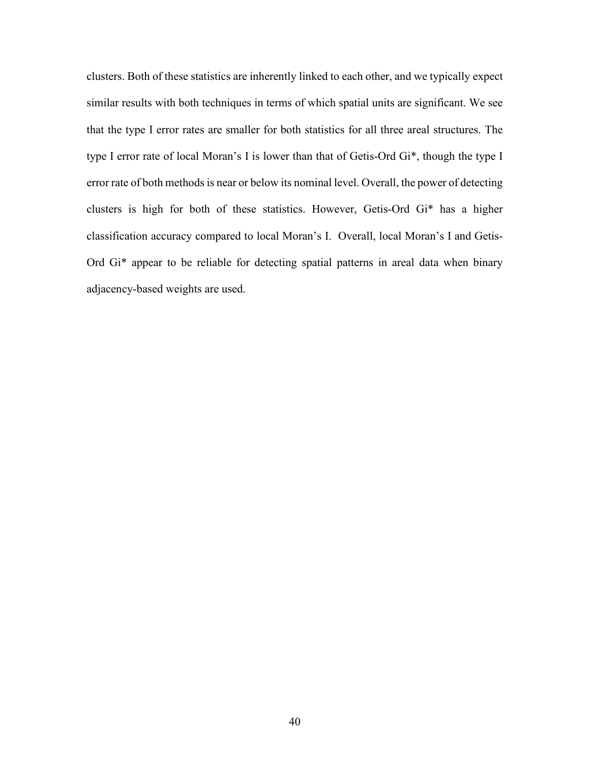clusters. Both of these statistics are inherently linked to each other, and we typically expect similar results with both techniques in terms of which spatial units are significant. We see that the type I error rates are smaller for both statistics for all three areal structures. The type I error rate of local Moran's I is lower than that of Getis-Ord Gi*, though the type I error rate of both methods is near or below its nominal level. Overall, the power of detecting clusters is high for both of these statistics. However, Getis-Ord Gi* has a higher classification accuracy compared to local Moran's I. Overall, local Moran's I and Getis-Ord Gi* appear to be reliable for detecting spatial patterns in areal data when binary adjacency-based weights are used.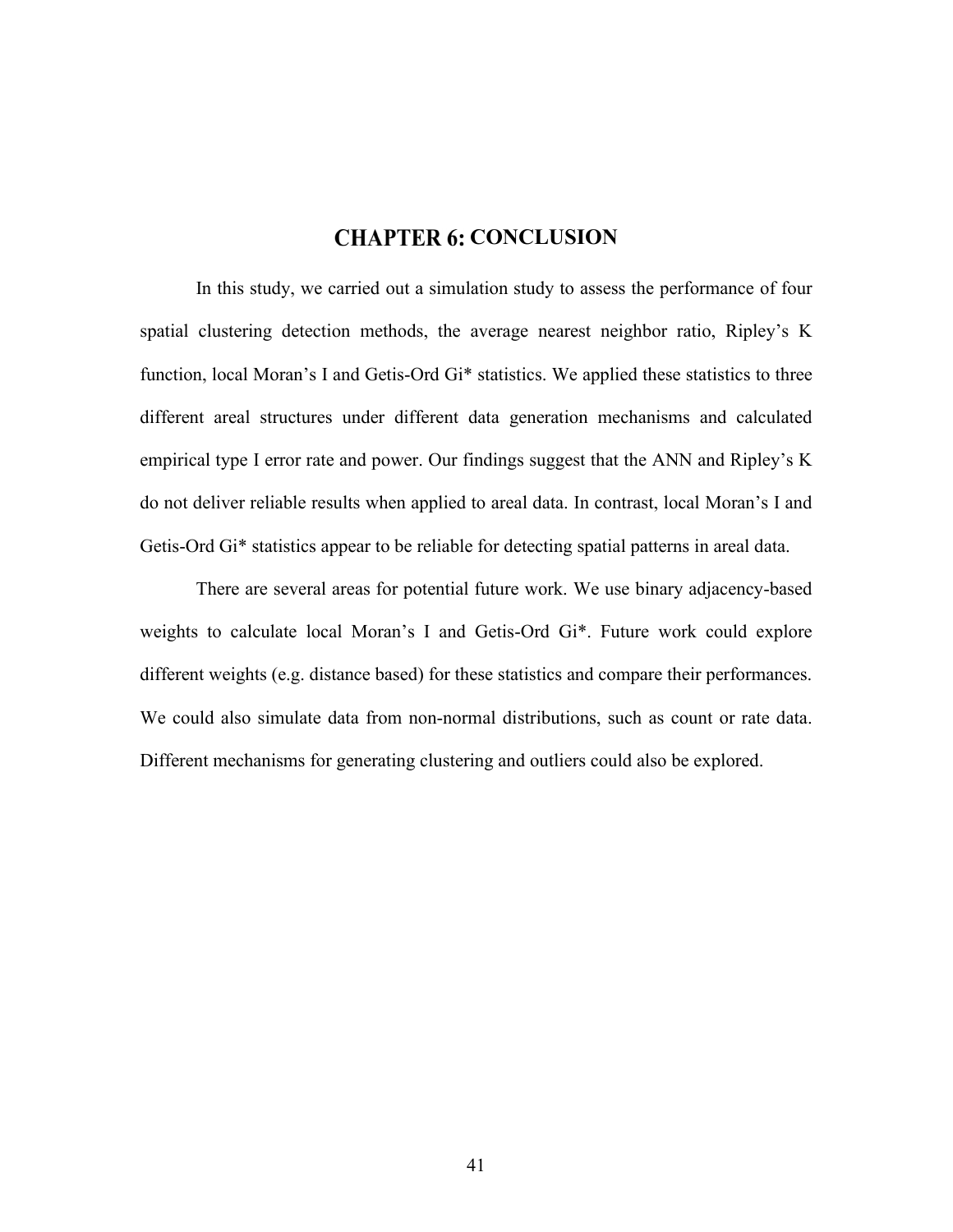# CHAPTER 6: CONCLUSION

In this study, we carried out a simulation study to assess the performance of four spatial clustering detection methods, the average nearest neighbor ratio, Ripley's K function, local Moran's I and Getis-Ord Gi* statistics. We applied these statistics to three different areal structures under different data generation mechanisms and calculated empirical type I error rate and power. Our findings suggest that the ANN and Ripley's K do not deliver reliable results when applied to areal data. In contrast, local Moran's I and Getis-Ord Gi* statistics appear to be reliable for detecting spatial patterns in areal data.

There are several areas for potential future work. We use binary adjacency-based weights to calculate local Moran's I and Getis-Ord Gi*. Future work could explore different weights (e.g. distance based) for these statistics and compare their performances. We could also simulate data from non-normal distributions, such as count or rate data. Different mechanisms for generating clustering and outliers could also be explored.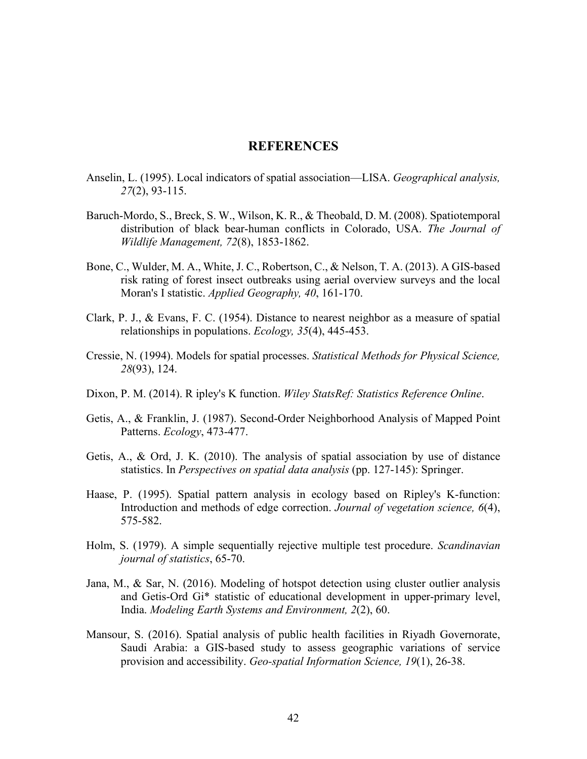# REFERENCES

Anselin, L. (1995). Local indicators of spatial association—LISA. *Geographical analysis, 27*(2), 93-115.

Baruch-Mordo, S., Breck, S. W., Wilson, K. R., & Theobald, D. M. (2008). Spatiotemporal distribution of black bear-human conflicts in Colorado, USA. *The Journal of Wildlife Management, 72*(8), 1853-1862.

Bone, C., Wulder, M. A., White, J. C., Robertson, C., & Nelson, T. A. (2013). A GIS-based risk rating of forest insect outbreaks using aerial overview surveys and the local Moran's I statistic. *Applied Geography, 40*, 161-170.

Clark, P. J., & Evans, F. C. (1954). Distance to nearest neighbor as a measure of spatial relationships in populations. *Ecology, 35*(4), 445-453.

Cressie, N. (1994). Models for spatial processes. *Statistical Methods for Physical Science, 28*(93), 124.

Dixon, P. M. (2014). R ipley's K function. *Wiley StatsRef: Statistics Reference Online*.

Getis, A., & Franklin, J. (1987). Second-Order Neighborhood Analysis of Mapped Point Patterns. *Ecology*, 473-477.

Getis, A., & Ord, J. K. (2010). The analysis of spatial association by use of distance statistics. In *Perspectives on spatial data analysis* (pp. 127-145): Springer.

Haase, P. (1995). Spatial pattern analysis in ecology based on Ripley's K-function: Introduction and methods of edge correction. *Journal of vegetation science, 6*(4), 575-582.

Holm, S. (1979). A simple sequentially rejective multiple test procedure. *Scandinavian journal of statistics*, 65-70.

Jana, M., & Sar, N. (2016). Modeling of hotspot detection using cluster outlier analysis and Getis-Ord Gi* statistic of educational development in upper-primary level, India. *Modeling Earth Systems and Environment, 2*(2), 60.

Mansour, S. (2016). Spatial analysis of public health facilities in Riyadh Governorate, Saudi Arabia: a GIS-based study to assess geographic variations of service provision and accessibility. *Geo-spatial Information Science, 19*(1), 26-38.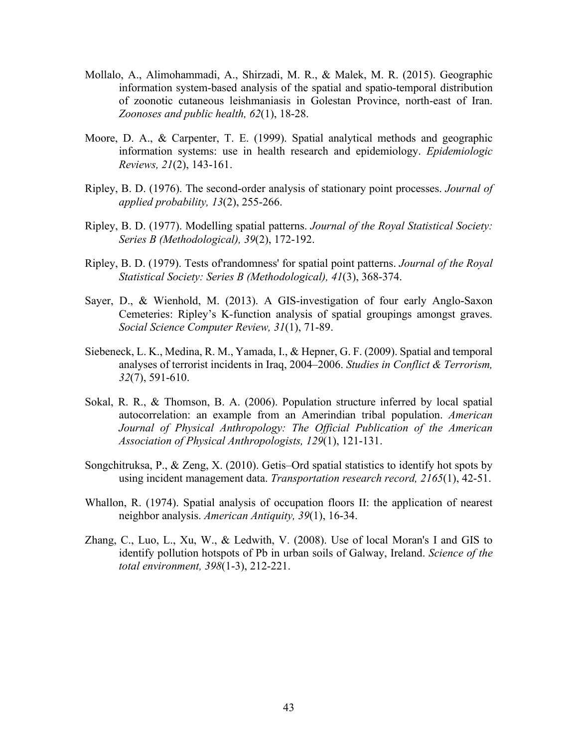Mollalo, A., Alimohammadi, A., Shirzadi, M. R., & Malek, M. R. (2015). Geographic information system-based analysis of the spatial and spatio-temporal distribution of zoonotic cutaneous leishmaniasis in Golestan Province, north-east of Iran. *Zoonoses and public health, 62*(1), 18-28.

Moore, D. A., & Carpenter, T. E. (1999). Spatial analytical methods and geographic information systems: use in health research and epidemiology. *Epidemiologic Reviews, 21*(2), 143-161.

Ripley, B. D. (1976). The second-order analysis of stationary point processes. *Journal of applied probability, 13*(2), 255-266.

Ripley, B. D. (1977). Modelling spatial patterns. *Journal of the Royal Statistical Society: Series B (Methodological), 39*(2), 172-192.

Ripley, B. D. (1979). Tests of'randomness' for spatial point patterns. *Journal of the Royal Statistical Society: Series B (Methodological), 41*(3), 368-374.

Sayer, D., & Wienhold, M. (2013). A GIS-investigation of four early Anglo-Saxon Cemeteries: Ripley's K-function analysis of spatial groupings amongst graves. *Social Science Computer Review, 31*(1), 71-89.

Siebeneck, L. K., Medina, R. M., Yamada, I., & Hepner, G. F. (2009). Spatial and temporal analyses of terrorist incidents in Iraq, 2004–2006. *Studies in Conflict & Terrorism, 32*(7), 591-610.

Sokal, R. R., & Thomson, B. A. (2006). Population structure inferred by local spatial autocorrelation: an example from an Amerindian tribal population. *American Journal of Physical Anthropology: The Official Publication of the American Association of Physical Anthropologists, 129*(1), 121-131.

Songchitruksa, P., & Zeng, X. (2010). Getis–Ord spatial statistics to identify hot spots by using incident management data. *Transportation research record, 2165*(1), 42-51.

Whallon, R. (1974). Spatial analysis of occupation floors II: the application of nearest neighbor analysis. *American Antiquity, 39*(1), 16-34.

Zhang, C., Luo, L., Xu, W., & Ledwith, V. (2008). Use of local Moran's I and GIS to identify pollution hotspots of Pb in urban soils of Galway, Ireland. *Science of the total environment, 398*(1-3), 212-221.